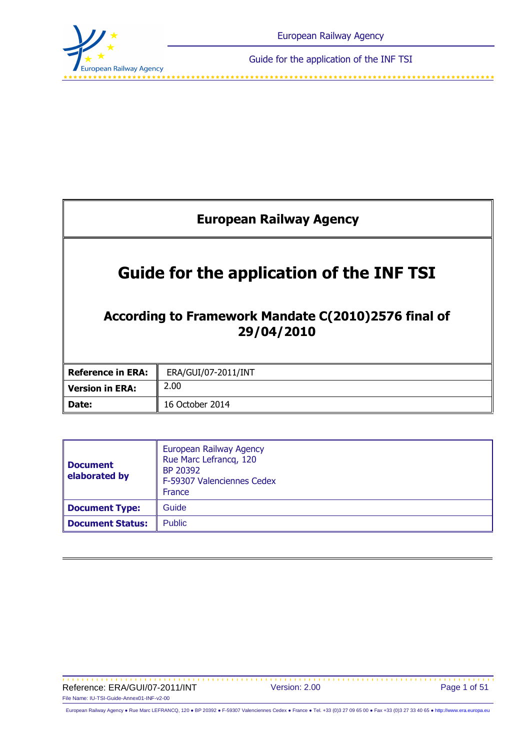# European Railway Agency

# Guide for the application of the INF TSI

## According to Framework Mandate C(2010)2576 final of 29/04/2010

| | |
|---|---|
| **Reference in ERA:** | ERA/GUI/07-2011/INT |
| **Version in ERA:** | 2.00 |
| **Date:** | 16 October 2014 |

| | |
|---|---|
| **Document elaborated by** | European Railway Agency<br>Rue Marc Lefrancq, 120<br>BP 20392<br>F-59307 Valenciennes Cedex<br>France |
| **Document Type:** | Guide |
| **Document Status:** | Public |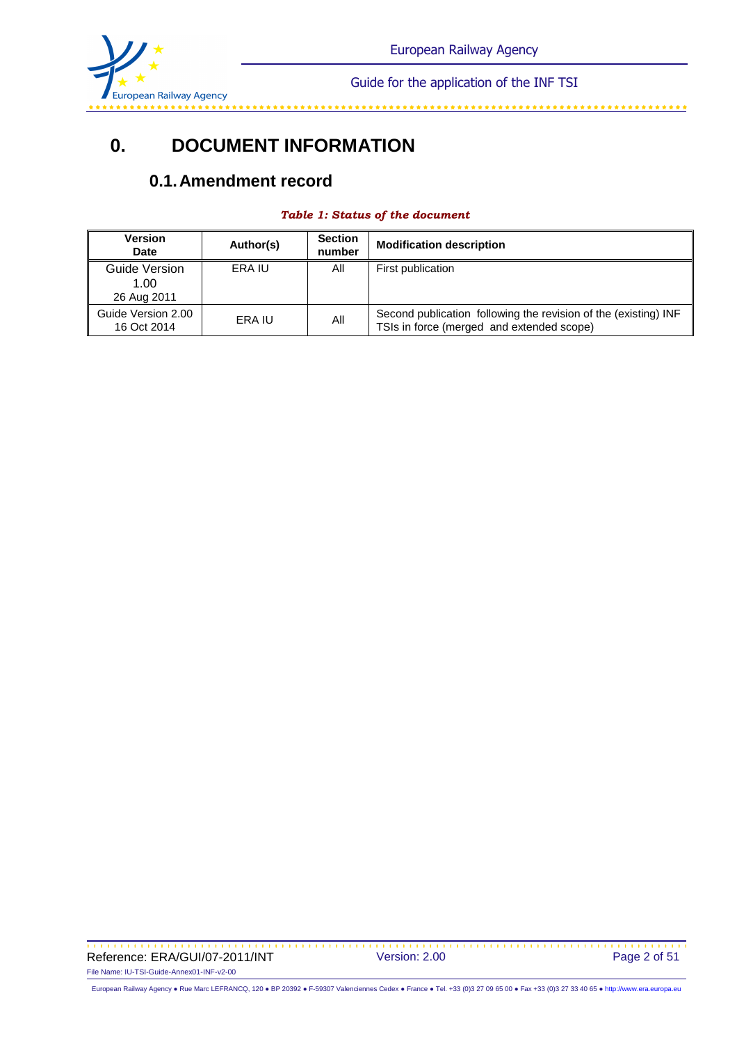# 0. DOCUMENT INFORMATION

## 0.1. Amendment record

***Table 1: Status of the document***

| Version Date | Author(s) | Section number | Modification description |
|---|---|---|---|
| Guide Version 1.00 26 Aug 2011 | ERA IU | All | First publication |
| Guide Version 2.00 16 Oct 2014 | ERA IU | All | Second publication following the revision of the (existing) INF TSIs in force (merged and extended scope) |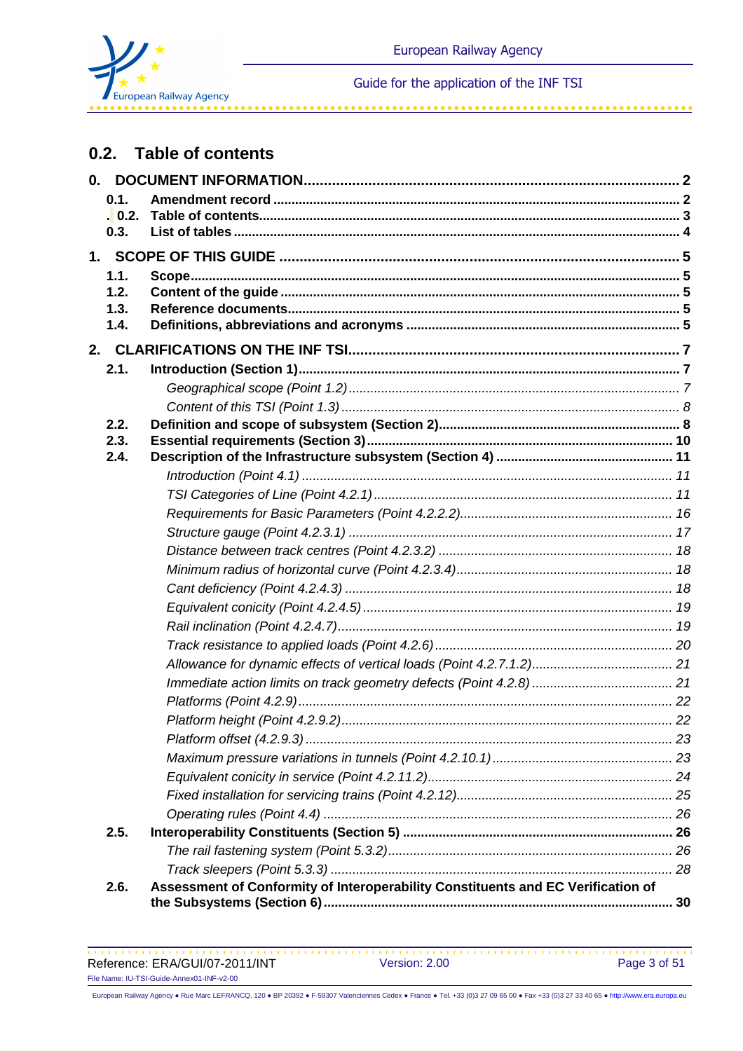## 0.2. Table of contents

**0. DOCUMENT INFORMATION ... 2**

- **0.1. Amendment record ... 2**
- **0.2. Table of contents ... 3**
- **0.3. List of tables ... 4**

**1. SCOPE OF THIS GUIDE ... 5**

- **1.1. Scope ... 5**
- **1.2. Content of the guide ... 5**
- **1.3. Reference documents ... 5**
- **1.4. Definitions, abbreviations and acronyms ... 5**

**2. CLARIFICATIONS ON THE INF TSI ... 7**

- **2.1. Introduction (Section 1) ... 7**
  - *Geographical scope (Point 1.2) ... 7*
  - *Content of this TSI (Point 1.3) ... 8*
- **2.2. Definition and scope of subsystem (Section 2) ... 8**
- **2.3. Essential requirements (Section 3) ... 10**
- **2.4. Description of the Infrastructure subsystem (Section 4) ... 11**
  - *Introduction (Point 4.1) ... 11*
  - *TSI Categories of Line (Point 4.2.1) ... 11*
  - *Requirements for Basic Parameters (Point 4.2.2.2) ... 16*
  - *Structure gauge (Point 4.2.3.1) ... 17*
  - *Distance between track centres (Point 4.2.3.2) ... 18*
  - *Minimum radius of horizontal curve (Point 4.2.3.4) ... 18*
  - *Cant deficiency (Point 4.2.4.3) ... 18*
  - *Equivalent conicity (Point 4.2.4.5) ... 19*
  - *Rail inclination (Point 4.2.4.7) ... 19*
  - *Track resistance to applied loads (Point 4.2.6) ... 20*
  - *Allowance for dynamic effects of vertical loads (Point 4.2.7.1.2) ... 21*
  - *Immediate action limits on track geometry defects (Point 4.2.8) ... 21*
  - *Platforms (Point 4.2.9) ... 22*
  - *Platform height (Point 4.2.9.2) ... 22*
  - *Platform offset (4.2.9.3) ... 23*
  - *Maximum pressure variations in tunnels (Point 4.2.10.1) ... 23*
  - *Equivalent conicity in service (Point 4.2.11.2) ... 24*
  - *Fixed installation for servicing trains (Point 4.2.12) ... 25*
  - *Operating rules (Point 4.4) ... 26*
- **2.5. Interoperability Constituents (Section 5) ... 26**
  - *The rail fastening system (Point 5.3.2) ... 26*
  - *Track sleepers (Point 5.3.3) ... 28*
- **2.6. Assessment of Conformity of Interoperability Constituents and EC Verification of the Subsystems (Section 6) ... 30**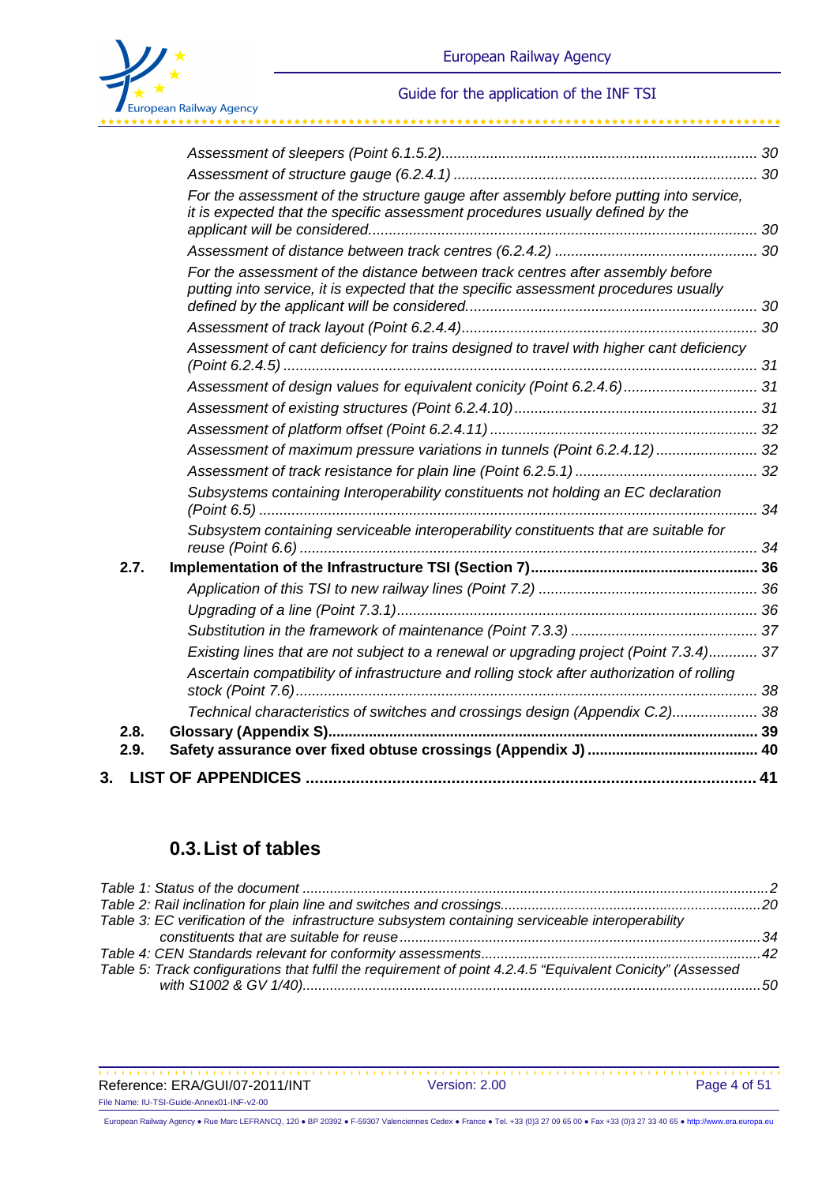*Assessment of sleepers (Point 6.1.5.2)* ........ 30

*Assessment of structure gauge (6.2.4.1)* ........ 30

*For the assessment of the structure gauge after assembly before putting into service, it is expected that the specific assessment procedures usually defined by the applicant will be considered.* ........ 30

*Assessment of distance between track centres (6.2.4.2)* ........ 30

*For the assessment of the distance between track centres after assembly before putting into service, it is expected that the specific assessment procedures usually defined by the applicant will be considered.* ........ 30

*Assessment of track layout (Point 6.2.4.4)* ........ 30

*Assessment of cant deficiency for trains designed to travel with higher cant deficiency (Point 6.2.4.5)* ........ 31

*Assessment of design values for equivalent conicity (Point 6.2.4.6)* ........ 31

*Assessment of existing structures (Point 6.2.4.10)* ........ 31

*Assessment of platform offset (Point 6.2.4.11)* ........ 32

*Assessment of maximum pressure variations in tunnels (Point 6.2.4.12)* ........ 32

*Assessment of track resistance for plain line (Point 6.2.5.1)* ........ 32

*Subsystems containing Interoperability constituents not holding an EC declaration (Point 6.5)* ........ 34

*Subsystem containing serviceable interoperability constituents that are suitable for reuse (Point 6.6)* ........ 34

**2.7. Implementation of the Infrastructure TSI (Section 7)** ........ 36

*Application of this TSI to new railway lines (Point 7.2)* ........ 36

*Upgrading of a line (Point 7.3.1)* ........ 36

*Substitution in the framework of maintenance (Point 7.3.3)* ........ 37

*Existing lines that are not subject to a renewal or upgrading project (Point 7.3.4)* ........ 37

*Ascertain compatibility of infrastructure and rolling stock after authorization of rolling stock (Point 7.6)* ........ 38

*Technical characteristics of switches and crossings design (Appendix C.2)* ........ 38

**2.8. Glossary (Appendix S)** ........ 39

**2.9. Safety assurance over fixed obtuse crossings (Appendix J)** ........ 40

**3. LIST OF APPENDICES** ........ 41

## 0.3. List of tables

*Table 1: Status of the document* ........ 2

*Table 2: Rail inclination for plain line and switches and crossings* ........ 20

*Table 3: EC verification of the infrastructure subsystem containing serviceable interoperability constituents that are suitable for reuse* ........ 34

*Table 4: CEN Standards relevant for conformity assessments* ........ 42

*Table 5: Track configurations that fulfil the requirement of point 4.2.4.5 "Equivalent Conicity" (Assessed with S1002 & GV 1/40)* ........ 50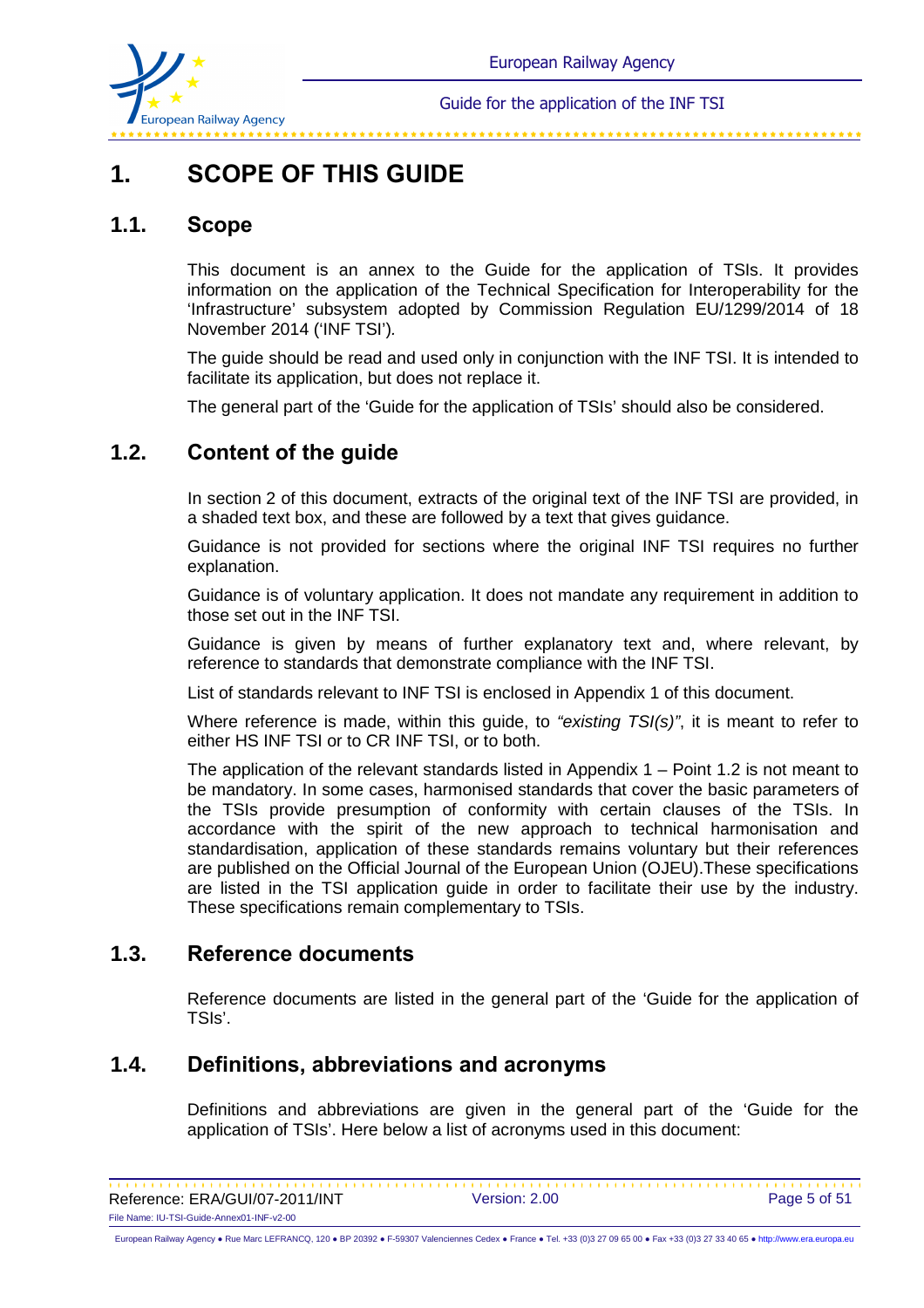# 1. SCOPE OF THIS GUIDE

## 1.1. Scope

This document is an annex to the Guide for the application of TSIs. It provides information on the application of the Technical Specification for Interoperability for the 'Infrastructure' subsystem adopted by Commission Regulation EU/1299/2014 of 18 November 2014 ('INF TSI').

The guide should be read and used only in conjunction with the INF TSI. It is intended to facilitate its application, but does not replace it.

The general part of the 'Guide for the application of TSIs' should also be considered.

## 1.2. Content of the guide

In section 2 of this document, extracts of the original text of the INF TSI are provided, in a shaded text box, and these are followed by a text that gives guidance.

Guidance is not provided for sections where the original INF TSI requires no further explanation.

Guidance is of voluntary application. It does not mandate any requirement in addition to those set out in the INF TSI.

Guidance is given by means of further explanatory text and, where relevant, by reference to standards that demonstrate compliance with the INF TSI.

List of standards relevant to INF TSI is enclosed in Appendix 1 of this document.

Where reference is made, within this guide, to *"existing TSI(s)"*, it is meant to refer to either HS INF TSI or to CR INF TSI, or to both.

The application of the relevant standards listed in Appendix 1 – Point 1.2 is not meant to be mandatory. In some cases, harmonised standards that cover the basic parameters of the TSIs provide presumption of conformity with certain clauses of the TSIs. In accordance with the spirit of the new approach to technical harmonisation and standardisation, application of these standards remains voluntary but their references are published on the Official Journal of the European Union (OJEU).These specifications are listed in the TSI application guide in order to facilitate their use by the industry. These specifications remain complementary to TSIs.

## 1.3. Reference documents

Reference documents are listed in the general part of the 'Guide for the application of TSIs'.

## 1.4. Definitions, abbreviations and acronyms

Definitions and abbreviations are given in the general part of the 'Guide for the application of TSIs'. Here below a list of acronyms used in this document: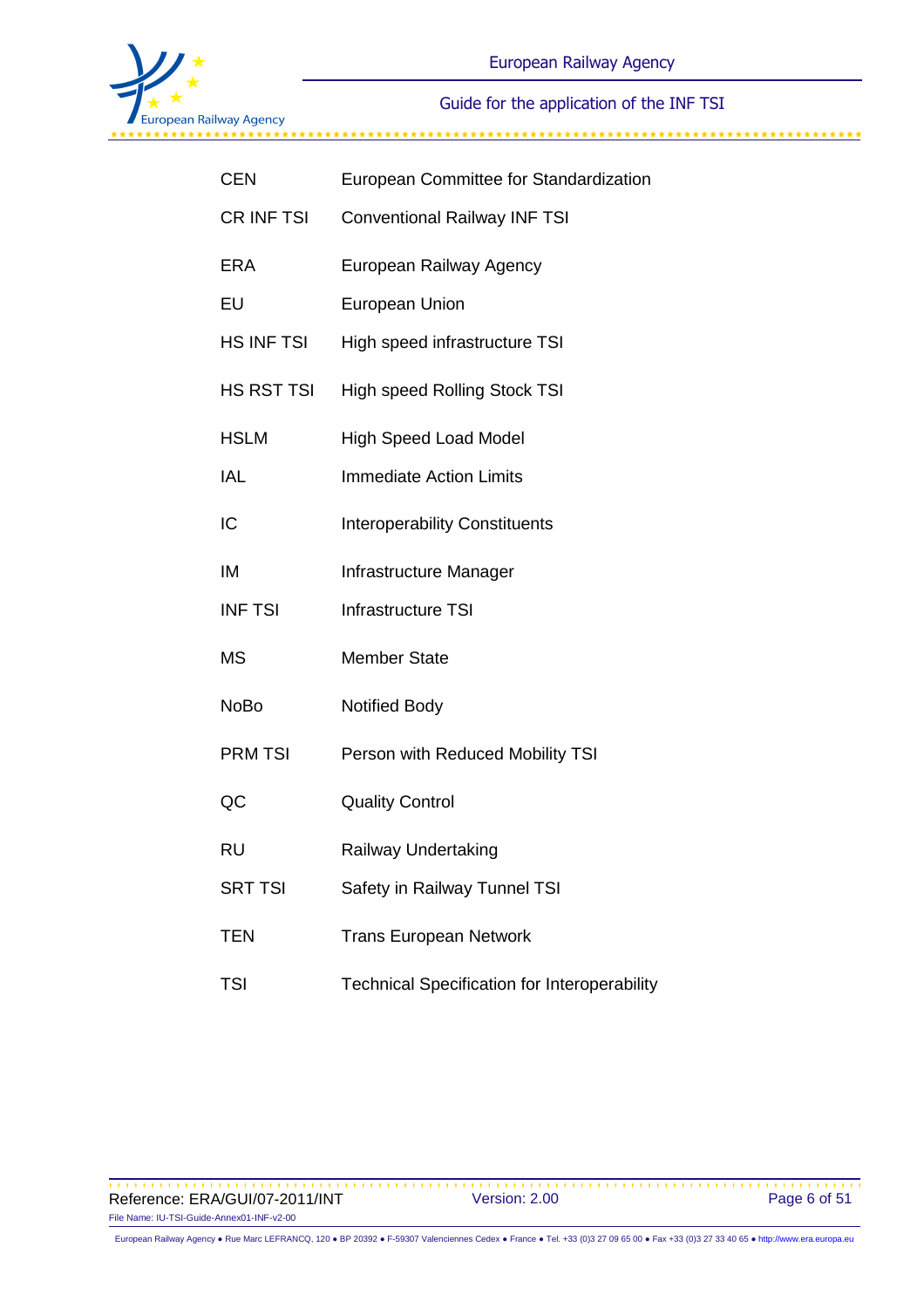| | |
|---|---|
| CEN | European Committee for Standardization |
| CR INF TSI | Conventional Railway INF TSI |
| ERA | European Railway Agency |
| EU | European Union |
| HS INF TSI | High speed infrastructure TSI |
| HS RST TSI | High speed Rolling Stock TSI |
| HSLM | High Speed Load Model |
| IAL | Immediate Action Limits |
| IC | Interoperability Constituents |
| IM | Infrastructure Manager |
| INF TSI | Infrastructure TSI |
| MS | Member State |
| NoBo | Notified Body |
| PRM TSI | Person with Reduced Mobility TSI |
| QC | Quality Control |
| RU | Railway Undertaking |
| SRT TSI | Safety in Railway Tunnel TSI |
| TEN | Trans European Network |
| TSI | Technical Specification for Interoperability |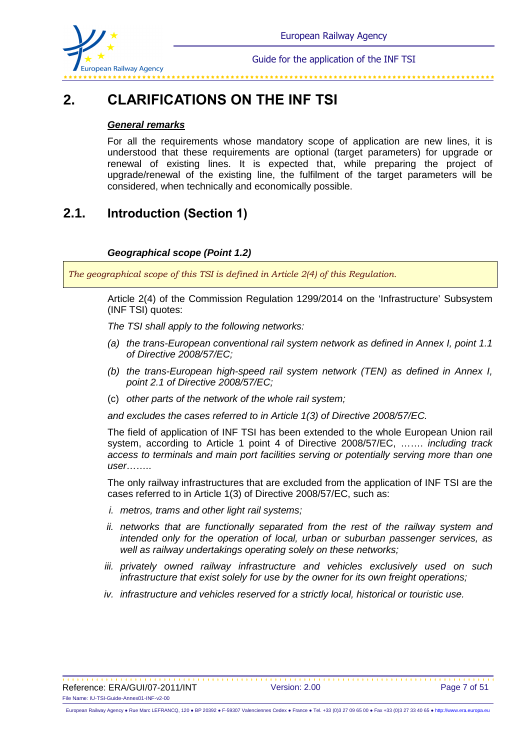# 2. CLARIFICATIONS ON THE INF TSI

***General remarks***

For all the requirements whose mandatory scope of application are new lines, it is understood that these requirements are optional (target parameters) for upgrade or renewal of existing lines. It is expected that, while preparing the project of upgrade/renewal of the existing line, the fulfilment of the target parameters will be considered, when technically and economically possible.

## 2.1. Introduction (Section 1)

***Geographical scope (Point 1.2)***

> *The geographical scope of this TSI is defined in Article 2(4) of this Regulation.*

Article 2(4) of the Commission Regulation 1299/2014 on the 'Infrastructure' Subsystem (INF TSI) quotes:

*The TSI shall apply to the following networks:*

(a) *the trans-European conventional rail system network as defined in Annex I, point 1.1 of Directive 2008/57/EC;*

(b) *the trans-European high-speed rail system network (TEN) as defined in Annex I, point 2.1 of Directive 2008/57/EC;*

(c) *other parts of the network of the whole rail system;*

*and excludes the cases referred to in Article 1(3) of Directive 2008/57/EC.*

The field of application of INF TSI has been extended to the whole European Union rail system, according to Article 1 point 4 of Directive 2008/57/EC, ……. *including track access to terminals and main port facilities serving or potentially serving more than one user……..*

The only railway infrastructures that are excluded from the application of INF TSI are the cases referred to in Article 1(3) of Directive 2008/57/EC, such as:

i. *metros, trams and other light rail systems;*

ii. *networks that are functionally separated from the rest of the railway system and intended only for the operation of local, urban or suburban passenger services, as well as railway undertakings operating solely on these networks;*

iii. *privately owned railway infrastructure and vehicles exclusively used on such infrastructure that exist solely for use by the owner for its own freight operations;*

iv. *infrastructure and vehicles reserved for a strictly local, historical or touristic use.*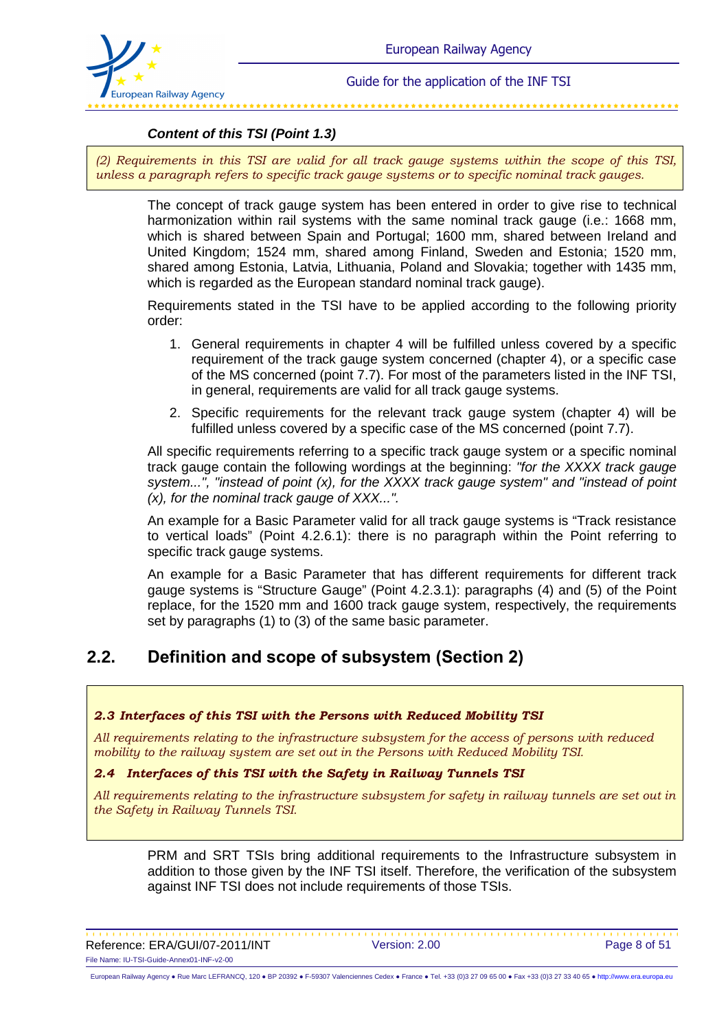***Content of this TSI (Point 1.3)***

*(2) Requirements in this TSI are valid for all track gauge systems within the scope of this TSI, unless a paragraph refers to specific track gauge systems or to specific nominal track gauges.*

The concept of track gauge system has been entered in order to give rise to technical harmonization within rail systems with the same nominal track gauge (i.e.: 1668 mm, which is shared between Spain and Portugal; 1600 mm, shared between Ireland and United Kingdom; 1524 mm, shared among Finland, Sweden and Estonia; 1520 mm, shared among Estonia, Latvia, Lithuania, Poland and Slovakia; together with 1435 mm, which is regarded as the European standard nominal track gauge).

Requirements stated in the TSI have to be applied according to the following priority order:

1. General requirements in chapter 4 will be fulfilled unless covered by a specific requirement of the track gauge system concerned (chapter 4), or a specific case of the MS concerned (point 7.7). For most of the parameters listed in the INF TSI, in general, requirements are valid for all track gauge systems.
2. Specific requirements for the relevant track gauge system (chapter 4) will be fulfilled unless covered by a specific case of the MS concerned (point 7.7).

All specific requirements referring to a specific track gauge system or a specific nominal track gauge contain the following wordings at the beginning: *"for the XXXX track gauge system...", "instead of point (x), for the XXXX track gauge system" and "instead of point (x), for the nominal track gauge of XXX...".*

An example for a Basic Parameter valid for all track gauge systems is "Track resistance to vertical loads" (Point 4.2.6.1): there is no paragraph within the Point referring to specific track gauge systems.

An example for a Basic Parameter that has different requirements for different track gauge systems is "Structure Gauge" (Point 4.2.3.1): paragraphs (4) and (5) of the Point replace, for the 1520 mm and 1600 track gauge system, respectively, the requirements set by paragraphs (1) to (3) of the same basic parameter.

## 2.2. Definition and scope of subsystem (Section 2)

***2.3 Interfaces of this TSI with the Persons with Reduced Mobility TSI***

*All requirements relating to the infrastructure subsystem for the access of persons with reduced mobility to the railway system are set out in the Persons with Reduced Mobility TSI.*

***2.4 Interfaces of this TSI with the Safety in Railway Tunnels TSI***

*All requirements relating to the infrastructure subsystem for safety in railway tunnels are set out in the Safety in Railway Tunnels TSI.*

PRM and SRT TSIs bring additional requirements to the Infrastructure subsystem in addition to those given by the INF TSI itself. Therefore, the verification of the subsystem against INF TSI does not include requirements of those TSIs.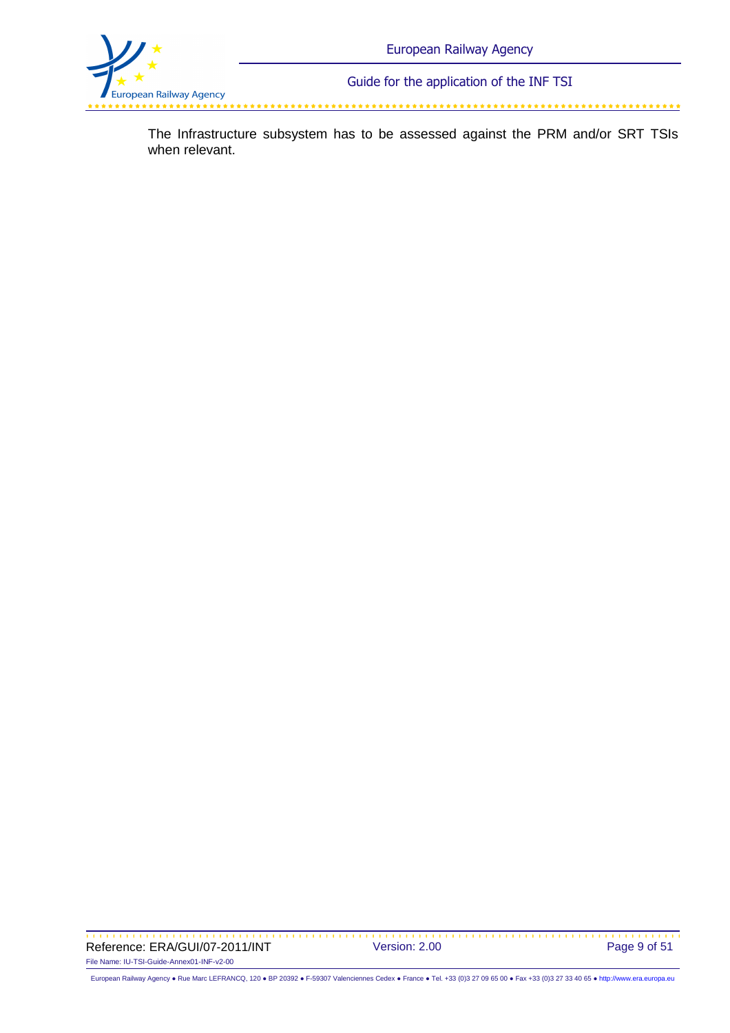The Infrastructure subsystem has to be assessed against the PRM and/or SRT TSIs when relevant.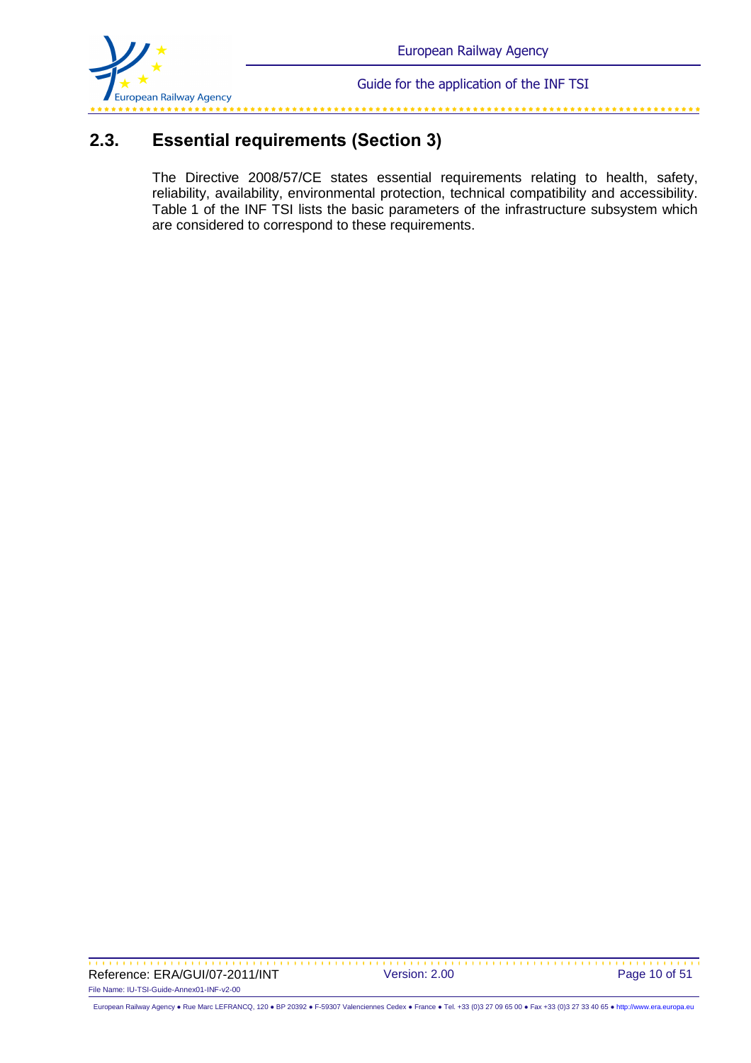## 2.3. Essential requirements (Section 3)

The Directive 2008/57/CE states essential requirements relating to health, safety, reliability, availability, environmental protection, technical compatibility and accessibility. Table 1 of the INF TSI lists the basic parameters of the infrastructure subsystem which are considered to correspond to these requirements.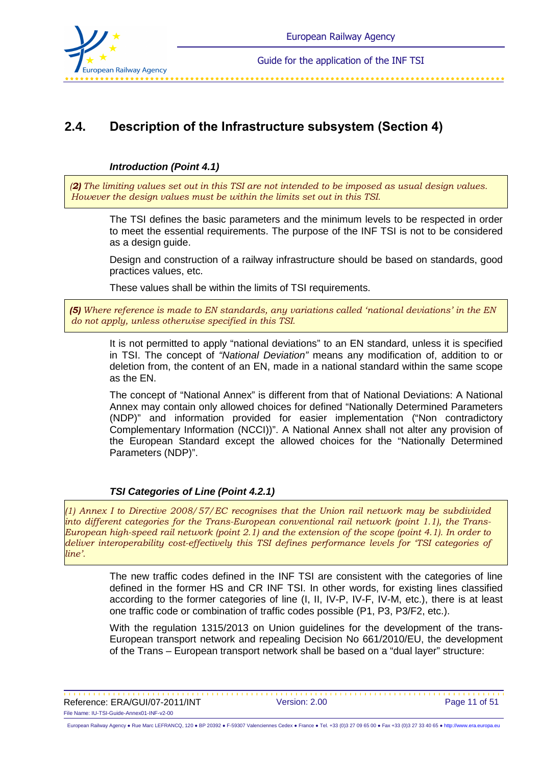## 2.4. Description of the Infrastructure subsystem (Section 4)

### *Introduction (Point 4.1)*

> *(**2**) The limiting values set out in this TSI are not intended to be imposed as usual design values. However the design values must be within the limits set out in this TSI.*

The TSI defines the basic parameters and the minimum levels to be respected in order to meet the essential requirements. The purpose of the INF TSI is not to be considered as a design guide.

Design and construction of a railway infrastructure should be based on standards, good practices values, etc.

These values shall be within the limits of TSI requirements.

> ***(5)** Where reference is made to EN standards, any variations called 'national deviations' in the EN do not apply, unless otherwise specified in this TSI.*

It is not permitted to apply "national deviations" to an EN standard, unless it is specified in TSI. The concept of *"National Deviation"* means any modification of, addition to or deletion from, the content of an EN, made in a national standard within the same scope as the EN.

The concept of "National Annex" is different from that of National Deviations: A National Annex may contain only allowed choices for defined "Nationally Determined Parameters (NDP)" and information provided for easier implementation ("Non contradictory Complementary Information (NCCI))". A National Annex shall not alter any provision of the European Standard except the allowed choices for the "Nationally Determined Parameters (NDP)".

### *TSI Categories of Line (Point 4.2.1)*

> *(1) Annex I to Directive 2008/57/EC recognises that the Union rail network may be subdivided into different categories for the Trans-European conventional rail network (point 1.1), the Trans-European high-speed rail network (point 2.1) and the extension of the scope (point 4.1). In order to deliver interoperability cost-effectively this TSI defines performance levels for 'TSI categories of line'.*

The new traffic codes defined in the INF TSI are consistent with the categories of line defined in the former HS and CR INF TSI. In other words, for existing lines classified according to the former categories of line (I, II, IV-P, IV-F, IV-M, etc.), there is at least one traffic code or combination of traffic codes possible (P1, P3, P3/F2, etc.).

With the regulation 1315/2013 on Union guidelines for the development of the trans-European transport network and repealing Decision No 661/2010/EU, the development of the Trans – European transport network shall be based on a "dual layer" structure: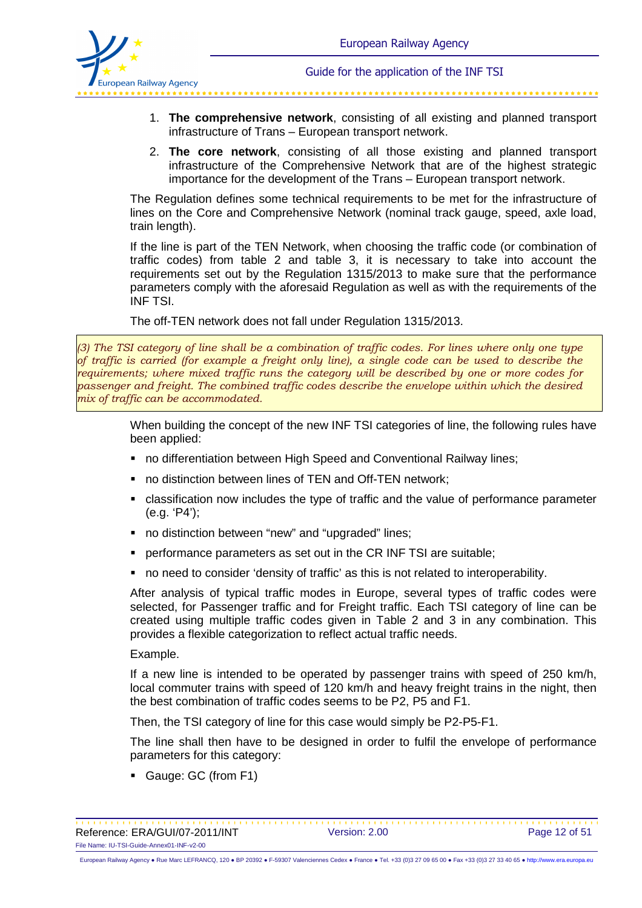1. **The comprehensive network**, consisting of all existing and planned transport infrastructure of Trans – European transport network.
2. **The core network**, consisting of all those existing and planned transport infrastructure of the Comprehensive Network that are of the highest strategic importance for the development of the Trans – European transport network.

The Regulation defines some technical requirements to be met for the infrastructure of lines on the Core and Comprehensive Network (nominal track gauge, speed, axle load, train length).

If the line is part of the TEN Network, when choosing the traffic code (or combination of traffic codes) from table 2 and table 3, it is necessary to take into account the requirements set out by the Regulation 1315/2013 to make sure that the performance parameters comply with the aforesaid Regulation as well as with the requirements of the INF TSI.

The off-TEN network does not fall under Regulation 1315/2013.

*(3) The TSI category of line shall be a combination of traffic codes. For lines where only one type of traffic is carried (for example a freight only line), a single code can be used to describe the requirements; where mixed traffic runs the category will be described by one or more codes for passenger and freight. The combined traffic codes describe the envelope within which the desired mix of traffic can be accommodated.*

When building the concept of the new INF TSI categories of line, the following rules have been applied:

- no differentiation between High Speed and Conventional Railway lines;
- no distinction between lines of TEN and Off-TEN network;
- classification now includes the type of traffic and the value of performance parameter (e.g. 'P4');
- no distinction between "new" and "upgraded" lines;
- performance parameters as set out in the CR INF TSI are suitable;
- no need to consider 'density of traffic' as this is not related to interoperability.

After analysis of typical traffic modes in Europe, several types of traffic codes were selected, for Passenger traffic and for Freight traffic. Each TSI category of line can be created using multiple traffic codes given in Table 2 and 3 in any combination. This provides a flexible categorization to reflect actual traffic needs.

Example.

If a new line is intended to be operated by passenger trains with speed of 250 km/h, local commuter trains with speed of 120 km/h and heavy freight trains in the night, then the best combination of traffic codes seems to be P2, P5 and F1.

Then, the TSI category of line for this case would simply be P2-P5-F1.

The line shall then have to be designed in order to fulfil the envelope of performance parameters for this category:

- Gauge: GC (from F1)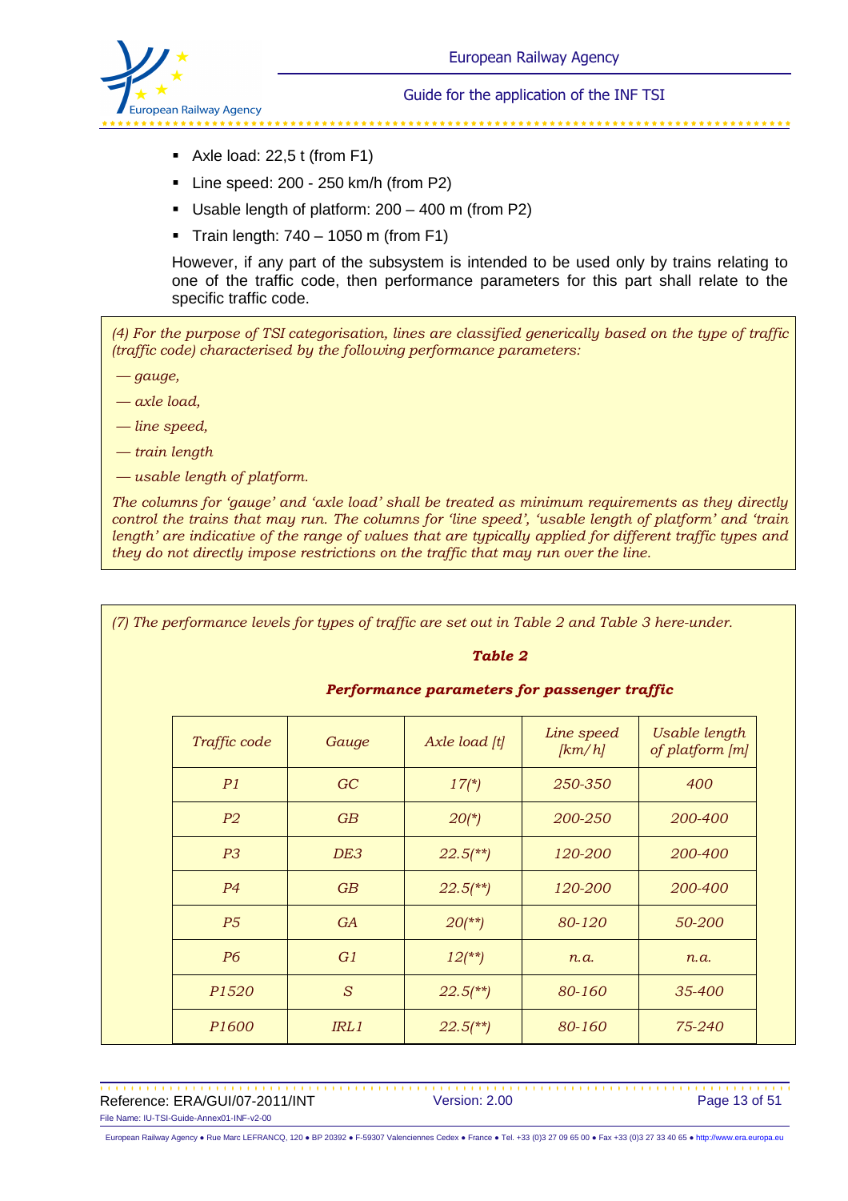- Axle load: 22,5 t (from F1)
- Line speed: 200 - 250 km/h (from P2)
- Usable length of platform: 200 – 400 m (from P2)
- Train length: 740 – 1050 m (from F1)

However, if any part of the subsystem is intended to be used only by trains relating to one of the traffic code, then performance parameters for this part shall relate to the specific traffic code.

*(4) For the purpose of TSI categorisation, lines are classified generically based on the type of traffic (traffic code) characterised by the following performance parameters:*

*— gauge,*

*— axle load,*

*— line speed,*

*— train length*

*— usable length of platform.*

*The columns for 'gauge' and 'axle load' shall be treated as minimum requirements as they directly control the trains that may run. The columns for 'line speed', 'usable length of platform' and 'train length' are indicative of the range of values that are typically applied for different traffic types and they do not directly impose restrictions on the traffic that may run over the line.*

*(7) The performance levels for types of traffic are set out in Table 2 and Table 3 here-under.*

***Table 2***

***Performance parameters for passenger traffic***

| *Traffic code* | *Gauge* | *Axle load [t]* | *Line speed [km/h]* | *Usable length of platform [m]* |
|---|---|---|---|---|
| *P1* | *GC* | *17(\*)* | *250-350* | *400* |
| *P2* | *GB* | *20(\*)* | *200-250* | *200-400* |
| *P3* | *DE3* | *22.5(\*\*)* | *120-200* | *200-400* |
| *P4* | *GB* | *22.5(\*\*)* | *120-200* | *200-400* |
| *P5* | *GA* | *20(\*\*)* | *80-120* | *50-200* |
| *P6* | *G1* | *12(\*\*)* | *n.a.* | *n.a.* |
| *P1520* | *S* | *22.5(\*\*)* | *80-160* | *35-400* |
| *P1600* | *IRL1* | *22.5(\*\*)* | *80-160* | *75-240* |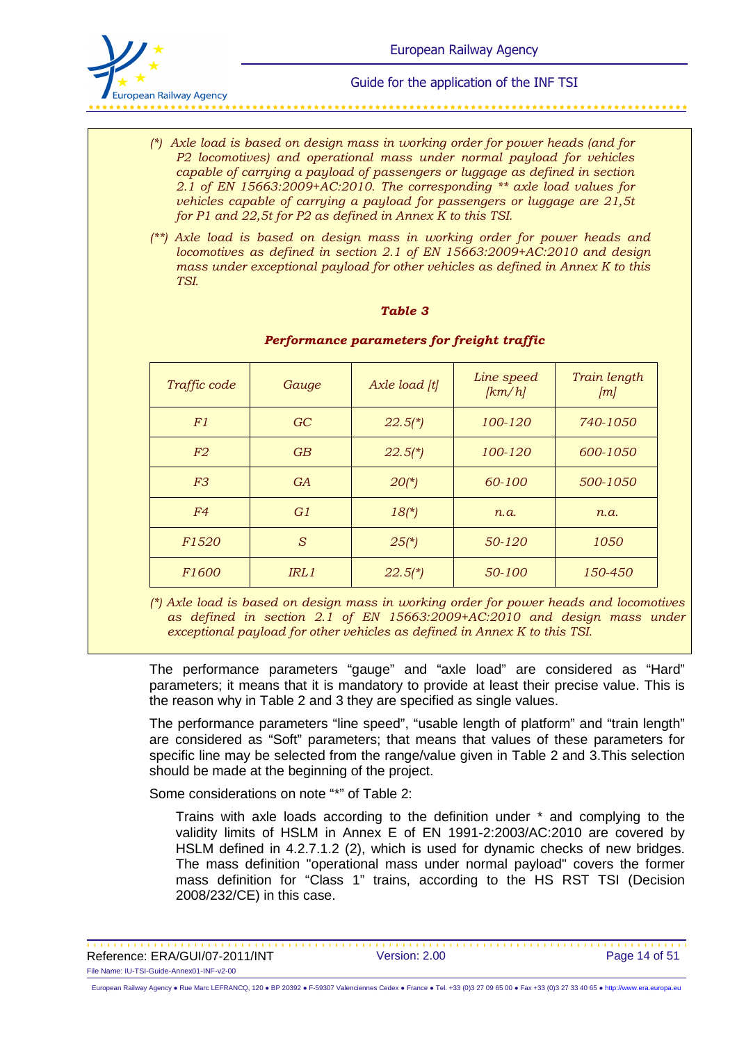*(\*) Axle load is based on design mass in working order for power heads (and for P2 locomotives) and operational mass under normal payload for vehicles capable of carrying a payload of passengers or luggage as defined in section 2.1 of EN 15663:2009+AC:2010. The corresponding \*\* axle load values for vehicles capable of carrying a payload for passengers or luggage are 21,5t for P1 and 22,5t for P2 as defined in Annex K to this TSI.*

*(\*\*) Axle load is based on design mass in working order for power heads and locomotives as defined in section 2.1 of EN 15663:2009+AC:2010 and design mass under exceptional payload for other vehicles as defined in Annex K to this TSI.*

***Table 3***

***Performance parameters for freight traffic***

| *Traffic code* | *Gauge* | *Axle load [t]* | *Line speed [km/h]* | *Train length [m]* |
|---|---|---|---|---|
| *F1* | *GC* | *22.5(\*)* | *100-120* | *740-1050* |
| *F2* | *GB* | *22.5(\*)* | *100-120* | *600-1050* |
| *F3* | *GA* | *20(\*)* | *60-100* | *500-1050* |
| *F4* | *G1* | *18(\*)* | *n.a.* | *n.a.* |
| *F1520* | *S* | *25(\*)* | *50-120* | *1050* |
| *F1600* | *IRL1* | *22.5(\*)* | *50-100* | *150-450* |

*(\*) Axle load is based on design mass in working order for power heads and locomotives as defined in section 2.1 of EN 15663:2009+AC:2010 and design mass under exceptional payload for other vehicles as defined in Annex K to this TSI.*

The performance parameters "gauge" and "axle load" are considered as "Hard" parameters; it means that it is mandatory to provide at least their precise value. This is the reason why in Table 2 and 3 they are specified as single values.

The performance parameters "line speed", "usable length of platform" and "train length" are considered as "Soft" parameters; that means that values of these parameters for specific line may be selected from the range/value given in Table 2 and 3.This selection should be made at the beginning of the project.

Some considerations on note "\*" of Table 2:

> Trains with axle loads according to the definition under \* and complying to the validity limits of HSLM in Annex E of EN 1991-2:2003/AC:2010 are covered by HSLM defined in 4.2.7.1.2 (2), which is used for dynamic checks of new bridges. The mass definition "operational mass under normal payload" covers the former mass definition for "Class 1" trains, according to the HS RST TSI (Decision 2008/232/CE) in this case.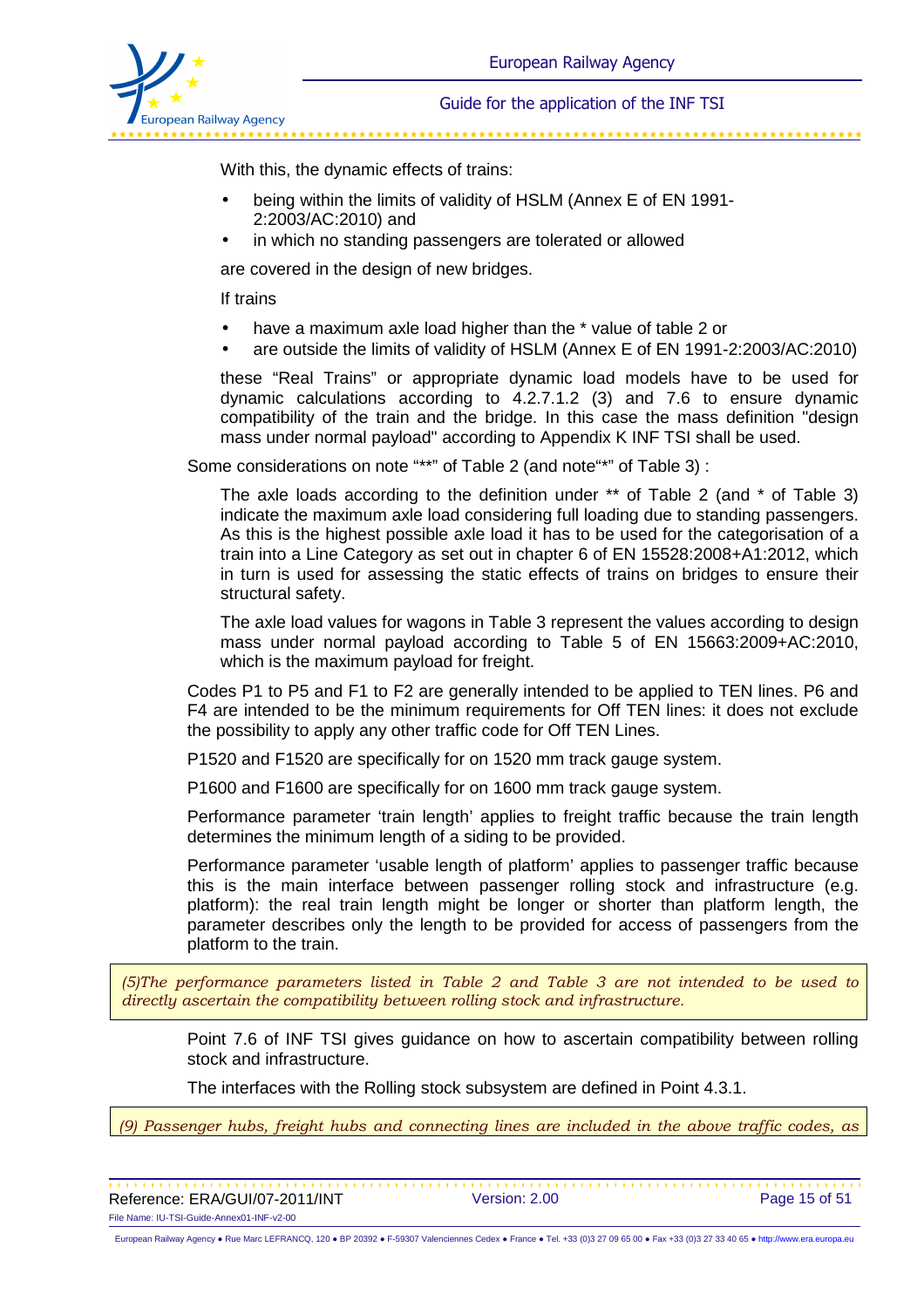With this, the dynamic effects of trains:

- being within the limits of validity of HSLM (Annex E of EN 1991-2:2003/AC:2010) and
- in which no standing passengers are tolerated or allowed

are covered in the design of new bridges.

If trains

- have a maximum axle load higher than the * value of table 2 or
- are outside the limits of validity of HSLM (Annex E of EN 1991-2:2003/AC:2010)

these "Real Trains" or appropriate dynamic load models have to be used for dynamic calculations according to 4.2.7.1.2 (3) and 7.6 to ensure dynamic compatibility of the train and the bridge. In this case the mass definition "design mass under normal payload" according to Appendix K INF TSI shall be used.

Some considerations on note "**" of Table 2 (and note"*" of Table 3) :

The axle loads according to the definition under ** of Table 2 (and * of Table 3) indicate the maximum axle load considering full loading due to standing passengers. As this is the highest possible axle load it has to be used for the categorisation of a train into a Line Category as set out in chapter 6 of EN 15528:2008+A1:2012, which in turn is used for assessing the static effects of trains on bridges to ensure their structural safety.

The axle load values for wagons in Table 3 represent the values according to design mass under normal payload according to Table 5 of EN 15663:2009+AC:2010, which is the maximum payload for freight.

Codes P1 to P5 and F1 to F2 are generally intended to be applied to TEN lines. P6 and F4 are intended to be the minimum requirements for Off TEN lines: it does not exclude the possibility to apply any other traffic code for Off TEN Lines.

P1520 and F1520 are specifically for on 1520 mm track gauge system.

P1600 and F1600 are specifically for on 1600 mm track gauge system.

Performance parameter 'train length' applies to freight traffic because the train length determines the minimum length of a siding to be provided.

Performance parameter 'usable length of platform' applies to passenger traffic because this is the main interface between passenger rolling stock and infrastructure (e.g. platform): the real train length might be longer or shorter than platform length, the parameter describes only the length to be provided for access of passengers from the platform to the train.

*(5)The performance parameters listed in Table 2 and Table 3 are not intended to be used to directly ascertain the compatibility between rolling stock and infrastructure.*

Point 7.6 of INF TSI gives guidance on how to ascertain compatibility between rolling stock and infrastructure.

The interfaces with the Rolling stock subsystem are defined in Point 4.3.1.

*(9) Passenger hubs, freight hubs and connecting lines are included in the above traffic codes, as*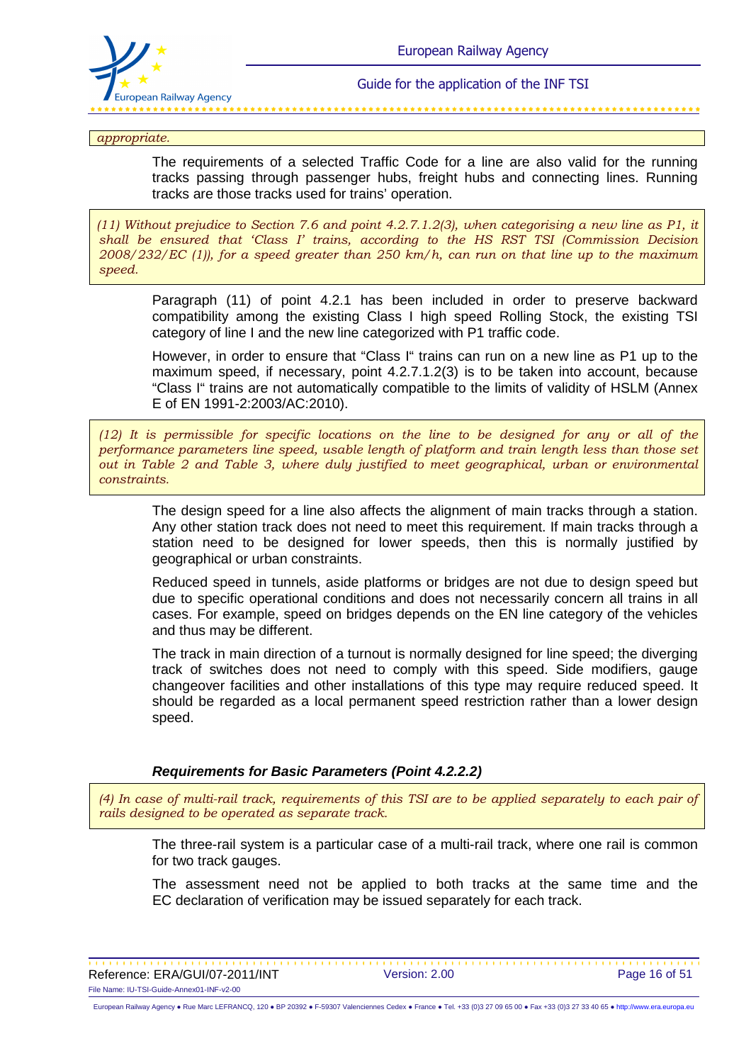*appropriate.*

The requirements of a selected Traffic Code for a line are also valid for the running tracks passing through passenger hubs, freight hubs and connecting lines. Running tracks are those tracks used for trains' operation.

*(11) Without prejudice to Section 7.6 and point 4.2.7.1.2(3), when categorising a new line as P1, it shall be ensured that 'Class I' trains, according to the HS RST TSI (Commission Decision 2008/232/EC (1)), for a speed greater than 250 km/h, can run on that line up to the maximum speed.*

Paragraph (11) of point 4.2.1 has been included in order to preserve backward compatibility among the existing Class I high speed Rolling Stock, the existing TSI category of line I and the new line categorized with P1 traffic code.

However, in order to ensure that "Class I" trains can run on a new line as P1 up to the maximum speed, if necessary, point 4.2.7.1.2(3) is to be taken into account, because "Class I" trains are not automatically compatible to the limits of validity of HSLM (Annex E of EN 1991-2:2003/AC:2010).

*(12) It is permissible for specific locations on the line to be designed for any or all of the performance parameters line speed, usable length of platform and train length less than those set out in Table 2 and Table 3, where duly justified to meet geographical, urban or environmental constraints.*

The design speed for a line also affects the alignment of main tracks through a station. Any other station track does not need to meet this requirement. If main tracks through a station need to be designed for lower speeds, then this is normally justified by geographical or urban constraints.

Reduced speed in tunnels, aside platforms or bridges are not due to design speed but due to specific operational conditions and does not necessarily concern all trains in all cases. For example, speed on bridges depends on the EN line category of the vehicles and thus may be different.

The track in main direction of a turnout is normally designed for line speed; the diverging track of switches does not need to comply with this speed. Side modifiers, gauge changeover facilities and other installations of this type may require reduced speed. It should be regarded as a local permanent speed restriction rather than a lower design speed.

#### ***Requirements for Basic Parameters (Point 4.2.2.2)***

*(4) In case of multi-rail track, requirements of this TSI are to be applied separately to each pair of rails designed to be operated as separate track.*

The three-rail system is a particular case of a multi-rail track, where one rail is common for two track gauges.

The assessment need not be applied to both tracks at the same time and the EC declaration of verification may be issued separately for each track.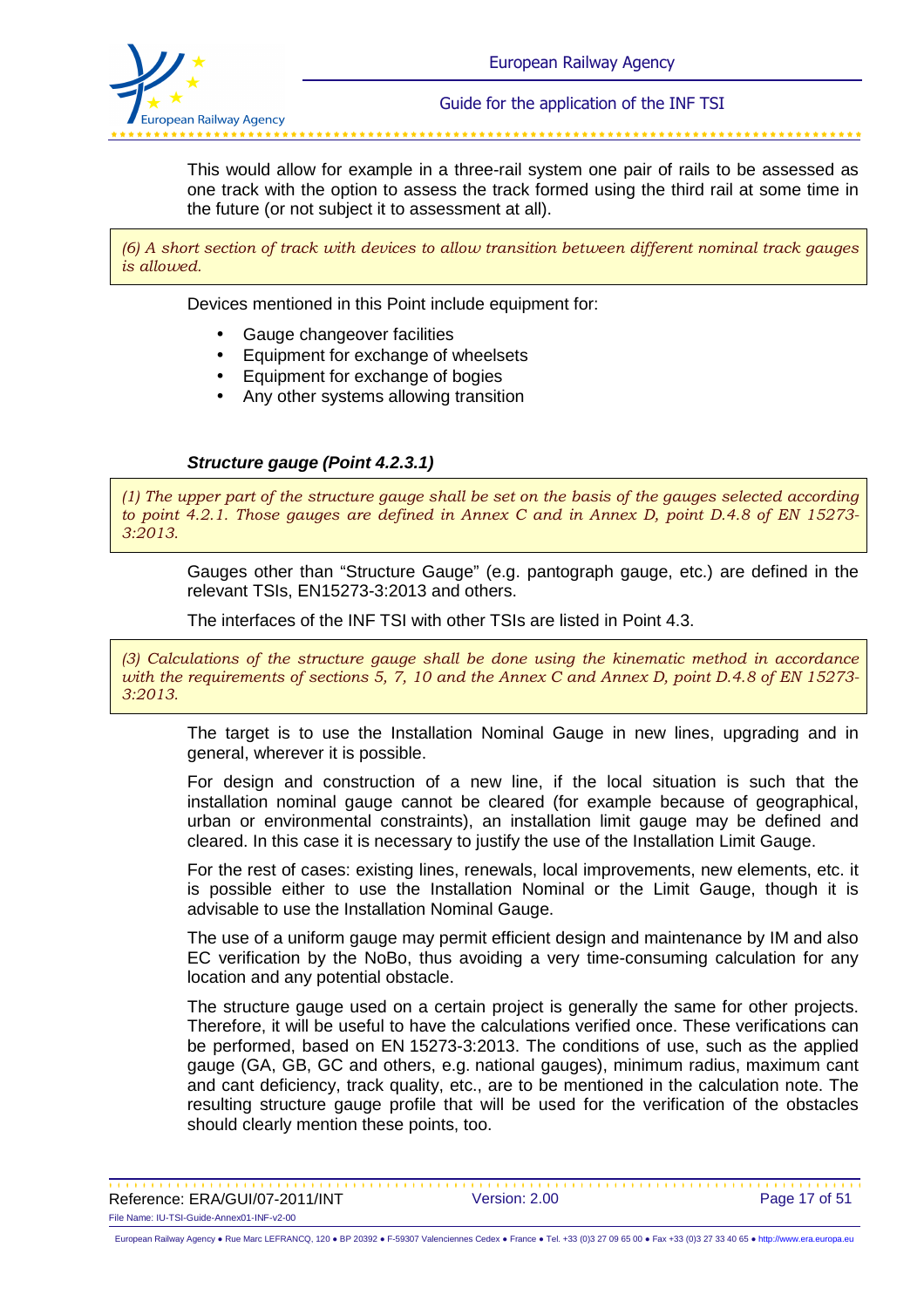This would allow for example in a three-rail system one pair of rails to be assessed as one track with the option to assess the track formed using the third rail at some time in the future (or not subject it to assessment at all).

> *(6) A short section of track with devices to allow transition between different nominal track gauges is allowed.*

Devices mentioned in this Point include equipment for:

- Gauge changeover facilities
- Equipment for exchange of wheelsets
- Equipment for exchange of bogies
- Any other systems allowing transition

#### *Structure gauge (Point 4.2.3.1)*

> *(1) The upper part of the structure gauge shall be set on the basis of the gauges selected according to point 4.2.1. Those gauges are defined in Annex C and in Annex D, point D.4.8 of EN 15273-3:2013.*

Gauges other than "Structure Gauge" (e.g. pantograph gauge, etc.) are defined in the relevant TSIs, EN15273-3:2013 and others.

The interfaces of the INF TSI with other TSIs are listed in Point 4.3.

> *(3) Calculations of the structure gauge shall be done using the kinematic method in accordance with the requirements of sections 5, 7, 10 and the Annex C and Annex D, point D.4.8 of EN 15273-3:2013.*

The target is to use the Installation Nominal Gauge in new lines, upgrading and in general, wherever it is possible.

For design and construction of a new line, if the local situation is such that the installation nominal gauge cannot be cleared (for example because of geographical, urban or environmental constraints), an installation limit gauge may be defined and cleared. In this case it is necessary to justify the use of the Installation Limit Gauge.

For the rest of cases: existing lines, renewals, local improvements, new elements, etc. it is possible either to use the Installation Nominal or the Limit Gauge, though it is advisable to use the Installation Nominal Gauge.

The use of a uniform gauge may permit efficient design and maintenance by IM and also EC verification by the NoBo, thus avoiding a very time-consuming calculation for any location and any potential obstacle.

The structure gauge used on a certain project is generally the same for other projects. Therefore, it will be useful to have the calculations verified once. These verifications can be performed, based on EN 15273-3:2013. The conditions of use, such as the applied gauge (GA, GB, GC and others, e.g. national gauges), minimum radius, maximum cant and cant deficiency, track quality, etc., are to be mentioned in the calculation note. The resulting structure gauge profile that will be used for the verification of the obstacles should clearly mention these points, too.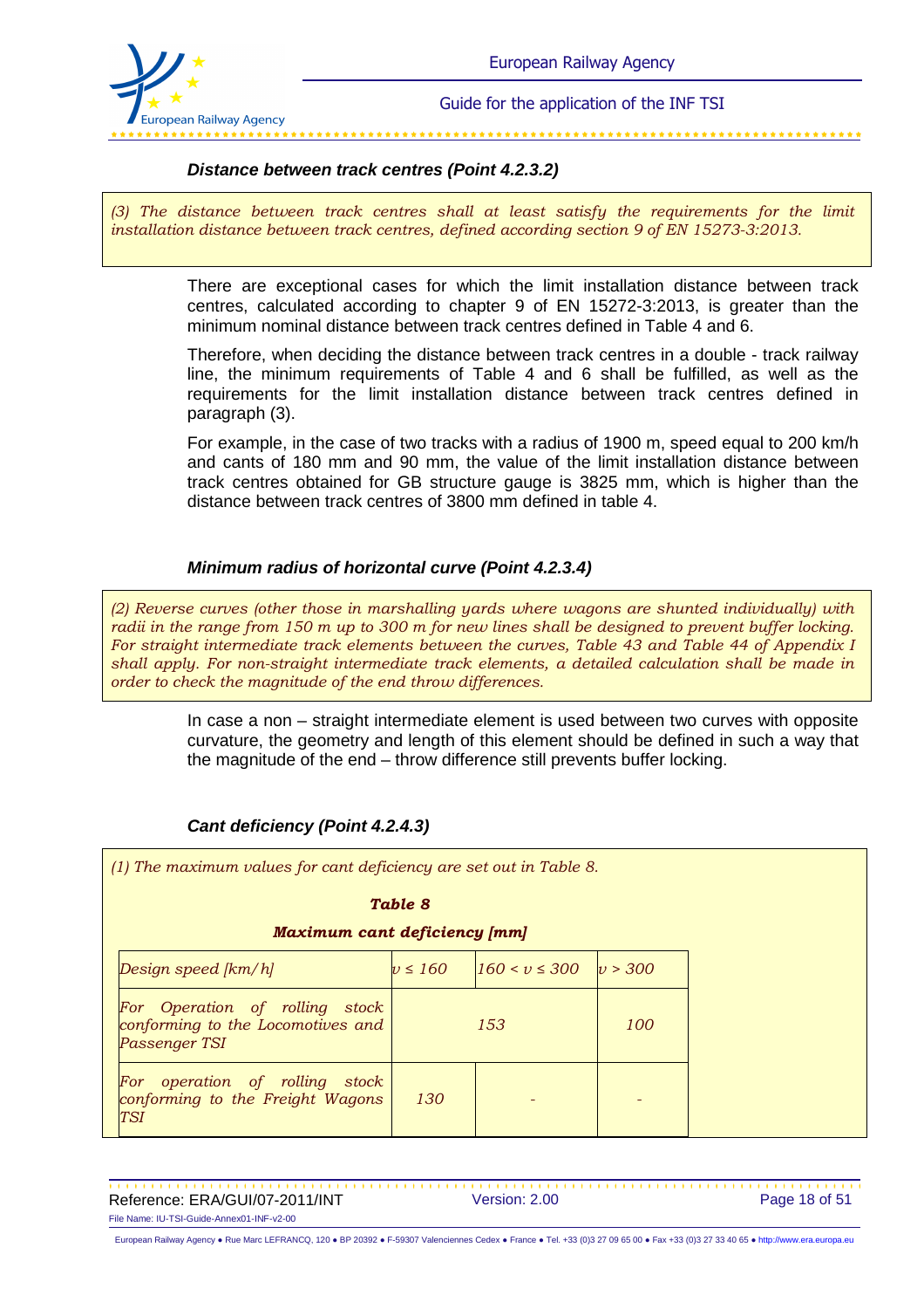### *Distance between track centres (Point 4.2.3.2)*

*(3) The distance between track centres shall at least satisfy the requirements for the limit installation distance between track centres, defined according section 9 of EN 15273-3:2013.*

There are exceptional cases for which the limit installation distance between track centres, calculated according to chapter 9 of EN 15272-3:2013, is greater than the minimum nominal distance between track centres defined in Table 4 and 6.

Therefore, when deciding the distance between track centres in a double - track railway line, the minimum requirements of Table 4 and 6 shall be fulfilled, as well as the requirements for the limit installation distance between track centres defined in paragraph (3).

For example, in the case of two tracks with a radius of 1900 m, speed equal to 200 km/h and cants of 180 mm and 90 mm, the value of the limit installation distance between track centres obtained for GB structure gauge is 3825 mm, which is higher than the distance between track centres of 3800 mm defined in table 4.

### *Minimum radius of horizontal curve (Point 4.2.3.4)*

*(2) Reverse curves (other those in marshalling yards where wagons are shunted individually) with radii in the range from 150 m up to 300 m for new lines shall be designed to prevent buffer locking. For straight intermediate track elements between the curves, Table 43 and Table 44 of Appendix I shall apply. For non-straight intermediate track elements, a detailed calculation shall be made in order to check the magnitude of the end throw differences.*

In case a non – straight intermediate element is used between two curves with opposite curvature, the geometry and length of this element should be defined in such a way that the magnitude of the end – throw difference still prevents buffer locking.

### *Cant deficiency (Point 4.2.4.3)*

*(1) The maximum values for cant deficiency are set out in Table 8.*

***Table 8***

***Maximum cant deficiency [mm]***

| *Design speed [km/h]* | $v \leq 160$ | $160 < v \leq 300$ | $v > 300$ |
|---|---|---|---|
| *For Operation of rolling stock conforming to the Locomotives and Passenger TSI* | *153* | | *100* |
| *For operation of rolling stock conforming to the Freight Wagons TSI* | *130* | - | - |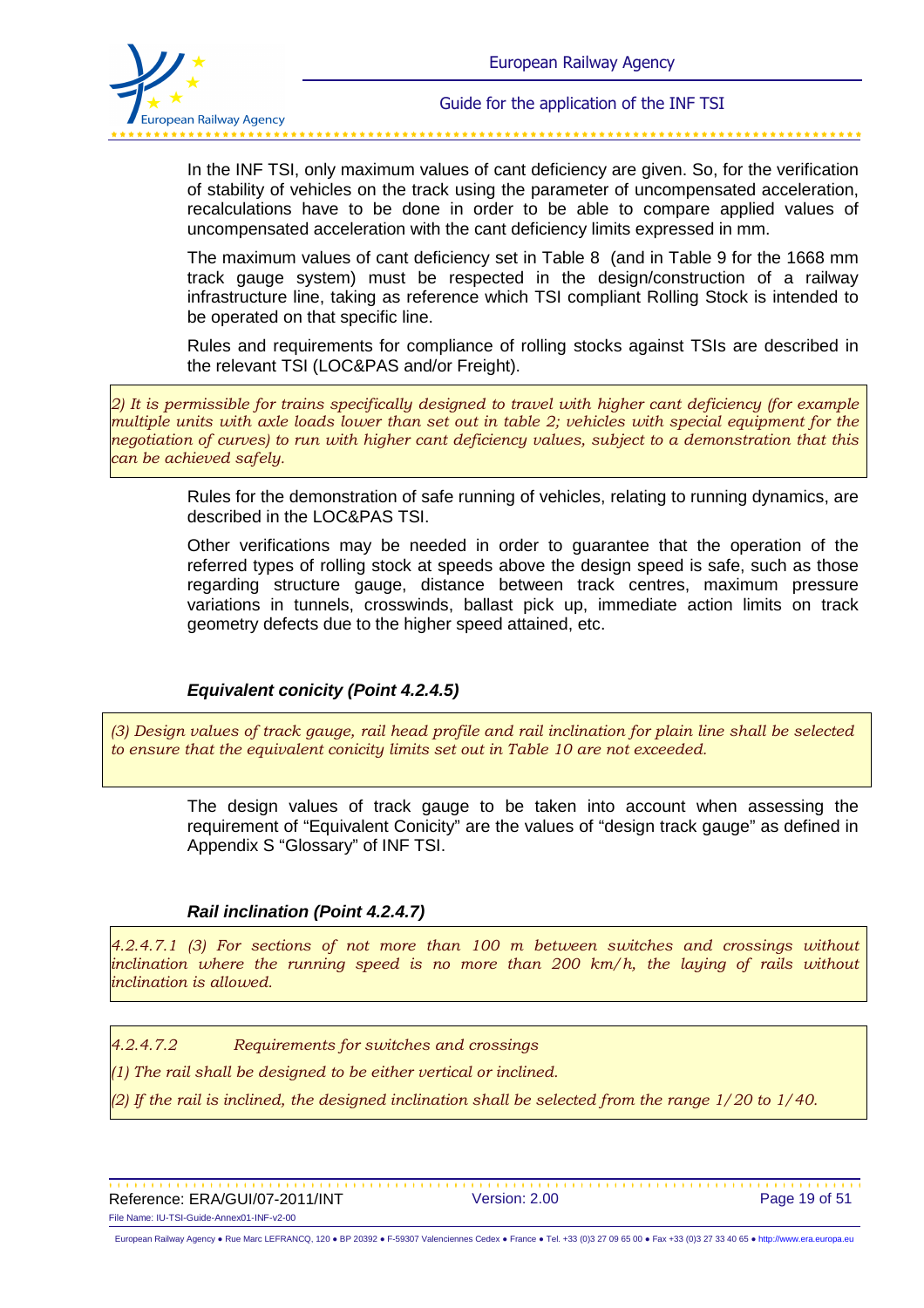In the INF TSI, only maximum values of cant deficiency are given. So, for the verification of stability of vehicles on the track using the parameter of uncompensated acceleration, recalculations have to be done in order to be able to compare applied values of uncompensated acceleration with the cant deficiency limits expressed in mm.

The maximum values of cant deficiency set in Table 8 (and in Table 9 for the 1668 mm track gauge system) must be respected in the design/construction of a railway infrastructure line, taking as reference which TSI compliant Rolling Stock is intended to be operated on that specific line.

Rules and requirements for compliance of rolling stocks against TSIs are described in the relevant TSI (LOC&PAS and/or Freight).

> *2) It is permissible for trains specifically designed to travel with higher cant deficiency (for example multiple units with axle loads lower than set out in table 2; vehicles with special equipment for the negotiation of curves) to run with higher cant deficiency values, subject to a demonstration that this can be achieved safely.*

Rules for the demonstration of safe running of vehicles, relating to running dynamics, are described in the LOC&PAS TSI.

Other verifications may be needed in order to guarantee that the operation of the referred types of rolling stock at speeds above the design speed is safe, such as those regarding structure gauge, distance between track centres, maximum pressure variations in tunnels, crosswinds, ballast pick up, immediate action limits on track geometry defects due to the higher speed attained, etc.

### *Equivalent conicity (Point 4.2.4.5)*

> *(3) Design values of track gauge, rail head profile and rail inclination for plain line shall be selected to ensure that the equivalent conicity limits set out in Table 10 are not exceeded.*

The design values of track gauge to be taken into account when assessing the requirement of "Equivalent Conicity" are the values of "design track gauge" as defined in Appendix S "Glossary" of INF TSI.

### *Rail inclination (Point 4.2.4.7)*

> *4.2.4.7.1 (3) For sections of not more than 100 m between switches and crossings without inclination where the running speed is no more than 200 km/h, the laying of rails without inclination is allowed.*

> *4.2.4.7.2 Requirements for switches and crossings*
>
> *(1) The rail shall be designed to be either vertical or inclined.*
>
> *(2) If the rail is inclined, the designed inclination shall be selected from the range 1/20 to 1/40.*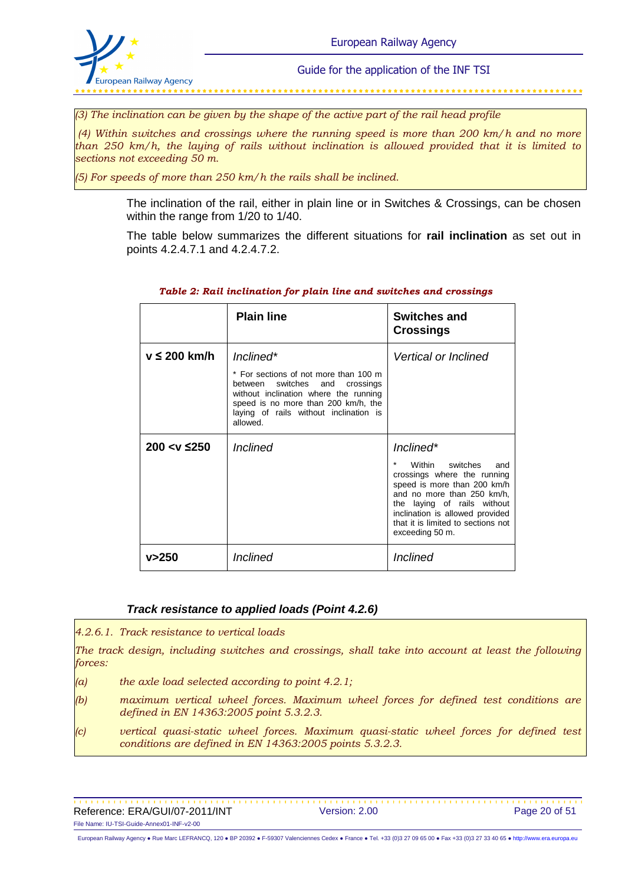*(3) The inclination can be given by the shape of the active part of the rail head profile*

*(4) Within switches and crossings where the running speed is more than 200 km/h and no more than 250 km/h, the laying of rails without inclination is allowed provided that it is limited to sections not exceeding 50 m.*

*(5) For speeds of more than 250 km/h the rails shall be inclined.*

The inclination of the rail, either in plain line or in Switches & Crossings, can be chosen within the range from 1/20 to 1/40.

The table below summarizes the different situations for **rail inclination** as set out in points 4.2.4.7.1 and 4.2.4.7.2.

***Table 2: Rail inclination for plain line and switches and crossings***

| | **Plain line** | **Switches and Crossings** |
|---|---|---|
| **v ≤ 200 km/h** | *Inclined** <br> * For sections of not more than 100 m between switches and crossings without inclination where the running speed is no more than 200 km/h, the laying of rails without inclination is allowed. | *Vertical or Inclined* |
| **200 <v ≤250** | *Inclined* | *Inclined** <br> * Within switches and crossings where the running speed is more than 200 km/h and no more than 250 km/h, the laying of rails without inclination is allowed provided that it is limited to sections not exceeding 50 m. |
| **v>250** | *Inclined* | *Inclined* |

### *Track resistance to applied loads (Point 4.2.6)*

*4.2.6.1. Track resistance to vertical loads*

*The track design, including switches and crossings, shall take into account at least the following forces:*

*(a) the axle load selected according to point 4.2.1;*

*(b) maximum vertical wheel forces. Maximum wheel forces for defined test conditions are defined in EN 14363:2005 point 5.3.2.3.*

*(c) vertical quasi-static wheel forces. Maximum quasi-static wheel forces for defined test conditions are defined in EN 14363:2005 points 5.3.2.3.*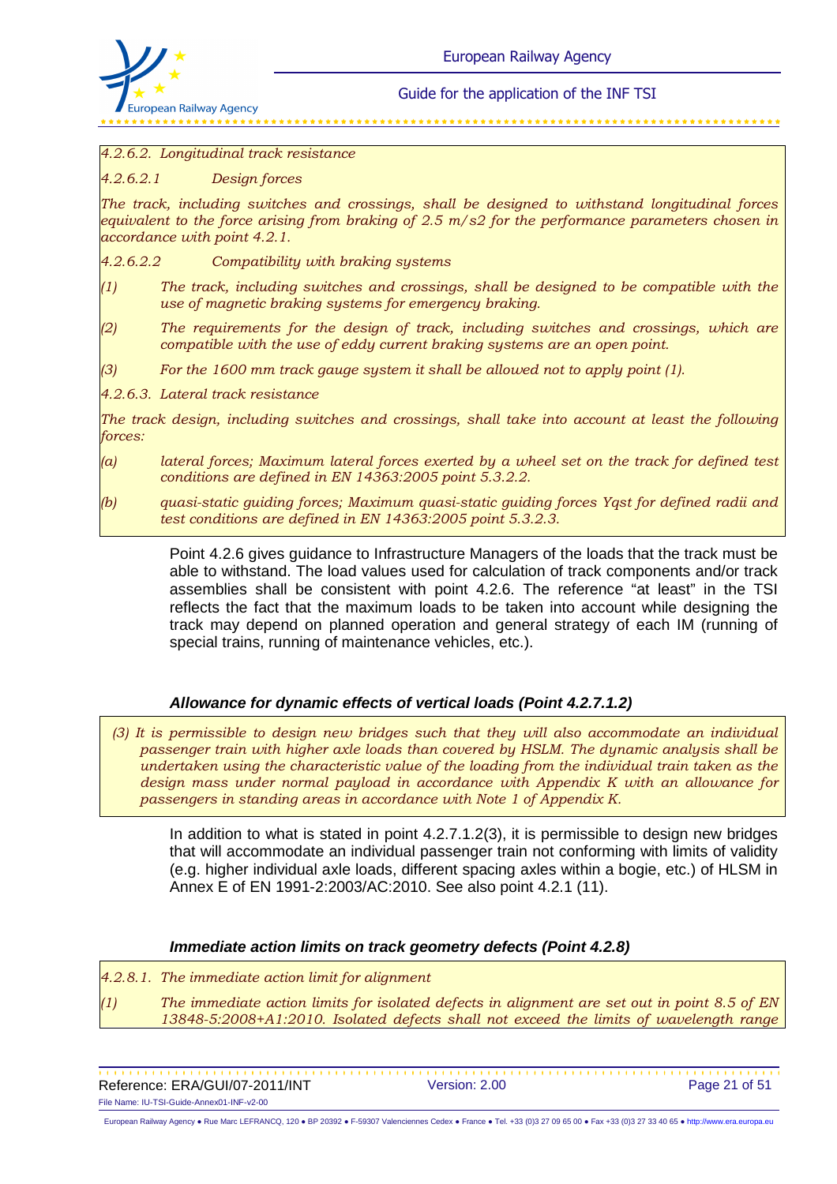*4.2.6.2. Longitudinal track resistance*

*4.2.6.2.1 Design forces*

*The track, including switches and crossings, shall be designed to withstand longitudinal forces equivalent to the force arising from braking of 2.5 m/s2 for the performance parameters chosen in accordance with point 4.2.1.*

*4.2.6.2.2 Compatibility with braking systems*

*(1) The track, including switches and crossings, shall be designed to be compatible with the use of magnetic braking systems for emergency braking.*

*(2) The requirements for the design of track, including switches and crossings, which are compatible with the use of eddy current braking systems are an open point.*

*(3) For the 1600 mm track gauge system it shall be allowed not to apply point (1).*

*4.2.6.3. Lateral track resistance*

*The track design, including switches and crossings, shall take into account at least the following forces:*

*(a) lateral forces; Maximum lateral forces exerted by a wheel set on the track for defined test conditions are defined in EN 14363:2005 point 5.3.2.2.*

*(b) quasi-static guiding forces; Maximum quasi-static guiding forces Yqst for defined radii and test conditions are defined in EN 14363:2005 point 5.3.2.3.*

Point 4.2.6 gives guidance to Infrastructure Managers of the loads that the track must be able to withstand. The load values used for calculation of track components and/or track assemblies shall be consistent with point 4.2.6. The reference "at least" in the TSI reflects the fact that the maximum loads to be taken into account while designing the track may depend on planned operation and general strategy of each IM (running of special trains, running of maintenance vehicles, etc.).

### *Allowance for dynamic effects of vertical loads (Point 4.2.7.1.2)*

*(3) It is permissible to design new bridges such that they will also accommodate an individual passenger train with higher axle loads than covered by HSLM. The dynamic analysis shall be undertaken using the characteristic value of the loading from the individual train taken as the design mass under normal payload in accordance with Appendix K with an allowance for passengers in standing areas in accordance with Note 1 of Appendix K.*

In addition to what is stated in point 4.2.7.1.2(3), it is permissible to design new bridges that will accommodate an individual passenger train not conforming with limits of validity (e.g. higher individual axle loads, different spacing axles within a bogie, etc.) of HLSM in Annex E of EN 1991-2:2003/AC:2010. See also point 4.2.1 (11).

### *Immediate action limits on track geometry defects (Point 4.2.8)*

*4.2.8.1. The immediate action limit for alignment*

*(1) The immediate action limits for isolated defects in alignment are set out in point 8.5 of EN 13848-5:2008+A1:2010. Isolated defects shall not exceed the limits of wavelength range*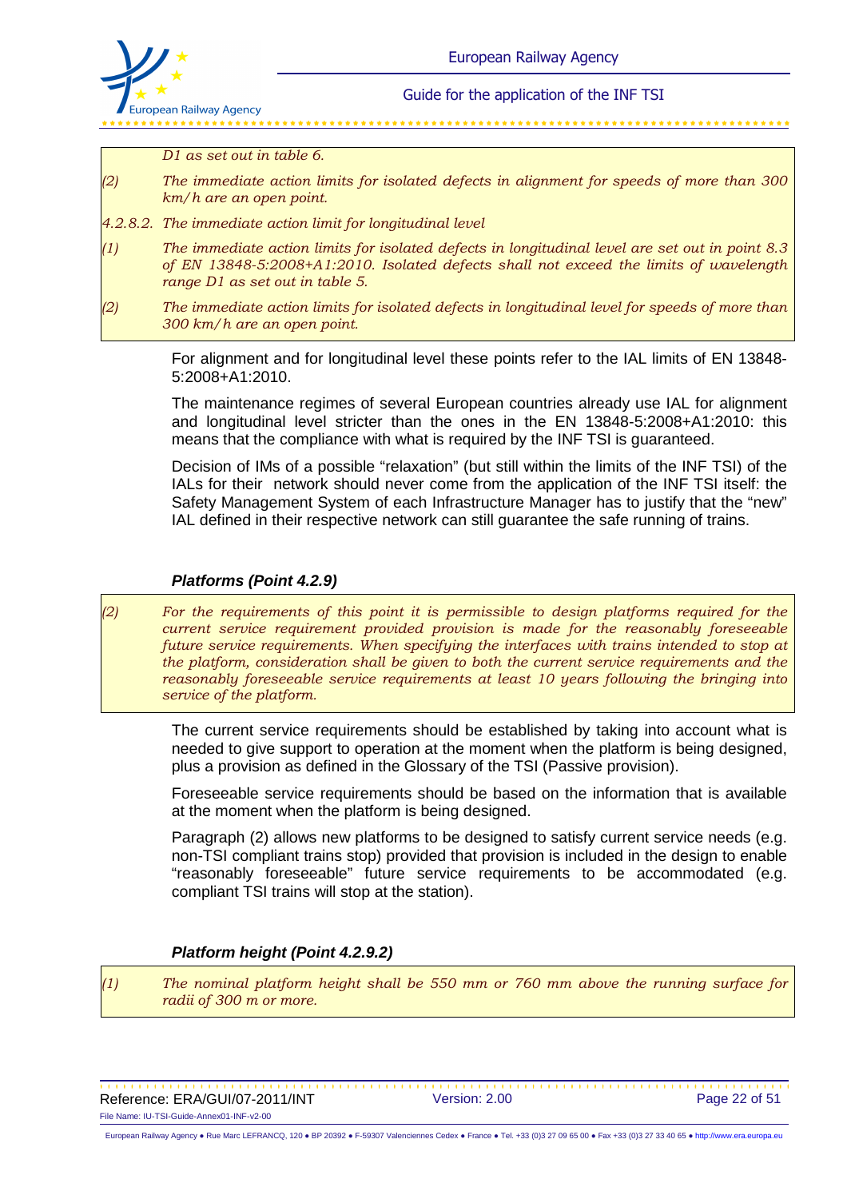*D1 as set out in table 6.*

*(2) The immediate action limits for isolated defects in alignment for speeds of more than 300 km/h are an open point.*

*4.2.8.2. The immediate action limit for longitudinal level*

*(1) The immediate action limits for isolated defects in longitudinal level are set out in point 8.3 of EN 13848-5:2008+A1:2010. Isolated defects shall not exceed the limits of wavelength range D1 as set out in table 5.*

*(2) The immediate action limits for isolated defects in longitudinal level for speeds of more than 300 km/h are an open point.*

For alignment and for longitudinal level these points refer to the IAL limits of EN 13848-5:2008+A1:2010.

The maintenance regimes of several European countries already use IAL for alignment and longitudinal level stricter than the ones in the EN 13848-5:2008+A1:2010: this means that the compliance with what is required by the INF TSI is guaranteed.

Decision of IMs of a possible "relaxation" (but still within the limits of the INF TSI) of the IALs for their network should never come from the application of the INF TSI itself: the Safety Management System of each Infrastructure Manager has to justify that the "new" IAL defined in their respective network can still guarantee the safe running of trains.

### Platforms (Point 4.2.9)

*(2) For the requirements of this point it is permissible to design platforms required for the current service requirement provided provision is made for the reasonably foreseeable future service requirements. When specifying the interfaces with trains intended to stop at the platform, consideration shall be given to both the current service requirements and the reasonably foreseeable service requirements at least 10 years following the bringing into service of the platform.*

The current service requirements should be established by taking into account what is needed to give support to operation at the moment when the platform is being designed, plus a provision as defined in the Glossary of the TSI (Passive provision).

Foreseeable service requirements should be based on the information that is available at the moment when the platform is being designed.

Paragraph (2) allows new platforms to be designed to satisfy current service needs (e.g. non-TSI compliant trains stop) provided that provision is included in the design to enable "reasonably foreseeable" future service requirements to be accommodated (e.g. compliant TSI trains will stop at the station).

### Platform height (Point 4.2.9.2)

*(1) The nominal platform height shall be 550 mm or 760 mm above the running surface for radii of 300 m or more.*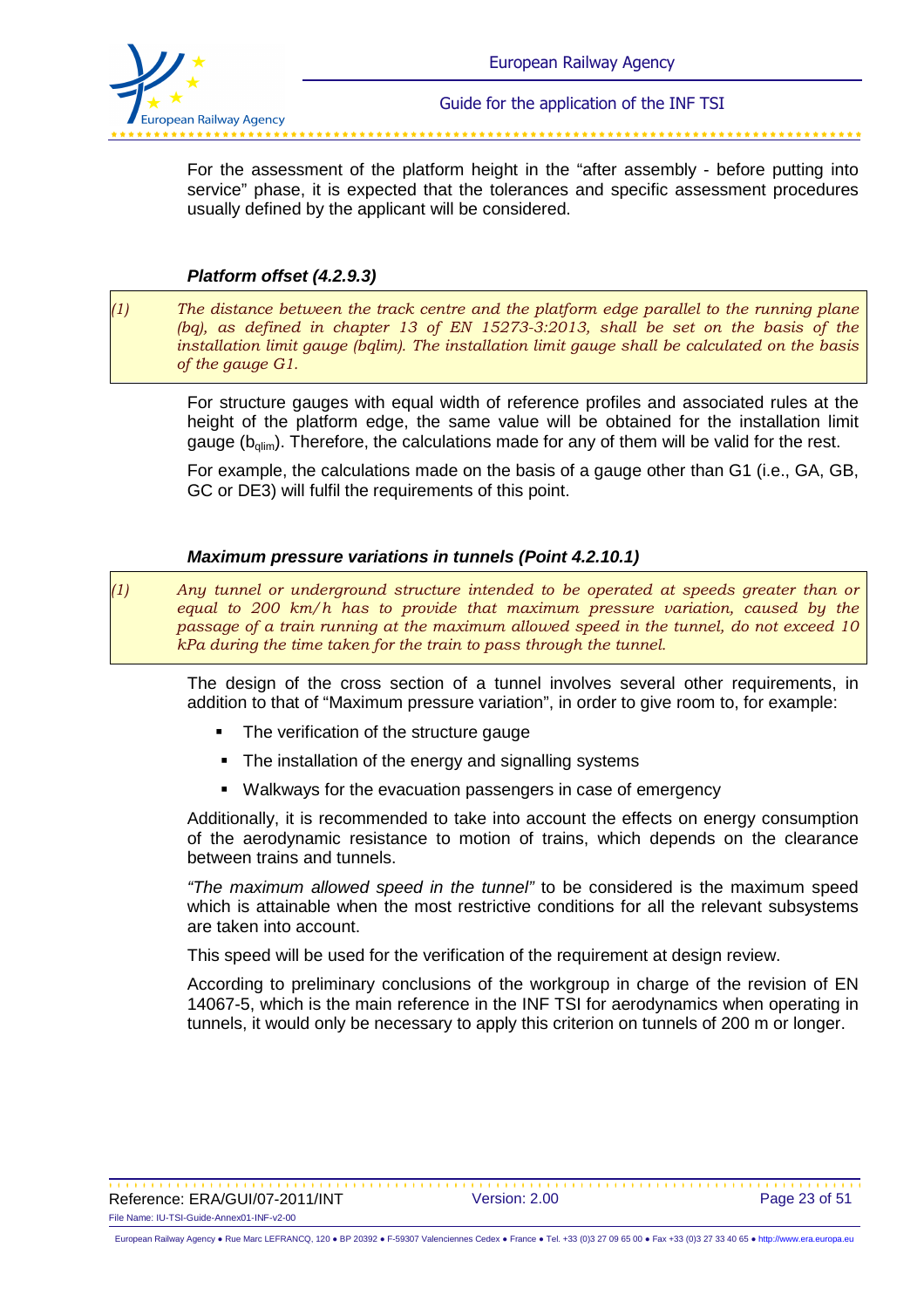For the assessment of the platform height in the "after assembly - before putting into service" phase, it is expected that the tolerances and specific assessment procedures usually defined by the applicant will be considered.

### *Platform offset (4.2.9.3)*

> *(1) The distance between the track centre and the platform edge parallel to the running plane (bq), as defined in chapter 13 of EN 15273-3:2013, shall be set on the basis of the installation limit gauge (bqlim). The installation limit gauge shall be calculated on the basis of the gauge G1.*

For structure gauges with equal width of reference profiles and associated rules at the height of the platform edge, the same value will be obtained for the installation limit gauge ($b_{qlim}$). Therefore, the calculations made for any of them will be valid for the rest.

For example, the calculations made on the basis of a gauge other than G1 (i.e., GA, GB, GC or DE3) will fulfil the requirements of this point.

### *Maximum pressure variations in tunnels (Point 4.2.10.1)*

> *(1) Any tunnel or underground structure intended to be operated at speeds greater than or equal to 200 km/h has to provide that maximum pressure variation, caused by the passage of a train running at the maximum allowed speed in the tunnel, do not exceed 10 kPa during the time taken for the train to pass through the tunnel.*

The design of the cross section of a tunnel involves several other requirements, in addition to that of "Maximum pressure variation", in order to give room to, for example:

- The verification of the structure gauge
- The installation of the energy and signalling systems
- Walkways for the evacuation passengers in case of emergency

Additionally, it is recommended to take into account the effects on energy consumption of the aerodynamic resistance to motion of trains, which depends on the clearance between trains and tunnels.

*"The maximum allowed speed in the tunnel"* to be considered is the maximum speed which is attainable when the most restrictive conditions for all the relevant subsystems are taken into account.

This speed will be used for the verification of the requirement at design review.

According to preliminary conclusions of the workgroup in charge of the revision of EN 14067-5, which is the main reference in the INF TSI for aerodynamics when operating in tunnels, it would only be necessary to apply this criterion on tunnels of 200 m or longer.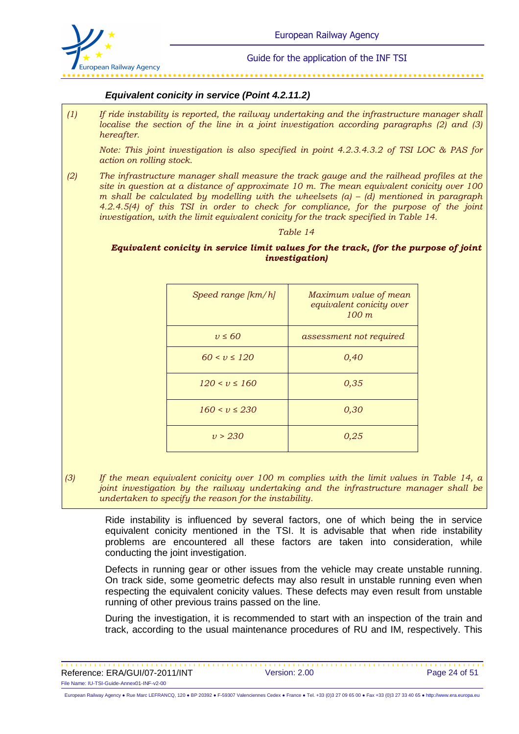### *Equivalent conicity in service (Point 4.2.11.2)*

*(1) If ride instability is reported, the railway undertaking and the infrastructure manager shall localise the section of the line in a joint investigation according paragraphs (2) and (3) hereafter.*

*Note: This joint investigation is also specified in point 4.2.3.4.3.2 of TSI LOC & PAS for action on rolling stock.*

*(2) The infrastructure manager shall measure the track gauge and the railhead profiles at the site in question at a distance of approximate 10 m. The mean equivalent conicity over 100 m shall be calculated by modelling with the wheelsets (a) – (d) mentioned in paragraph 4.2.4.5(4) of this TSI in order to check for compliance, for the purpose of the joint investigation, with the limit equivalent conicity for the track specified in Table 14.*

*Table 14*

***Equivalent conicity in service limit values for the track, (for the purpose of joint investigation)***

| *Speed range [km/h]* | *Maximum value of mean equivalent conicity over 100 m* |
|---|---|
| $v \leq 60$ | *assessment not required* |
| $60 < v \leq 120$ | *0,40* |
| $120 < v \leq 160$ | *0,35* |
| $160 < v \leq 230$ | *0,30* |
| $v > 230$ | *0,25* |

*(3) If the mean equivalent conicity over 100 m complies with the limit values in Table 14, a joint investigation by the railway undertaking and the infrastructure manager shall be undertaken to specify the reason for the instability.*

Ride instability is influenced by several factors, one of which being the in service equivalent conicity mentioned in the TSI. It is advisable that when ride instability problems are encountered all these factors are taken into consideration, while conducting the joint investigation.

Defects in running gear or other issues from the vehicle may create unstable running. On track side, some geometric defects may also result in unstable running even when respecting the equivalent conicity values. These defects may even result from unstable running of other previous trains passed on the line.

During the investigation, it is recommended to start with an inspection of the train and track, according to the usual maintenance procedures of RU and IM, respectively. This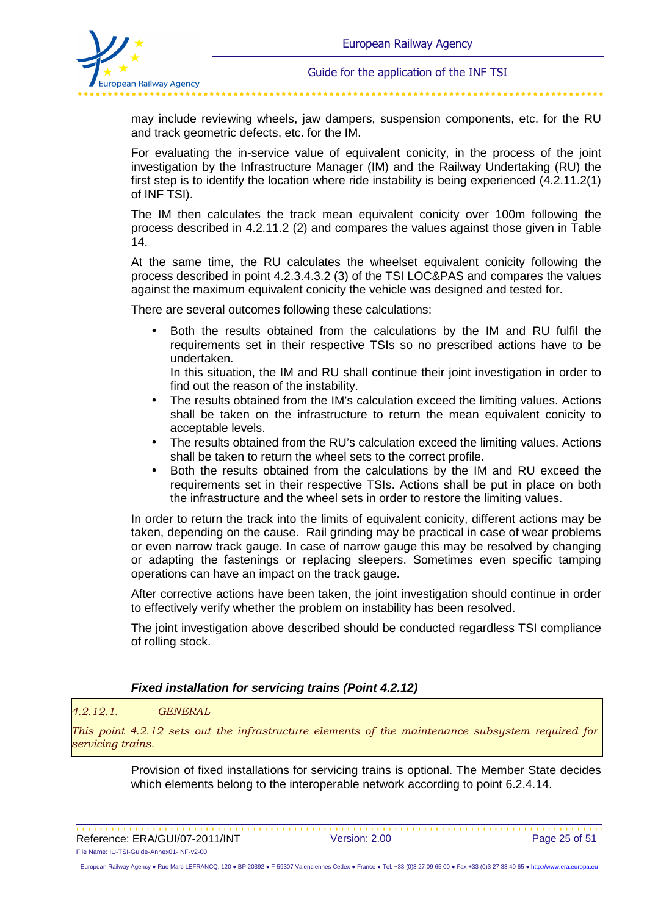may include reviewing wheels, jaw dampers, suspension components, etc. for the RU and track geometric defects, etc. for the IM.

For evaluating the in-service value of equivalent conicity, in the process of the joint investigation by the Infrastructure Manager (IM) and the Railway Undertaking (RU) the first step is to identify the location where ride instability is being experienced (4.2.11.2(1) of INF TSI).

The IM then calculates the track mean equivalent conicity over 100m following the process described in 4.2.11.2 (2) and compares the values against those given in Table 14.

At the same time, the RU calculates the wheelset equivalent conicity following the process described in point 4.2.3.4.3.2 (3) of the TSI LOC&PAS and compares the values against the maximum equivalent conicity the vehicle was designed and tested for.

There are several outcomes following these calculations:

- Both the results obtained from the calculations by the IM and RU fulfil the requirements set in their respective TSIs so no prescribed actions have to be undertaken.
  In this situation, the IM and RU shall continue their joint investigation in order to find out the reason of the instability.
- The results obtained from the IM's calculation exceed the limiting values. Actions shall be taken on the infrastructure to return the mean equivalent conicity to acceptable levels.
- The results obtained from the RU's calculation exceed the limiting values. Actions shall be taken to return the wheel sets to the correct profile.
- Both the results obtained from the calculations by the IM and RU exceed the requirements set in their respective TSIs. Actions shall be put in place on both the infrastructure and the wheel sets in order to restore the limiting values.

In order to return the track into the limits of equivalent conicity, different actions may be taken, depending on the cause. Rail grinding may be practical in case of wear problems or even narrow track gauge. In case of narrow gauge this may be resolved by changing or adapting the fastenings or replacing sleepers. Sometimes even specific tamping operations can have an impact on the track gauge.

After corrective actions have been taken, the joint investigation should continue in order to effectively verify whether the problem on instability has been resolved.

The joint investigation above described should be conducted regardless TSI compliance of rolling stock.

### *Fixed installation for servicing trains (Point 4.2.12)*

> *4.2.12.1. GENERAL*
>
> *This point 4.2.12 sets out the infrastructure elements of the maintenance subsystem required for servicing trains.*

Provision of fixed installations for servicing trains is optional. The Member State decides which elements belong to the interoperable network according to point 6.2.4.14.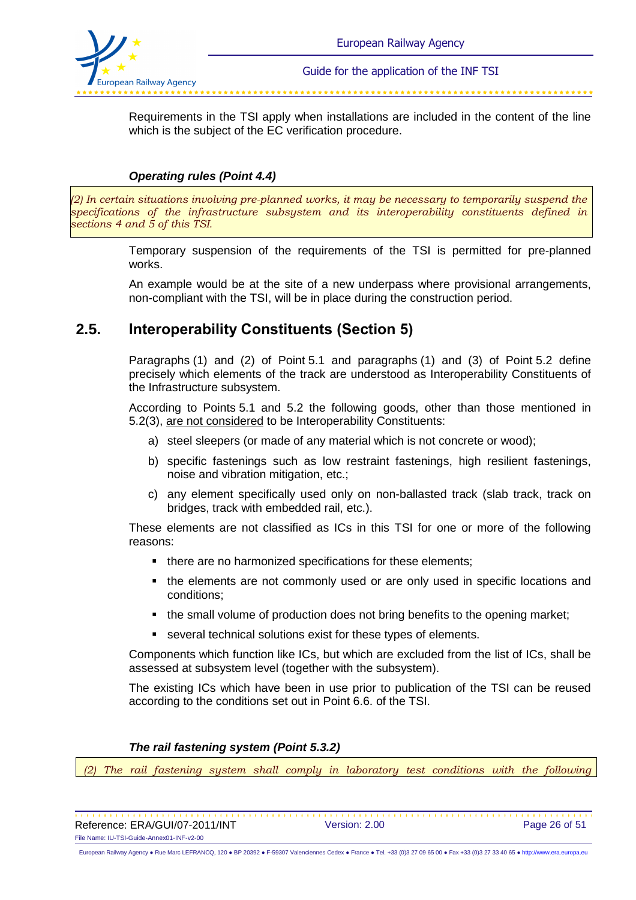Requirements in the TSI apply when installations are included in the content of the line which is the subject of the EC verification procedure.

***Operating rules (Point 4.4)***

> *(2) In certain situations involving pre-planned works, it may be necessary to temporarily suspend the specifications of the infrastructure subsystem and its interoperability constituents defined in sections 4 and 5 of this TSI.*

Temporary suspension of the requirements of the TSI is permitted for pre-planned works.

An example would be at the site of a new underpass where provisional arrangements, non-compliant with the TSI, will be in place during the construction period.

## 2.5. Interoperability Constituents (Section 5)

Paragraphs (1) and (2) of Point 5.1 and paragraphs (1) and (3) of Point 5.2 define precisely which elements of the track are understood as Interoperability Constituents of the Infrastructure subsystem.

According to Points 5.1 and 5.2 the following goods, other than those mentioned in 5.2(3), <u>are not considered</u> to be Interoperability Constituents:

a) steel sleepers (or made of any material which is not concrete or wood);

b) specific fastenings such as low restraint fastenings, high resilient fastenings, noise and vibration mitigation, etc.;

c) any element specifically used only on non-ballasted track (slab track, track on bridges, track with embedded rail, etc.).

These elements are not classified as ICs in this TSI for one or more of the following reasons:

- there are no harmonized specifications for these elements;
- the elements are not commonly used or are only used in specific locations and conditions;
- the small volume of production does not bring benefits to the opening market;
- several technical solutions exist for these types of elements.

Components which function like ICs, but which are excluded from the list of ICs, shall be assessed at subsystem level (together with the subsystem).

The existing ICs which have been in use prior to publication of the TSI can be reused according to the conditions set out in Point 6.6. of the TSI.

***The rail fastening system (Point 5.3.2)***

> *(2) The rail fastening system shall comply in laboratory test conditions with the following*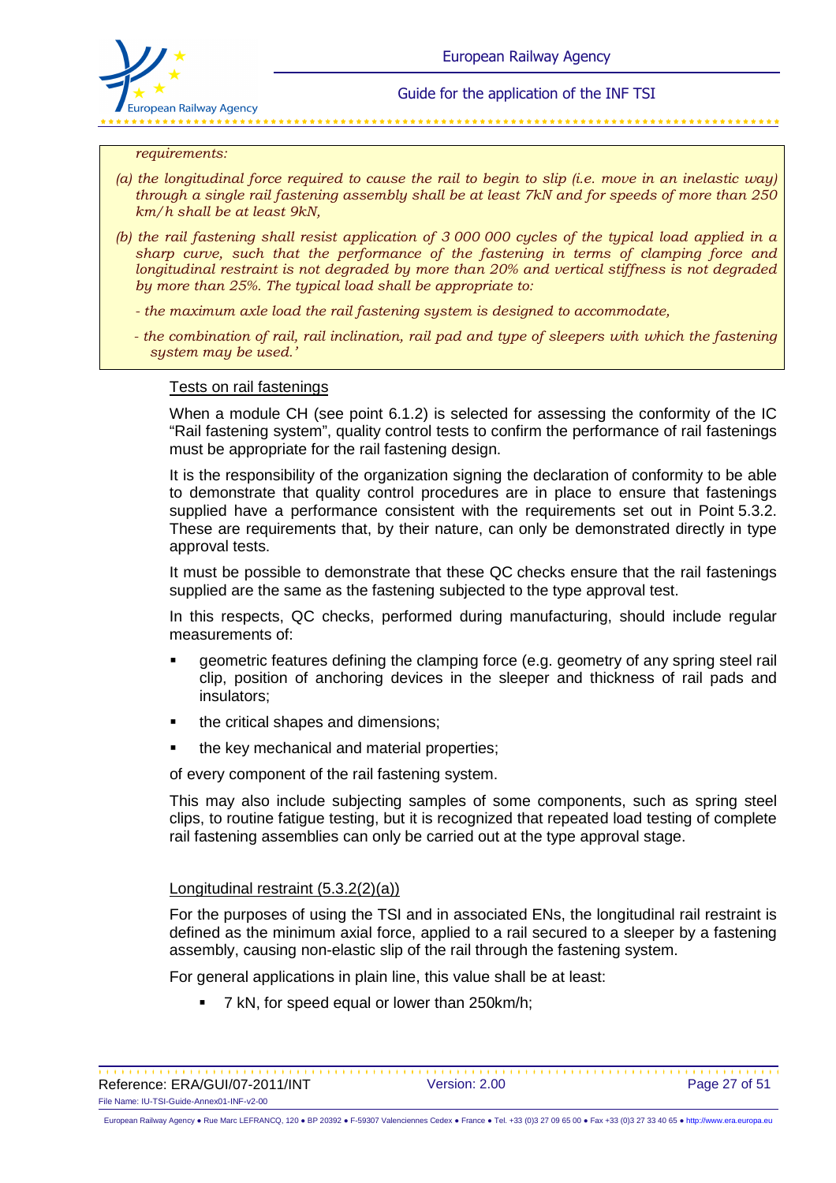*requirements:*

*(a) the longitudinal force required to cause the rail to begin to slip (i.e. move in an inelastic way) through a single rail fastening assembly shall be at least 7kN and for speeds of more than 250 km/h shall be at least 9kN,*

*(b) the rail fastening shall resist application of 3 000 000 cycles of the typical load applied in a sharp curve, such that the performance of the fastening in terms of clamping force and longitudinal restraint is not degraded by more than 20% and vertical stiffness is not degraded by more than 25%. The typical load shall be appropriate to:*

*- the maximum axle load the rail fastening system is designed to accommodate,*

*- the combination of rail, rail inclination, rail pad and type of sleepers with which the fastening system may be used.'*

Tests on rail fastenings

When a module CH (see point 6.1.2) is selected for assessing the conformity of the IC "Rail fastening system", quality control tests to confirm the performance of rail fastenings must be appropriate for the rail fastening design.

It is the responsibility of the organization signing the declaration of conformity to be able to demonstrate that quality control procedures are in place to ensure that fastenings supplied have a performance consistent with the requirements set out in Point 5.3.2. These are requirements that, by their nature, can only be demonstrated directly in type approval tests.

It must be possible to demonstrate that these QC checks ensure that the rail fastenings supplied are the same as the fastening subjected to the type approval test.

In this respects, QC checks, performed during manufacturing, should include regular measurements of:

- geometric features defining the clamping force (e.g. geometry of any spring steel rail clip, position of anchoring devices in the sleeper and thickness of rail pads and insulators;
- the critical shapes and dimensions;
- the key mechanical and material properties;

of every component of the rail fastening system.

This may also include subjecting samples of some components, such as spring steel clips, to routine fatigue testing, but it is recognized that repeated load testing of complete rail fastening assemblies can only be carried out at the type approval stage.

Longitudinal restraint (5.3.2(2)(a))

For the purposes of using the TSI and in associated ENs, the longitudinal rail restraint is defined as the minimum axial force, applied to a rail secured to a sleeper by a fastening assembly, causing non-elastic slip of the rail through the fastening system.

For general applications in plain line, this value shall be at least:

- 7 kN, for speed equal or lower than 250km/h;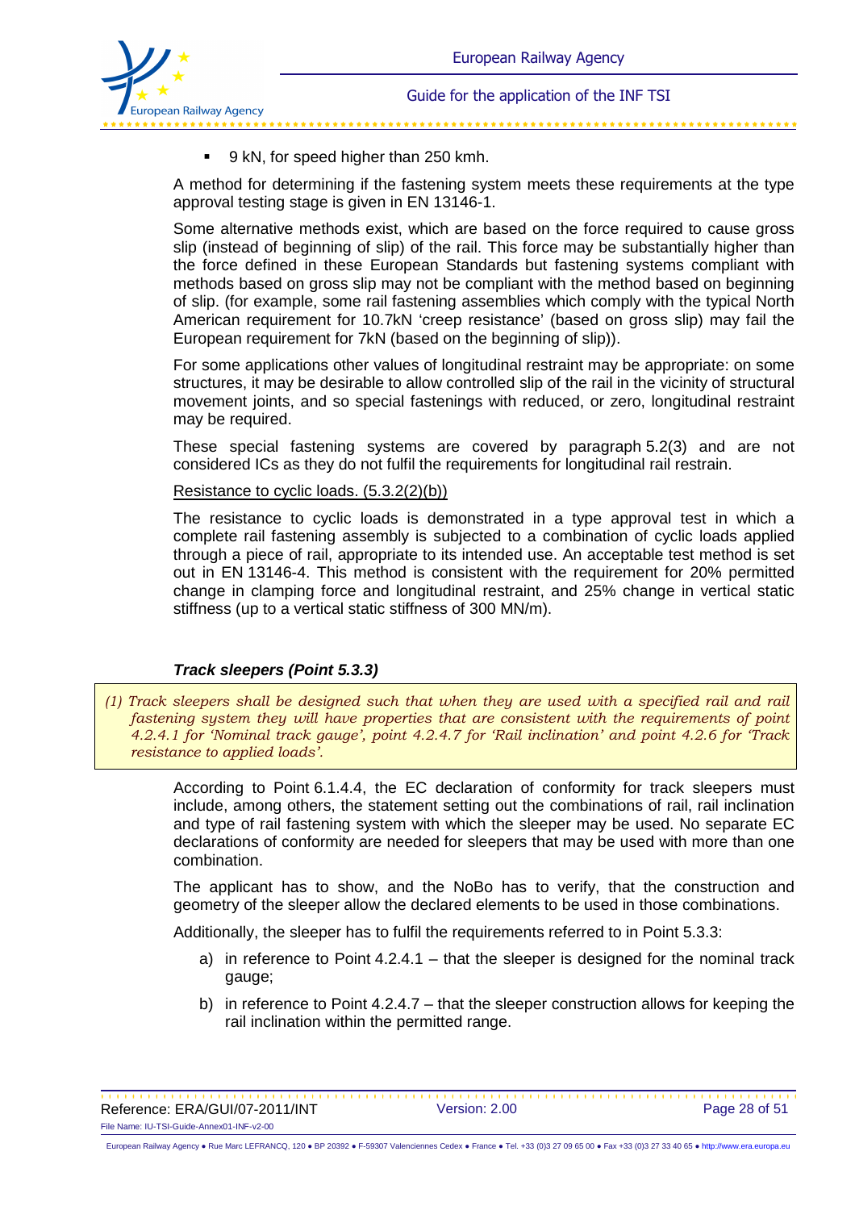- 9 kN, for speed higher than 250 kmh.

A method for determining if the fastening system meets these requirements at the type approval testing stage is given in EN 13146-1.

Some alternative methods exist, which are based on the force required to cause gross slip (instead of beginning of slip) of the rail. This force may be substantially higher than the force defined in these European Standards but fastening systems compliant with methods based on gross slip may not be compliant with the method based on beginning of slip. (for example, some rail fastening assemblies which comply with the typical North American requirement for 10.7kN 'creep resistance' (based on gross slip) may fail the European requirement for 7kN (based on the beginning of slip)).

For some applications other values of longitudinal restraint may be appropriate: on some structures, it may be desirable to allow controlled slip of the rail in the vicinity of structural movement joints, and so special fastenings with reduced, or zero, longitudinal restraint may be required.

These special fastening systems are covered by paragraph 5.2(3) and are not considered ICs as they do not fulfil the requirements for longitudinal rail restrain.

Resistance to cyclic loads. (5.3.2(2)(b))

The resistance to cyclic loads is demonstrated in a type approval test in which a complete rail fastening assembly is subjected to a combination of cyclic loads applied through a piece of rail, appropriate to its intended use. An acceptable test method is set out in EN 13146-4. This method is consistent with the requirement for 20% permitted change in clamping force and longitudinal restraint, and 25% change in vertical static stiffness (up to a vertical static stiffness of 300 MN/m).

#### ***Track sleepers (Point 5.3.3)***

*(1) Track sleepers shall be designed such that when they are used with a specified rail and rail fastening system they will have properties that are consistent with the requirements of point 4.2.4.1 for 'Nominal track gauge', point 4.2.4.7 for 'Rail inclination' and point 4.2.6 for 'Track resistance to applied loads'.*

According to Point 6.1.4.4, the EC declaration of conformity for track sleepers must include, among others, the statement setting out the combinations of rail, rail inclination and type of rail fastening system with which the sleeper may be used. No separate EC declarations of conformity are needed for sleepers that may be used with more than one combination.

The applicant has to show, and the NoBo has to verify, that the construction and geometry of the sleeper allow the declared elements to be used in those combinations.

Additionally, the sleeper has to fulfil the requirements referred to in Point 5.3.3:

a) in reference to Point 4.2.4.1 – that the sleeper is designed for the nominal track gauge;

b) in reference to Point 4.2.4.7 – that the sleeper construction allows for keeping the rail inclination within the permitted range.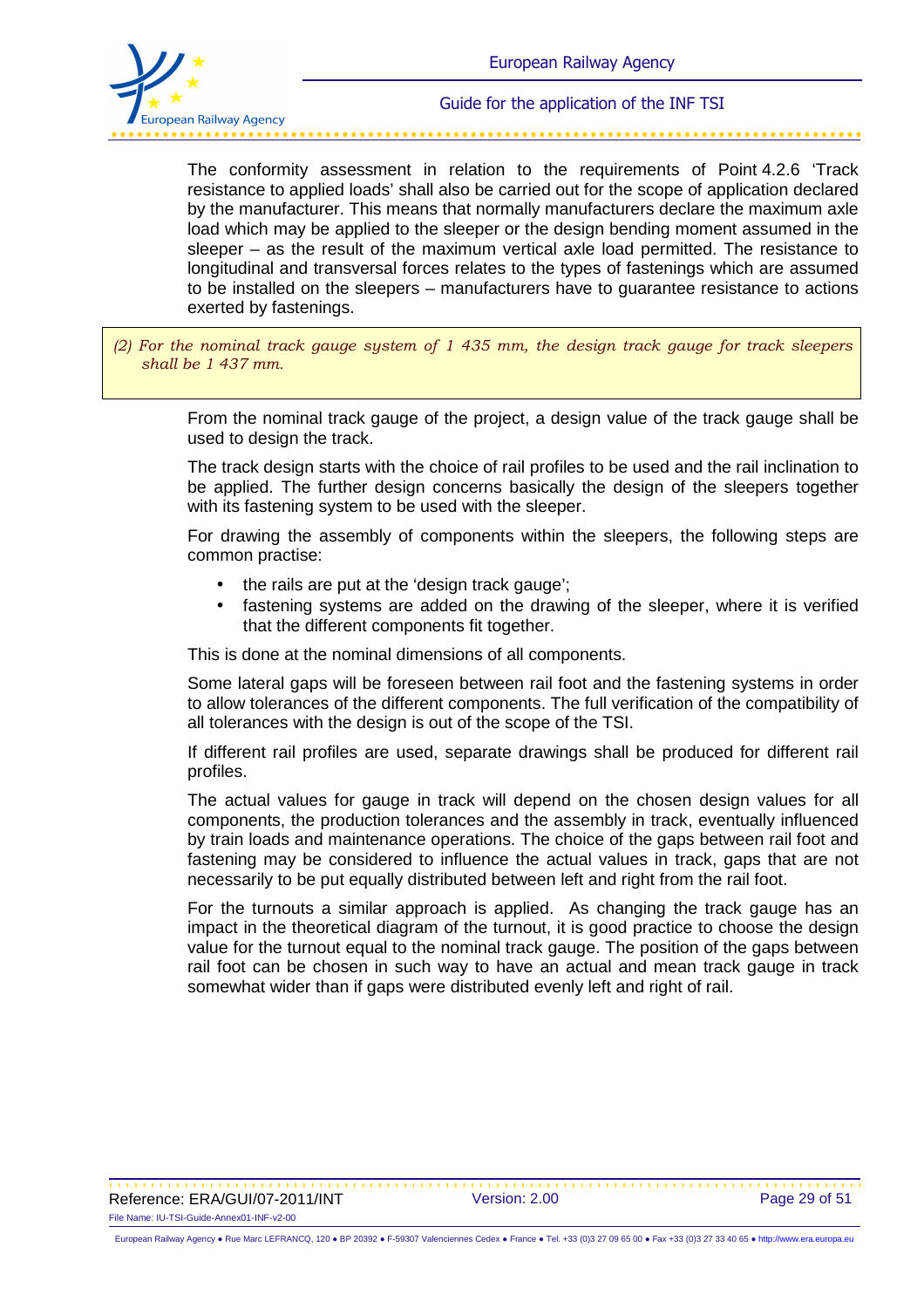The conformity assessment in relation to the requirements of Point 4.2.6 'Track resistance to applied loads' shall also be carried out for the scope of application declared by the manufacturer. This means that normally manufacturers declare the maximum axle load which may be applied to the sleeper or the design bending moment assumed in the sleeper – as the result of the maximum vertical axle load permitted. The resistance to longitudinal and transversal forces relates to the types of fastenings which are assumed to be installed on the sleepers – manufacturers have to guarantee resistance to actions exerted by fastenings.

*(2) For the nominal track gauge system of 1 435 mm, the design track gauge for track sleepers shall be 1 437 mm.*

From the nominal track gauge of the project, a design value of the track gauge shall be used to design the track.

The track design starts with the choice of rail profiles to be used and the rail inclination to be applied. The further design concerns basically the design of the sleepers together with its fastening system to be used with the sleeper.

For drawing the assembly of components within the sleepers, the following steps are common practise:

- the rails are put at the 'design track gauge';
- fastening systems are added on the drawing of the sleeper, where it is verified that the different components fit together.

This is done at the nominal dimensions of all components.

Some lateral gaps will be foreseen between rail foot and the fastening systems in order to allow tolerances of the different components. The full verification of the compatibility of all tolerances with the design is out of the scope of the TSI.

If different rail profiles are used, separate drawings shall be produced for different rail profiles.

The actual values for gauge in track will depend on the chosen design values for all components, the production tolerances and the assembly in track, eventually influenced by train loads and maintenance operations. The choice of the gaps between rail foot and fastening may be considered to influence the actual values in track, gaps that are not necessarily to be put equally distributed between left and right from the rail foot.

For the turnouts a similar approach is applied. As changing the track gauge has an impact in the theoretical diagram of the turnout, it is good practice to choose the design value for the turnout equal to the nominal track gauge. The position of the gaps between rail foot can be chosen in such way to have an actual and mean track gauge in track somewhat wider than if gaps were distributed evenly left and right of rail.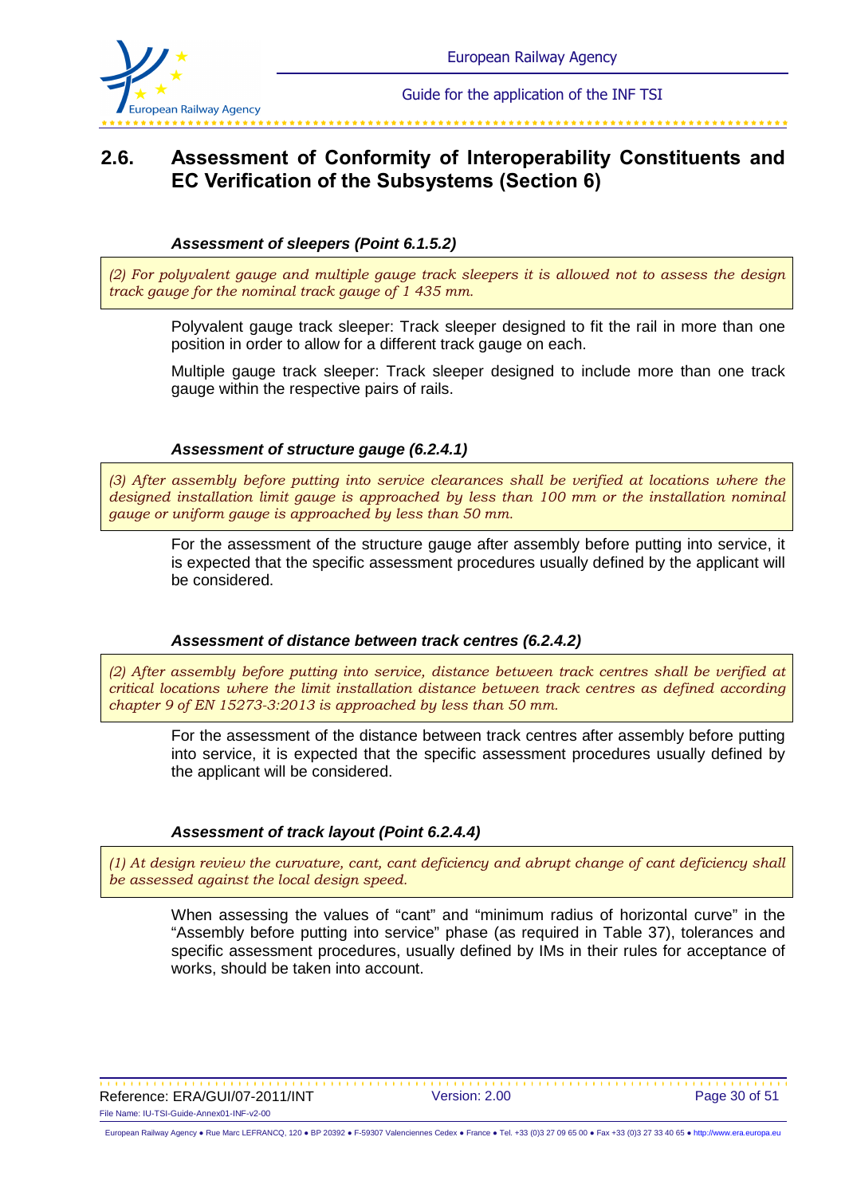## 2.6. Assessment of Conformity of Interoperability Constituents and EC Verification of the Subsystems (Section 6)

#### *Assessment of sleepers (Point 6.1.5.2)*

> *(2) For polyvalent gauge and multiple gauge track sleepers it is allowed not to assess the design track gauge for the nominal track gauge of 1 435 mm.*

Polyvalent gauge track sleeper: Track sleeper designed to fit the rail in more than one position in order to allow for a different track gauge on each.

Multiple gauge track sleeper: Track sleeper designed to include more than one track gauge within the respective pairs of rails.

#### *Assessment of structure gauge (6.2.4.1)*

> *(3) After assembly before putting into service clearances shall be verified at locations where the designed installation limit gauge is approached by less than 100 mm or the installation nominal gauge or uniform gauge is approached by less than 50 mm.*

For the assessment of the structure gauge after assembly before putting into service, it is expected that the specific assessment procedures usually defined by the applicant will be considered.

#### *Assessment of distance between track centres (6.2.4.2)*

> *(2) After assembly before putting into service, distance between track centres shall be verified at critical locations where the limit installation distance between track centres as defined according chapter 9 of EN 15273-3:2013 is approached by less than 50 mm.*

For the assessment of the distance between track centres after assembly before putting into service, it is expected that the specific assessment procedures usually defined by the applicant will be considered.

#### *Assessment of track layout (Point 6.2.4.4)*

> *(1) At design review the curvature, cant, cant deficiency and abrupt change of cant deficiency shall be assessed against the local design speed.*

When assessing the values of "cant" and "minimum radius of horizontal curve" in the "Assembly before putting into service" phase (as required in Table 37), tolerances and specific assessment procedures, usually defined by IMs in their rules for acceptance of works, should be taken into account.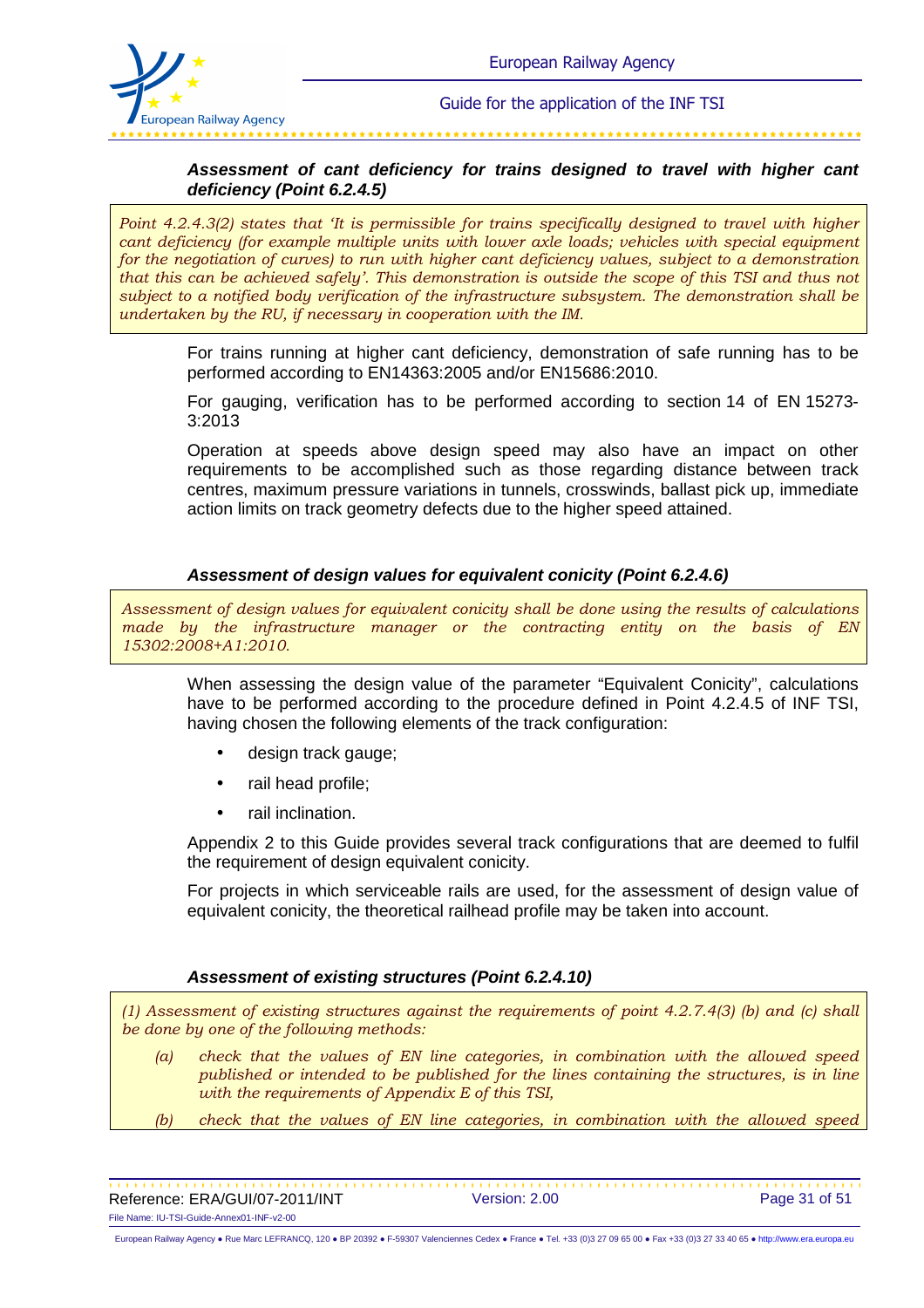#### *Assessment of cant deficiency for trains designed to travel with higher cant deficiency (Point 6.2.4.5)*

> *Point 4.2.4.3(2) states that 'It is permissible for trains specifically designed to travel with higher cant deficiency (for example multiple units with lower axle loads; vehicles with special equipment for the negotiation of curves) to run with higher cant deficiency values, subject to a demonstration that this can be achieved safely'. This demonstration is outside the scope of this TSI and thus not subject to a notified body verification of the infrastructure subsystem. The demonstration shall be undertaken by the RU, if necessary in cooperation with the IM.*

For trains running at higher cant deficiency, demonstration of safe running has to be performed according to EN14363:2005 and/or EN15686:2010.

For gauging, verification has to be performed according to section 14 of EN 15273-3:2013

Operation at speeds above design speed may also have an impact on other requirements to be accomplished such as those regarding distance between track centres, maximum pressure variations in tunnels, crosswinds, ballast pick up, immediate action limits on track geometry defects due to the higher speed attained.

#### *Assessment of design values for equivalent conicity (Point 6.2.4.6)*

> *Assessment of design values for equivalent conicity shall be done using the results of calculations made by the infrastructure manager or the contracting entity on the basis of EN 15302:2008+A1:2010.*

When assessing the design value of the parameter "Equivalent Conicity", calculations have to be performed according to the procedure defined in Point 4.2.4.5 of INF TSI, having chosen the following elements of the track configuration:

- design track gauge;
- rail head profile;
- rail inclination.

Appendix 2 to this Guide provides several track configurations that are deemed to fulfil the requirement of design equivalent conicity.

For projects in which serviceable rails are used, for the assessment of design value of equivalent conicity, the theoretical railhead profile may be taken into account.

#### *Assessment of existing structures (Point 6.2.4.10)*

> *(1) Assessment of existing structures against the requirements of point 4.2.7.4(3) (b) and (c) shall be done by one of the following methods:*
>
> *(a) check that the values of EN line categories, in combination with the allowed speed published or intended to be published for the lines containing the structures, is in line with the requirements of Appendix E of this TSI,*
>
> *(b) check that the values of EN line categories, in combination with the allowed speed*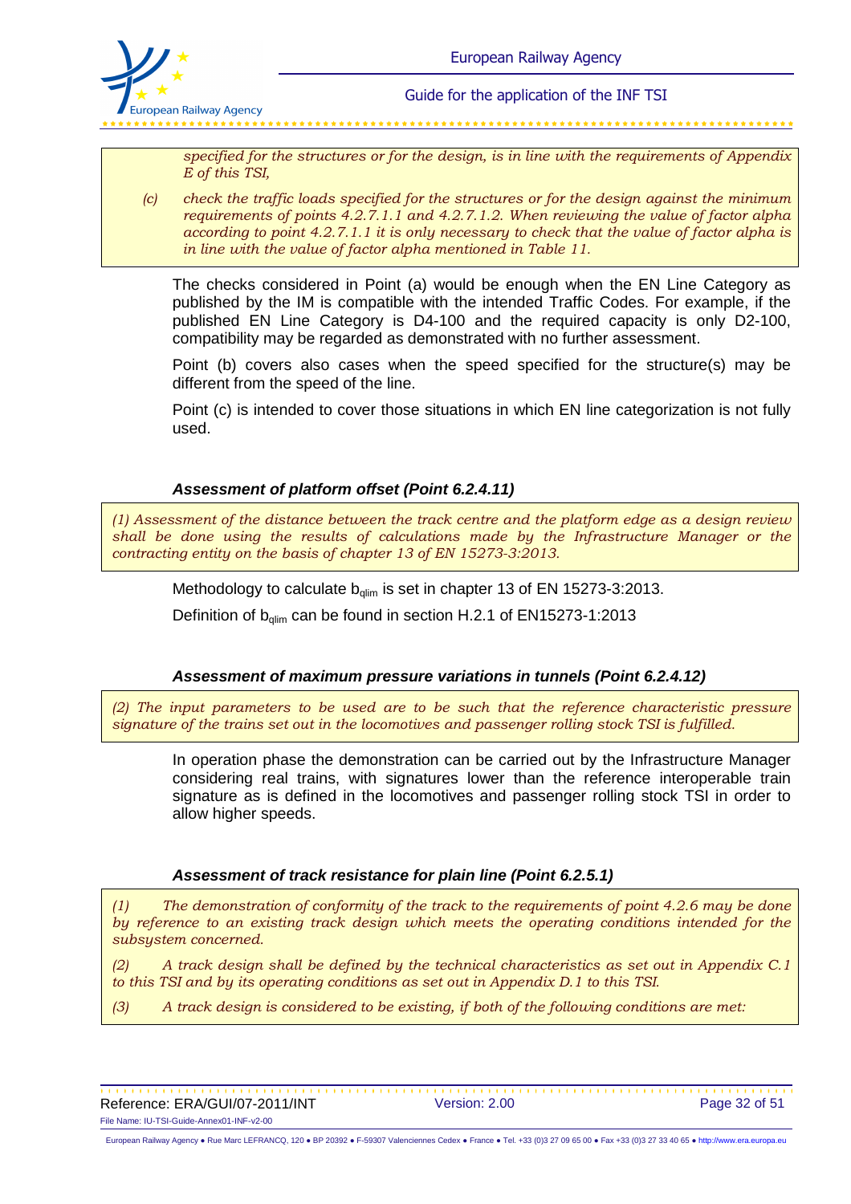*specified for the structures or for the design, is in line with the requirements of Appendix E of this TSI,*

*(c) check the traffic loads specified for the structures or for the design against the minimum requirements of points 4.2.7.1.1 and 4.2.7.1.2. When reviewing the value of factor alpha according to point 4.2.7.1.1 it is only necessary to check that the value of factor alpha is in line with the value of factor alpha mentioned in Table 11.*

The checks considered in Point (a) would be enough when the EN Line Category as published by the IM is compatible with the intended Traffic Codes. For example, if the published EN Line Category is D4-100 and the required capacity is only D2-100, compatibility may be regarded as demonstrated with no further assessment.

Point (b) covers also cases when the speed specified for the structure(s) may be different from the speed of the line.

Point (c) is intended to cover those situations in which EN line categorization is not fully used.

### *Assessment of platform offset (Point 6.2.4.11)*

*(1) Assessment of the distance between the track centre and the platform edge as a design review shall be done using the results of calculations made by the Infrastructure Manager or the contracting entity on the basis of chapter 13 of EN 15273-3:2013.*

Methodology to calculate $b_{qlim}$ is set in chapter 13 of EN 15273-3:2013.

Definition of $b_{qlim}$ can be found in section H.2.1 of EN15273-1:2013

### *Assessment of maximum pressure variations in tunnels (Point 6.2.4.12)*

*(2) The input parameters to be used are to be such that the reference characteristic pressure signature of the trains set out in the locomotives and passenger rolling stock TSI is fulfilled.*

In operation phase the demonstration can be carried out by the Infrastructure Manager considering real trains, with signatures lower than the reference interoperable train signature as is defined in the locomotives and passenger rolling stock TSI in order to allow higher speeds.

### *Assessment of track resistance for plain line (Point 6.2.5.1)*

*(1) The demonstration of conformity of the track to the requirements of point 4.2.6 may be done by reference to an existing track design which meets the operating conditions intended for the subsystem concerned.*

*(2) A track design shall be defined by the technical characteristics as set out in Appendix C.1 to this TSI and by its operating conditions as set out in Appendix D.1 to this TSI.*

*(3) A track design is considered to be existing, if both of the following conditions are met:*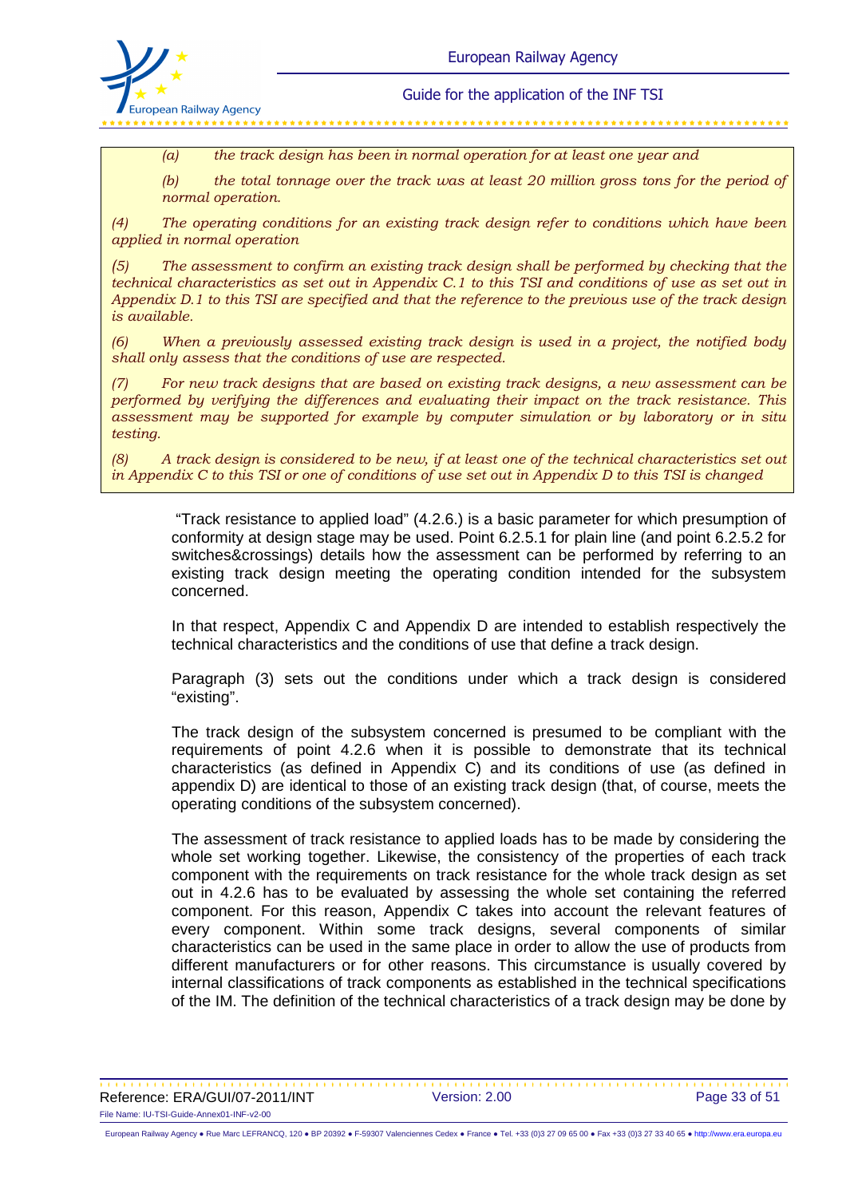> *(a) the track design has been in normal operation for at least one year and*
>
> *(b) the total tonnage over the track was at least 20 million gross tons for the period of normal operation.*
>
> *(4) The operating conditions for an existing track design refer to conditions which have been applied in normal operation*
>
> *(5) The assessment to confirm an existing track design shall be performed by checking that the technical characteristics as set out in Appendix C.1 to this TSI and conditions of use as set out in Appendix D.1 to this TSI are specified and that the reference to the previous use of the track design is available.*
>
> *(6) When a previously assessed existing track design is used in a project, the notified body shall only assess that the conditions of use are respected.*
>
> *(7) For new track designs that are based on existing track designs, a new assessment can be performed by verifying the differences and evaluating their impact on the track resistance. This assessment may be supported for example by computer simulation or by laboratory or in situ testing.*
>
> *(8) A track design is considered to be new, if at least one of the technical characteristics set out in Appendix C to this TSI or one of conditions of use set out in Appendix D to this TSI is changed*

"Track resistance to applied load" (4.2.6.) is a basic parameter for which presumption of conformity at design stage may be used. Point 6.2.5.1 for plain line (and point 6.2.5.2 for switches&crossings) details how the assessment can be performed by referring to an existing track design meeting the operating condition intended for the subsystem concerned.

In that respect, Appendix C and Appendix D are intended to establish respectively the technical characteristics and the conditions of use that define a track design.

Paragraph (3) sets out the conditions under which a track design is considered "existing".

The track design of the subsystem concerned is presumed to be compliant with the requirements of point 4.2.6 when it is possible to demonstrate that its technical characteristics (as defined in Appendix C) and its conditions of use (as defined in appendix D) are identical to those of an existing track design (that, of course, meets the operating conditions of the subsystem concerned).

The assessment of track resistance to applied loads has to be made by considering the whole set working together. Likewise, the consistency of the properties of each track component with the requirements on track resistance for the whole track design as set out in 4.2.6 has to be evaluated by assessing the whole set containing the referred component. For this reason, Appendix C takes into account the relevant features of every component. Within some track designs, several components of similar characteristics can be used in the same place in order to allow the use of products from different manufacturers or for other reasons. This circumstance is usually covered by internal classifications of track components as established in the technical specifications of the IM. The definition of the technical characteristics of a track design may be done by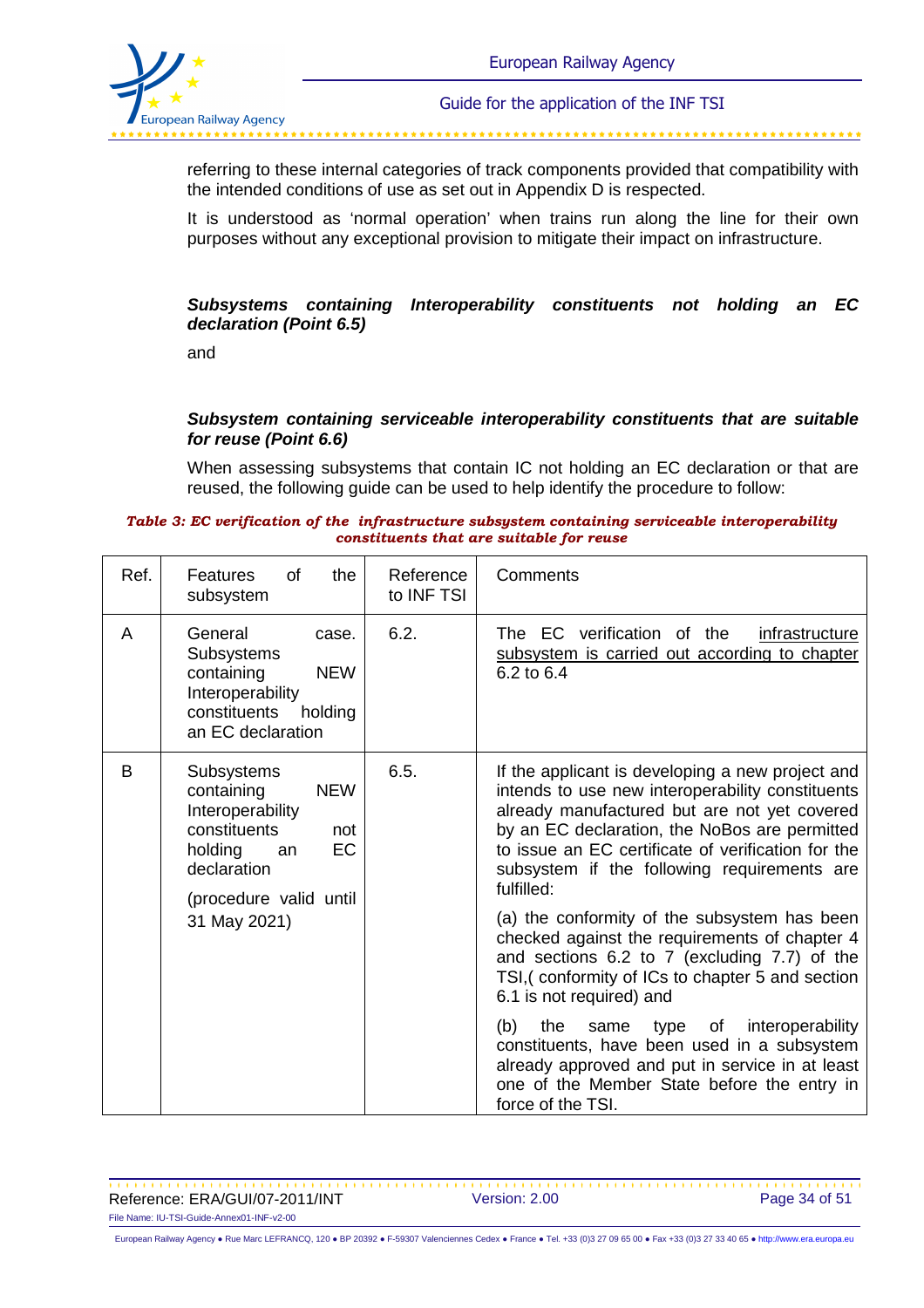referring to these internal categories of track components provided that compatibility with the intended conditions of use as set out in Appendix D is respected.

It is understood as 'normal operation' when trains run along the line for their own purposes without any exceptional provision to mitigate their impact on infrastructure.

***Subsystems containing Interoperability constituents not holding an EC declaration (Point 6.5)***

and

***Subsystem containing serviceable interoperability constituents that are suitable for reuse (Point 6.6)***

When assessing subsystems that contain IC not holding an EC declaration or that are reused, the following guide can be used to help identify the procedure to follow:

***Table 3: EC verification of the infrastructure subsystem containing serviceable interoperability constituents that are suitable for reuse***

| Ref. | Features of the subsystem | Reference to INF TSI | Comments |
|---|---|---|---|
| A | General case. Subsystems containing NEW Interoperability constituents holding an EC declaration | 6.2. | The EC verification of the infrastructure subsystem is carried out according to chapter 6.2 to 6.4 |
| B | Subsystems containing NEW Interoperability constituents not holding an EC declaration<br><br>(procedure valid until 31 May 2021) | 6.5. | If the applicant is developing a new project and intends to use new interoperability constituents already manufactured but are not yet covered by an EC declaration, the NoBos are permitted to issue an EC certificate of verification for the subsystem if the following requirements are fulfilled:<br><br>(a) the conformity of the subsystem has been checked against the requirements of chapter 4 and sections 6.2 to 7 (excluding 7.7) of the TSI,( conformity of ICs to chapter 5 and section 6.1 is not required) and<br><br>(b) the same type of interoperability constituents, have been used in a subsystem already approved and put in service in at least one of the Member State before the entry in force of the TSI. |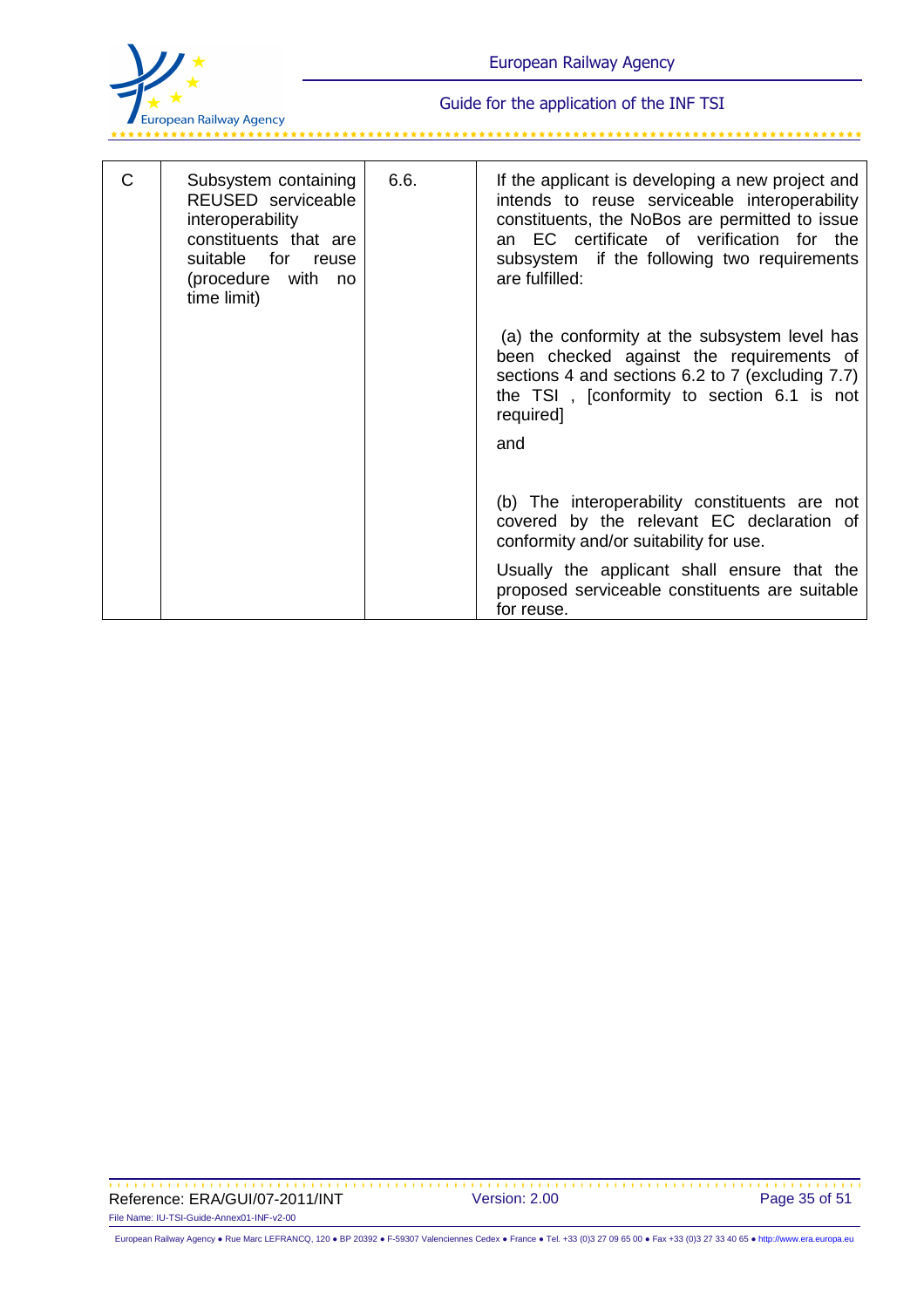| C | Subsystem containing REUSED serviceable interoperability constituents that are suitable for reuse (procedure with no time limit) | 6.6. | If the applicant is developing a new project and intends to reuse serviceable interoperability constituents, the NoBos are permitted to issue an EC certificate of verification for the subsystem if the following two requirements are fulfilled:<br><br>(a) the conformity at the subsystem level has been checked against the requirements of sections 4 and sections 6.2 to 7 (excluding 7.7) the TSI , [conformity to section 6.1 is not required]<br><br>and<br><br>(b) The interoperability constituents are not covered by the relevant EC declaration of conformity and/or suitability for use.<br><br>Usually the applicant shall ensure that the proposed serviceable constituents are suitable for reuse. |
|---|---|---|---|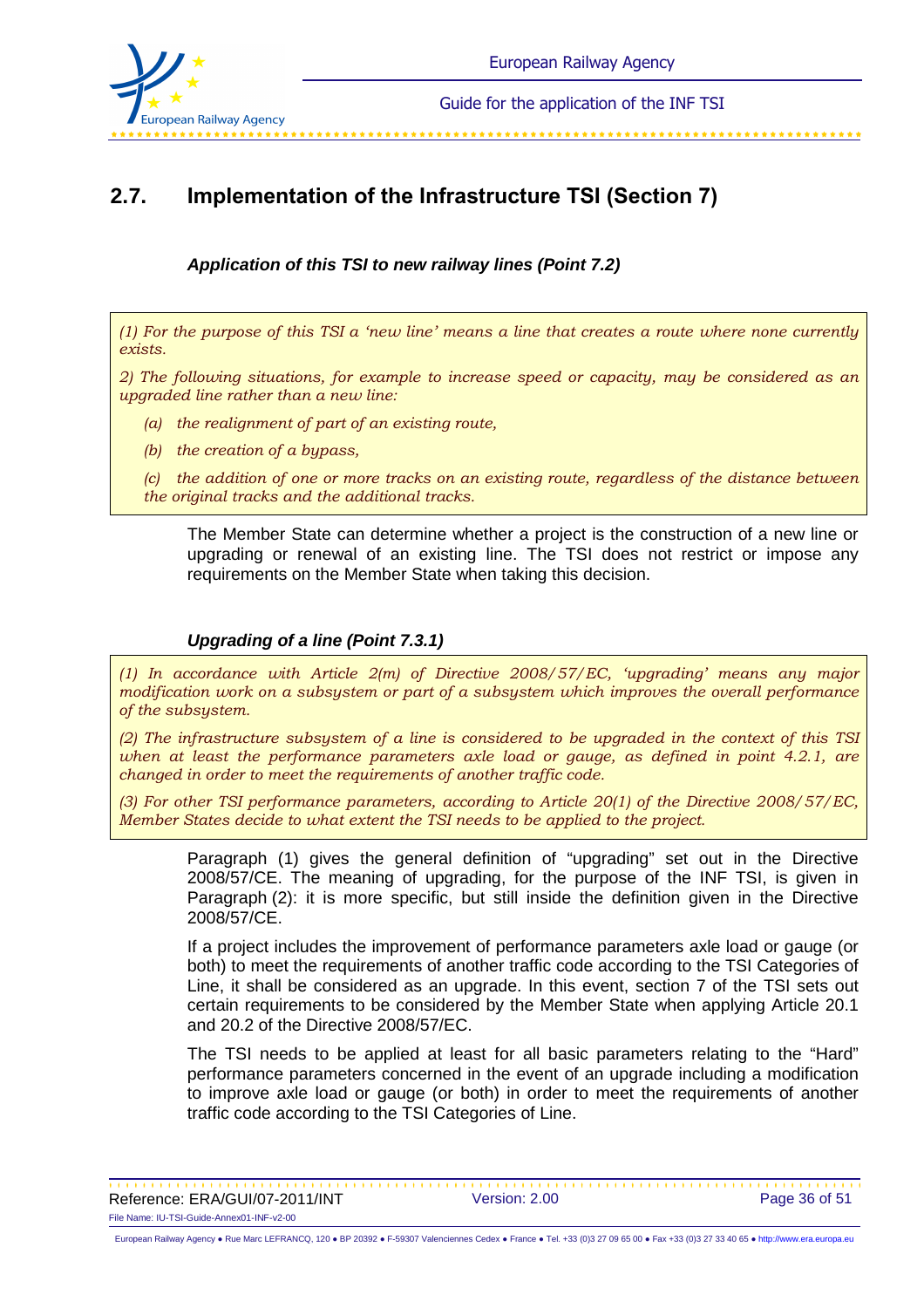## 2.7. Implementation of the Infrastructure TSI (Section 7)

***Application of this TSI to new railway lines (Point 7.2)***

*(1) For the purpose of this TSI a 'new line' means a line that creates a route where none currently exists.*

*2) The following situations, for example to increase speed or capacity, may be considered as an upgraded line rather than a new line:*

*(a) the realignment of part of an existing route,*

*(b) the creation of a bypass,*

*(c) the addition of one or more tracks on an existing route, regardless of the distance between the original tracks and the additional tracks.*

The Member State can determine whether a project is the construction of a new line or upgrading or renewal of an existing line. The TSI does not restrict or impose any requirements on the Member State when taking this decision.

***Upgrading of a line (Point 7.3.1)***

*(1) In accordance with Article 2(m) of Directive 2008/57/EC, 'upgrading' means any major modification work on a subsystem or part of a subsystem which improves the overall performance of the subsystem.*

*(2) The infrastructure subsystem of a line is considered to be upgraded in the context of this TSI when at least the performance parameters axle load or gauge, as defined in point 4.2.1, are changed in order to meet the requirements of another traffic code.*

*(3) For other TSI performance parameters, according to Article 20(1) of the Directive 2008/57/EC, Member States decide to what extent the TSI needs to be applied to the project.*

Paragraph (1) gives the general definition of "upgrading" set out in the Directive 2008/57/CE. The meaning of upgrading, for the purpose of the INF TSI, is given in Paragraph (2): it is more specific, but still inside the definition given in the Directive 2008/57/CE.

If a project includes the improvement of performance parameters axle load or gauge (or both) to meet the requirements of another traffic code according to the TSI Categories of Line, it shall be considered as an upgrade. In this event, section 7 of the TSI sets out certain requirements to be considered by the Member State when applying Article 20.1 and 20.2 of the Directive 2008/57/EC.

The TSI needs to be applied at least for all basic parameters relating to the "Hard" performance parameters concerned in the event of an upgrade including a modification to improve axle load or gauge (or both) in order to meet the requirements of another traffic code according to the TSI Categories of Line.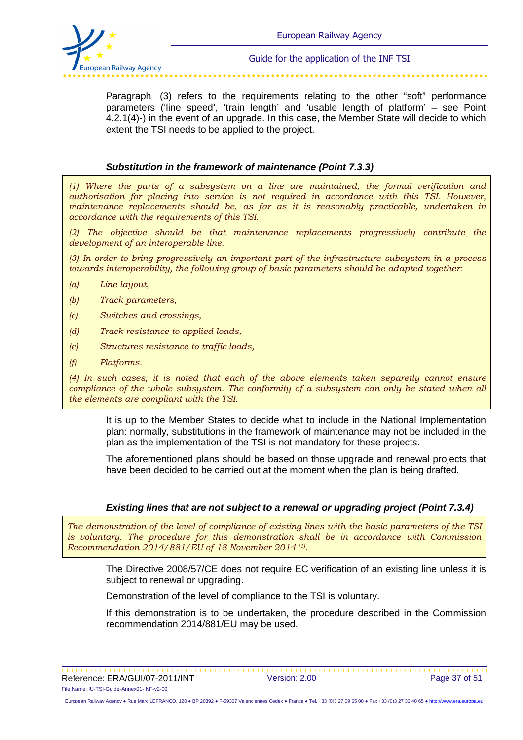Paragraph (3) refers to the requirements relating to the other “soft” performance parameters (‘line speed’, ‘train length’ and ‘usable length of platform’ – see Point 4.2.1(4)-) in the event of an upgrade. In this case, the Member State will decide to which extent the TSI needs to be applied to the project.

### *Substitution in the framework of maintenance (Point 7.3.3)*

> *(1) Where the parts of a subsystem on a line are maintained, the formal verification and authorisation for placing into service is not required in accordance with this TSI. However, maintenance replacements should be, as far as it is reasonably practicable, undertaken in accordance with the requirements of this TSI.*
>
> *(2) The objective should be that maintenance replacements progressively contribute the development of an interoperable line.*
>
> *(3) In order to bring progressively an important part of the infrastructure subsystem in a process towards interoperability, the following group of basic parameters should be adapted together:*
>
> *(a) Line layout,*
>
> *(b) Track parameters,*
>
> *(c) Switches and crossings,*
>
> *(d) Track resistance to applied loads,*
>
> *(e) Structures resistance to traffic loads,*
>
> *(f) Platforms.*
>
> *(4) In such cases, it is noted that each of the above elements taken separetly cannot ensure compliance of the whole subsystem. The conformity of a subsystem can only be stated when all the elements are compliant with the TSI.*

It is up to the Member States to decide what to include in the National Implementation plan: normally, substitutions in the framework of maintenance may not be included in the plan as the implementation of the TSI is not mandatory for these projects.

The aforementioned plans should be based on those upgrade and renewal projects that have been decided to be carried out at the moment when the plan is being drafted.

### *Existing lines that are not subject to a renewal or upgrading project (Point 7.3.4)*

> *The demonstration of the level of compliance of existing lines with the basic parameters of the TSI is voluntary. The procedure for this demonstration shall be in accordance with Commission Recommendation 2014/881/EU of 18 November 2014 [(1)].*

The Directive 2008/57/CE does not require EC verification of an existing line unless it is subject to renewal or upgrading.

Demonstration of the level of compliance to the TSI is voluntary.

If this demonstration is to be undertaken, the procedure described in the Commission recommendation 2014/881/EU may be used.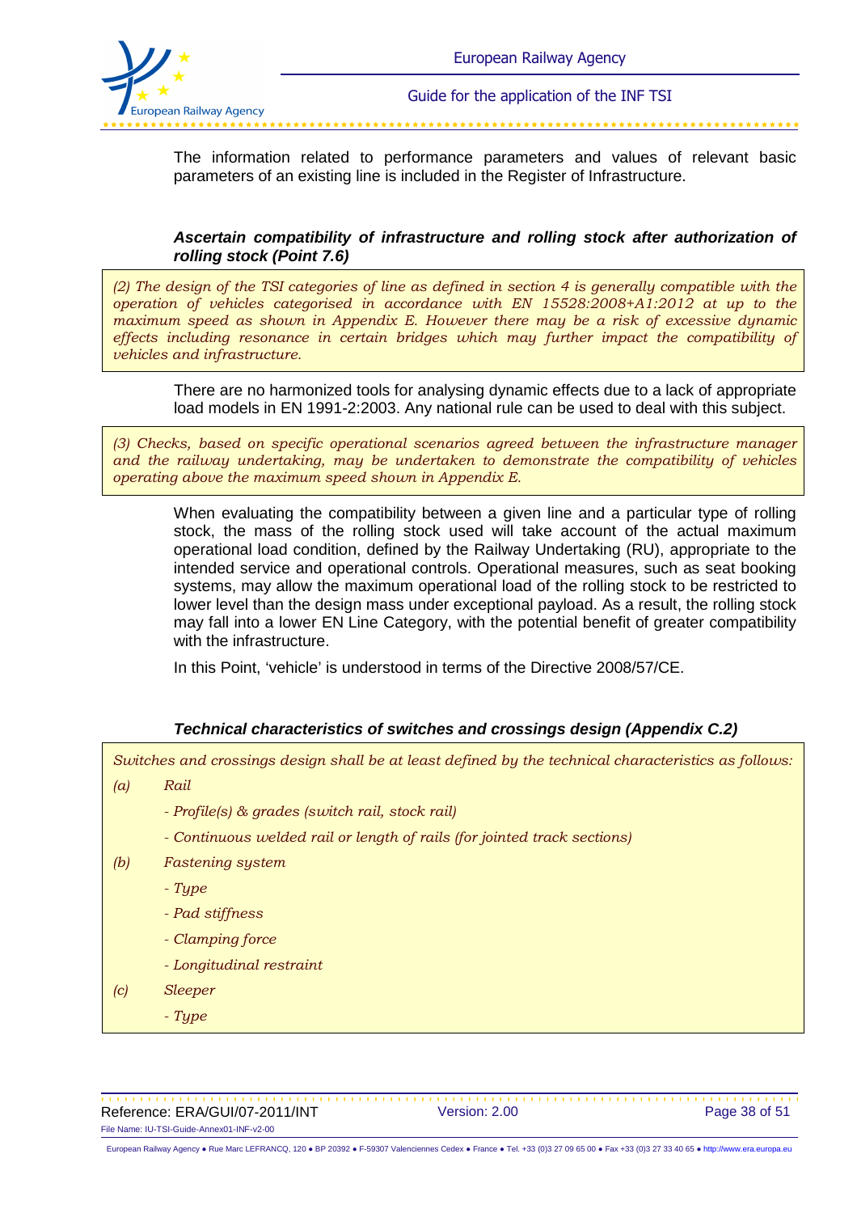The information related to performance parameters and values of relevant basic parameters of an existing line is included in the Register of Infrastructure.

### *Ascertain compatibility of infrastructure and rolling stock after authorization of rolling stock (Point 7.6)*

> *(2) The design of the TSI categories of line as defined in section 4 is generally compatible with the operation of vehicles categorised in accordance with EN 15528:2008+A1:2012 at up to the maximum speed as shown in Appendix E. However there may be a risk of excessive dynamic effects including resonance in certain bridges which may further impact the compatibility of vehicles and infrastructure.*

There are no harmonized tools for analysing dynamic effects due to a lack of appropriate load models in EN 1991-2:2003. Any national rule can be used to deal with this subject.

> *(3) Checks, based on specific operational scenarios agreed between the infrastructure manager and the railway undertaking, may be undertaken to demonstrate the compatibility of vehicles operating above the maximum speed shown in Appendix E.*

When evaluating the compatibility between a given line and a particular type of rolling stock, the mass of the rolling stock used will take account of the actual maximum operational load condition, defined by the Railway Undertaking (RU), appropriate to the intended service and operational controls. Operational measures, such as seat booking systems, may allow the maximum operational load of the rolling stock to be restricted to lower level than the design mass under exceptional payload. As a result, the rolling stock may fall into a lower EN Line Category, with the potential benefit of greater compatibility with the infrastructure.

In this Point, 'vehicle' is understood in terms of the Directive 2008/57/CE.

### *Technical characteristics of switches and crossings design (Appendix C.2)*

> *Switches and crossings design shall be at least defined by the technical characteristics as follows:*
>
> *(a) Rail*
> - *Profile(s) & grades (switch rail, stock rail)*
> - *Continuous welded rail or length of rails (for jointed track sections)*
>
> *(b) Fastening system*
> - *Type*
> - *Pad stiffness*
> - *Clamping force*
> - *Longitudinal restraint*
>
> *(c) Sleeper*
> - *Type*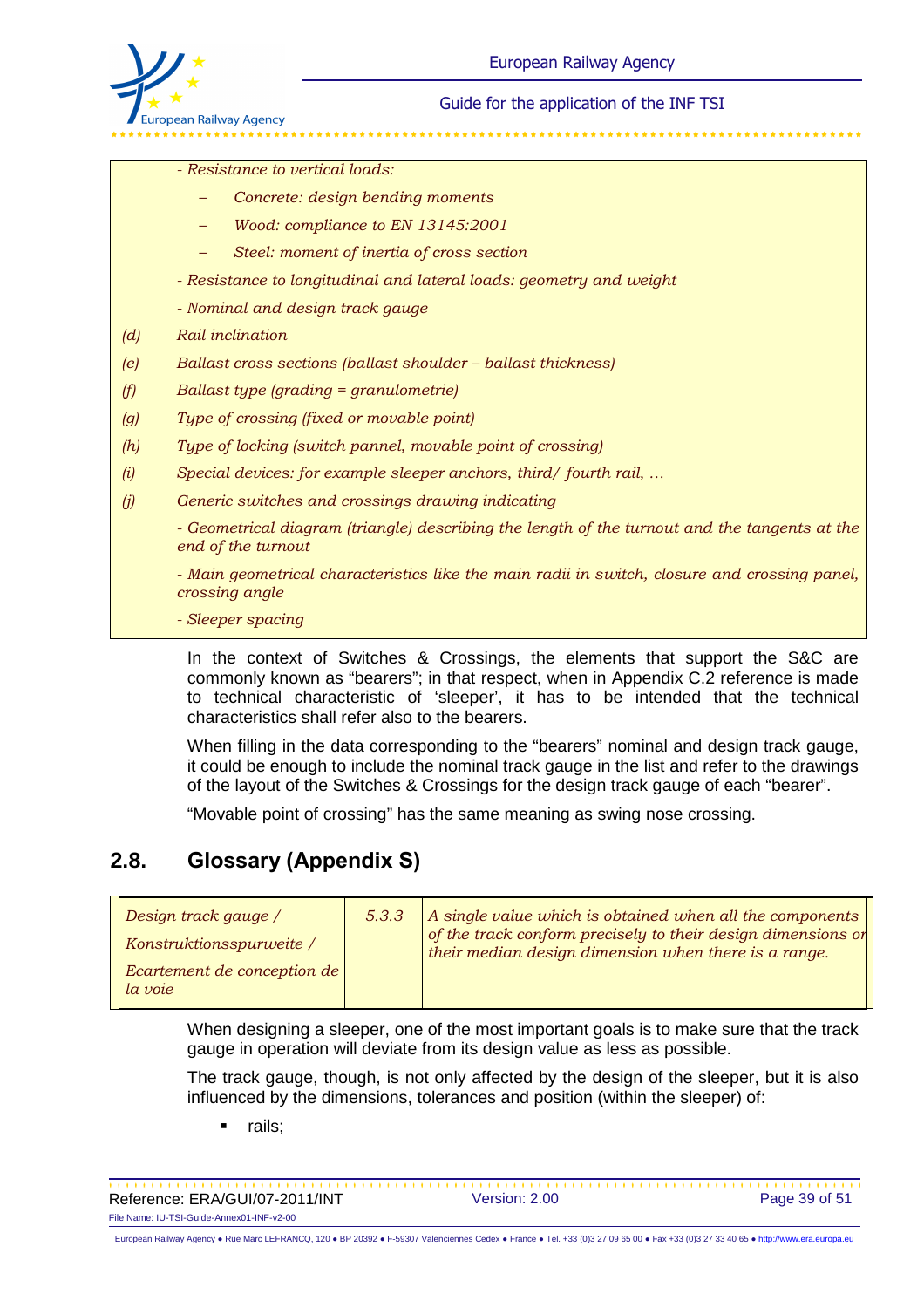*- Resistance to vertical loads:*

- *Concrete: design bending moments*
- *Wood: compliance to EN 13145:2001*
- *Steel: moment of inertia of cross section*

*- Resistance to longitudinal and lateral loads: geometry and weight*

*- Nominal and design track gauge*

*(d) Rail inclination*

*(e) Ballast cross sections (ballast shoulder – ballast thickness)*

*(f) Ballast type (grading = granulometrie)*

*(g) Type of crossing (fixed or movable point)*

*(h) Type of locking (switch pannel, movable point of crossing)*

*(i) Special devices: for example sleeper anchors, third/ fourth rail, …*

*(j) Generic switches and crossings drawing indicating*

*- Geometrical diagram (triangle) describing the length of the turnout and the tangents at the end of the turnout*

*- Main geometrical characteristics like the main radii in switch, closure and crossing panel, crossing angle*

*- Sleeper spacing*

In the context of Switches & Crossings, the elements that support the S&C are commonly known as "bearers"; in that respect, when in Appendix C.2 reference is made to technical characteristic of 'sleeper', it has to be intended that the technical characteristics shall refer also to the bearers.

When filling in the data corresponding to the "bearers" nominal and design track gauge, it could be enough to include the nominal track gauge in the list and refer to the drawings of the layout of the Switches & Crossings for the design track gauge of each "bearer".

"Movable point of crossing" has the same meaning as swing nose crossing.

## 2.8. Glossary (Appendix S)

| | | |
|---|---|---|
| *Design track gauge / Konstruktionsspurweite / Ecartement de conception de la voie* | *5.3.3* | *A single value which is obtained when all the components of the track conform precisely to their design dimensions or their median design dimension when there is a range.* |

When designing a sleeper, one of the most important goals is to make sure that the track gauge in operation will deviate from its design value as less as possible.

The track gauge, though, is not only affected by the design of the sleeper, but it is also influenced by the dimensions, tolerances and position (within the sleeper) of:

- rails;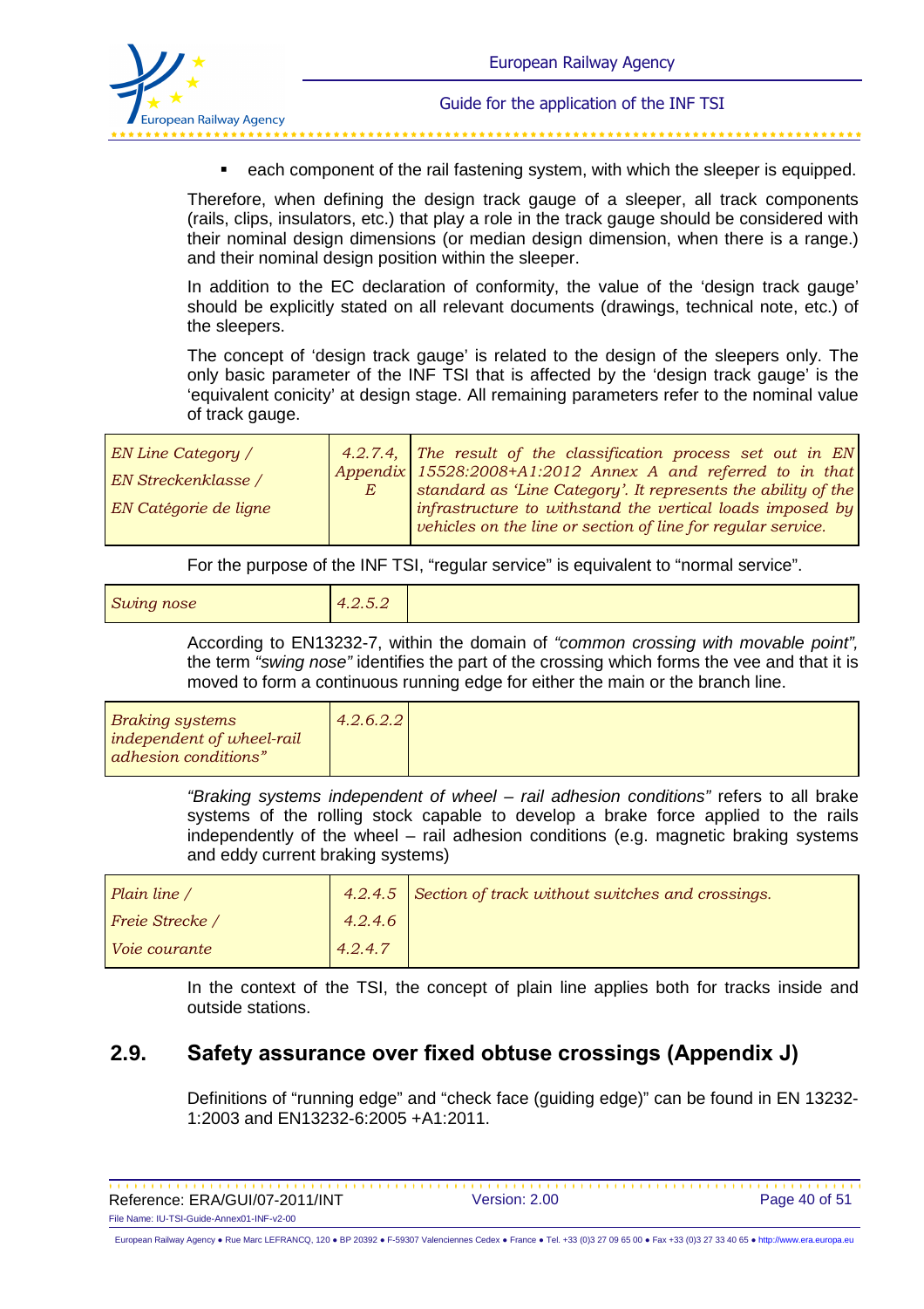- each component of the rail fastening system, with which the sleeper is equipped.

Therefore, when defining the design track gauge of a sleeper, all track components (rails, clips, insulators, etc.) that play a role in the track gauge should be considered with their nominal design dimensions (or median design dimension, when there is a range.) and their nominal design position within the sleeper.

In addition to the EC declaration of conformity, the value of the 'design track gauge' should be explicitly stated on all relevant documents (drawings, technical note, etc.) of the sleepers.

The concept of 'design track gauge' is related to the design of the sleepers only. The only basic parameter of the INF TSI that is affected by the 'design track gauge' is the 'equivalent conicity' at design stage. All remaining parameters refer to the nominal value of track gauge.

| *EN Line Category /*<br>*EN Streckenklasse /*<br>*EN Catégorie de ligne* | *4.2.7.4, Appendix E* | *The result of the classification process set out in EN 15528:2008+A1:2012 Annex A and referred to in that standard as 'Line Category'. It represents the ability of the infrastructure to withstand the vertical loads imposed by vehicles on the line or section of line for regular service.* |
|---|---|---|

For the purpose of the INF TSI, "regular service" is equivalent to "normal service".

| *Swing nose* | *4.2.5.2* | |
|---|---|---|

According to EN13232-7, within the domain of *"common crossing with movable point"*, the term *"swing nose"* identifies the part of the crossing which forms the vee and that it is moved to form a continuous running edge for either the main or the branch line.

| *Braking systems independent of wheel-rail adhesion conditions"* | *4.2.6.2.2* | |
|---|---|---|

*"Braking systems independent of wheel – rail adhesion conditions"* refers to all brake systems of the rolling stock capable to develop a brake force applied to the rails independently of the wheel – rail adhesion conditions (e.g. magnetic braking systems and eddy current braking systems)

| *Plain line /*<br>*Freie Strecke /*<br>*Voie courante* | *4.2.4.5*<br>*4.2.4.6*<br>*4.2.4.7* | *Section of track without switches and crossings.* |
|---|---|---|

In the context of the TSI, the concept of plain line applies both for tracks inside and outside stations.

## 2.9. Safety assurance over fixed obtuse crossings (Appendix J)

Definitions of "running edge" and "check face (guiding edge)" can be found in EN 13232-1:2003 and EN13232-6:2005 +A1:2011.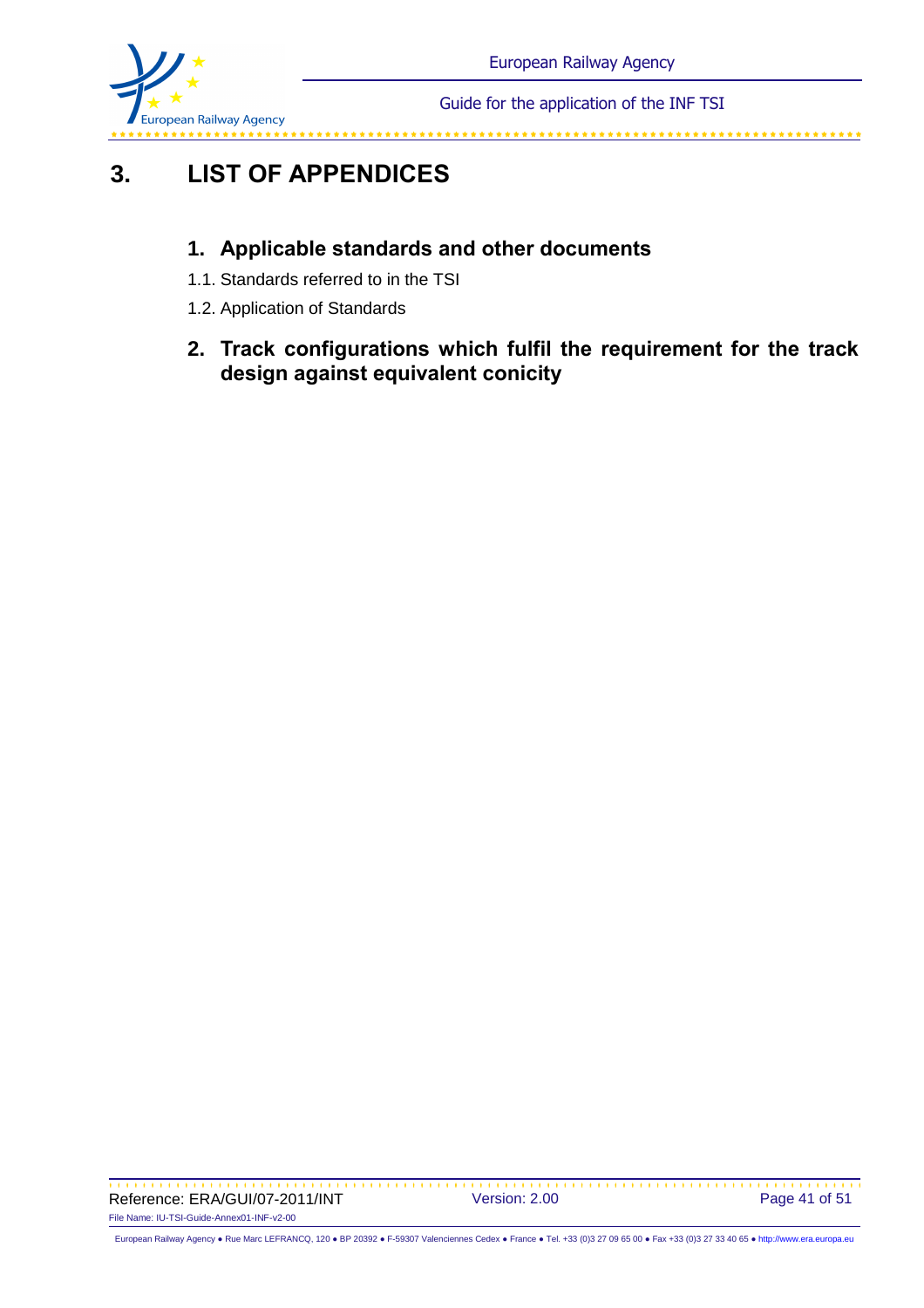# 3. LIST OF APPENDICES

## 1. Applicable standards and other documents

1.1. Standards referred to in the TSI

1.2. Application of Standards

## 2. Track configurations which fulfil the requirement for the track design against equivalent conicity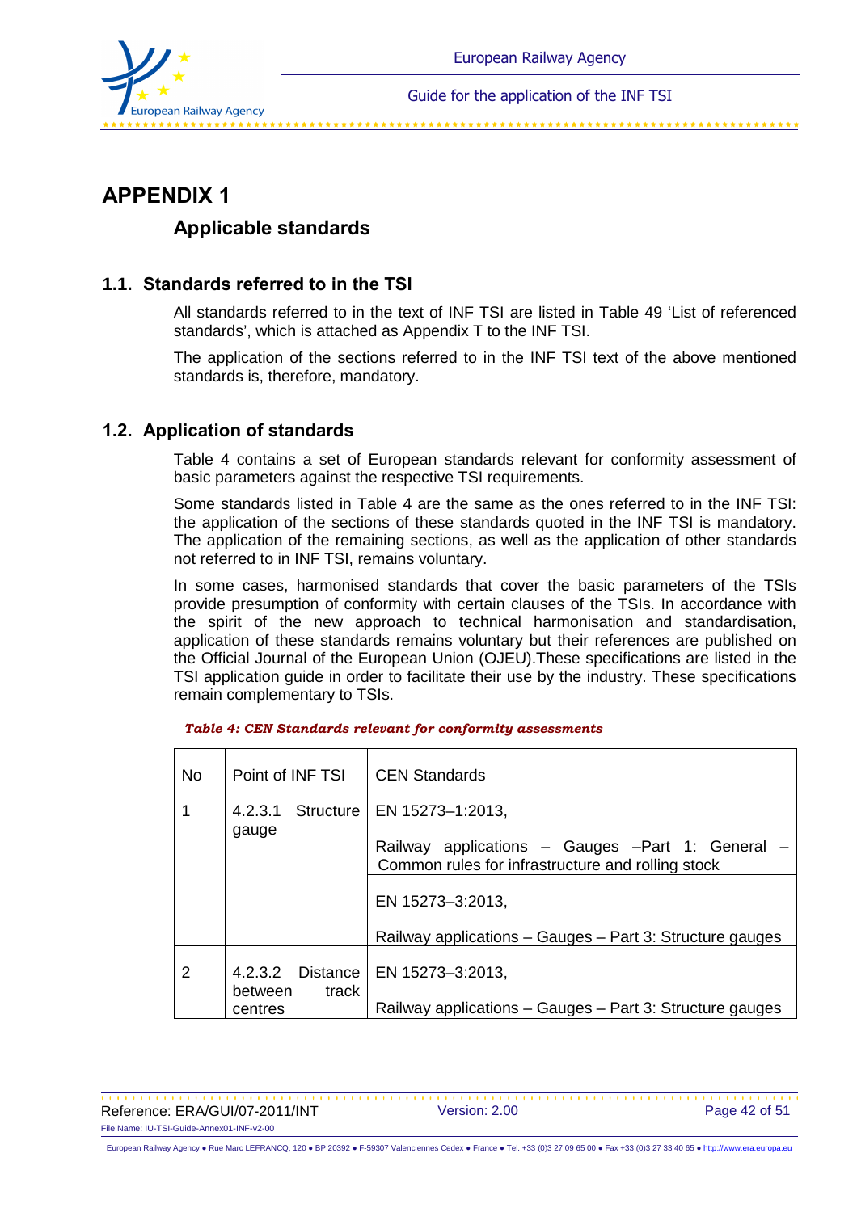# APPENDIX 1

## Applicable standards

### 1.1. Standards referred to in the TSI

All standards referred to in the text of INF TSI are listed in Table 49 'List of referenced standards', which is attached as Appendix T to the INF TSI.

The application of the sections referred to in the INF TSI text of the above mentioned standards is, therefore, mandatory.

### 1.2. Application of standards

Table 4 contains a set of European standards relevant for conformity assessment of basic parameters against the respective TSI requirements.

Some standards listed in Table 4 are the same as the ones referred to in the INF TSI: the application of the sections of these standards quoted in the INF TSI is mandatory. The application of the remaining sections, as well as the application of other standards not referred to in INF TSI, remains voluntary.

In some cases, harmonised standards that cover the basic parameters of the TSIs provide presumption of conformity with certain clauses of the TSIs. In accordance with the spirit of the new approach to technical harmonisation and standardisation, application of these standards remains voluntary but their references are published on the Official Journal of the European Union (OJEU).These specifications are listed in the TSI application guide in order to facilitate their use by the industry. These specifications remain complementary to TSIs.

*Table 4: CEN Standards relevant for conformity assessments*

| No | Point of INF TSI | CEN Standards |
|---|---|---|
| 1 | 4.2.3.1 Structure gauge | EN 15273–1:2013,<br><br>Railway applications – Gauges –Part 1: General – Common rules for infrastructure and rolling stock |
| | | EN 15273–3:2013,<br><br>Railway applications – Gauges – Part 3: Structure gauges |
| 2 | 4.2.3.2 Distance between track centres | EN 15273–3:2013,<br><br>Railway applications – Gauges – Part 3: Structure gauges |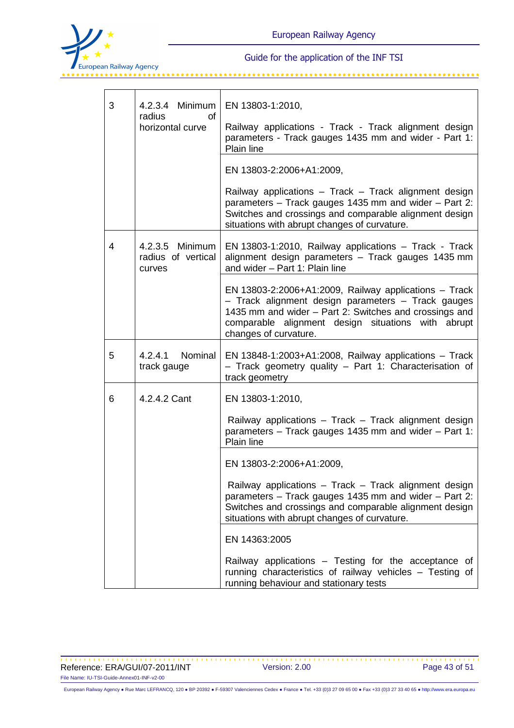| | | |
|---|---|---|
| 3 | 4.2.3.4 Minimum radius of horizontal curve | EN 13803-1:2010,<br><br>Railway applications - Track - Track alignment design parameters - Track gauges 1435 mm and wider - Part 1: Plain line |
| | | EN 13803-2:2006+A1:2009,<br><br>Railway applications – Track – Track alignment design parameters – Track gauges 1435 mm and wider – Part 2: Switches and crossings and comparable alignment design situations with abrupt changes of curvature. |
| 4 | 4.2.3.5 Minimum radius of vertical curves | EN 13803-1:2010, Railway applications – Track - Track alignment design parameters – Track gauges 1435 mm and wider – Part 1: Plain line |
| | | EN 13803-2:2006+A1:2009, Railway applications – Track – Track alignment design parameters – Track gauges 1435 mm and wider – Part 2: Switches and crossings and comparable alignment design situations with abrupt changes of curvature. |
| 5 | 4.2.4.1 Nominal track gauge | EN 13848-1:2003+A1:2008, Railway applications – Track – Track geometry quality – Part 1: Characterisation of track geometry |
| 6 | 4.2.4.2 Cant | EN 13803-1:2010,<br><br>Railway applications – Track – Track alignment design parameters – Track gauges 1435 mm and wider – Part 1: Plain line |
| | | EN 13803-2:2006+A1:2009,<br><br>Railway applications – Track – Track alignment design parameters – Track gauges 1435 mm and wider – Part 2: Switches and crossings and comparable alignment design situations with abrupt changes of curvature. |
| | | EN 14363:2005<br><br>Railway applications – Testing for the acceptance of running characteristics of railway vehicles – Testing of running behaviour and stationary tests |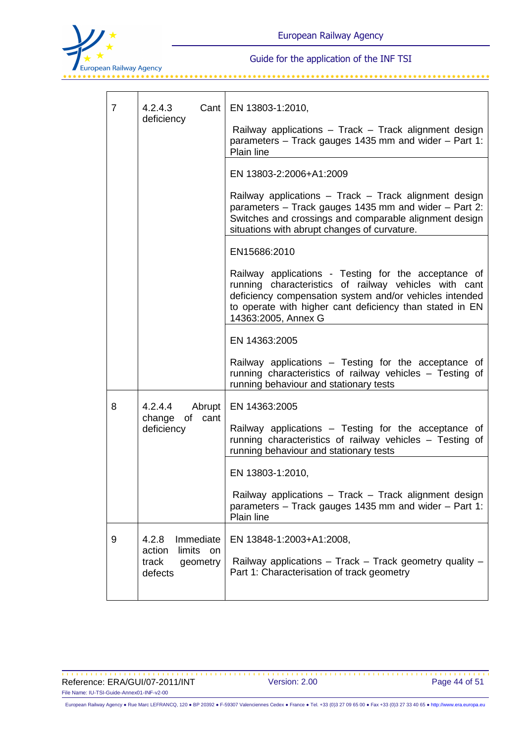| | | |
|---|---|---|
| 7 | 4.2.4.3 Cant deficiency | EN 13803-1:2010,<br><br>Railway applications – Track – Track alignment design parameters – Track gauges 1435 mm and wider – Part 1: Plain line |
| | | EN 13803-2:2006+A1:2009<br><br>Railway applications – Track – Track alignment design parameters – Track gauges 1435 mm and wider – Part 2: Switches and crossings and comparable alignment design situations with abrupt changes of curvature. |
| | | EN15686:2010<br><br>Railway applications - Testing for the acceptance of running characteristics of railway vehicles with cant deficiency compensation system and/or vehicles intended to operate with higher cant deficiency than stated in EN 14363:2005, Annex G |
| | | EN 14363:2005<br><br>Railway applications – Testing for the acceptance of running characteristics of railway vehicles – Testing of running behaviour and stationary tests |
| 8 | 4.2.4.4 Abrupt change of cant deficiency | EN 14363:2005<br><br>Railway applications – Testing for the acceptance of running characteristics of railway vehicles – Testing of running behaviour and stationary tests |
| | | EN 13803-1:2010,<br><br>Railway applications – Track – Track alignment design parameters – Track gauges 1435 mm and wider – Part 1: Plain line |
| 9 | 4.2.8 Immediate action limits on track geometry defects | EN 13848-1:2003+A1:2008,<br><br>Railway applications – Track – Track geometry quality – Part 1: Characterisation of track geometry |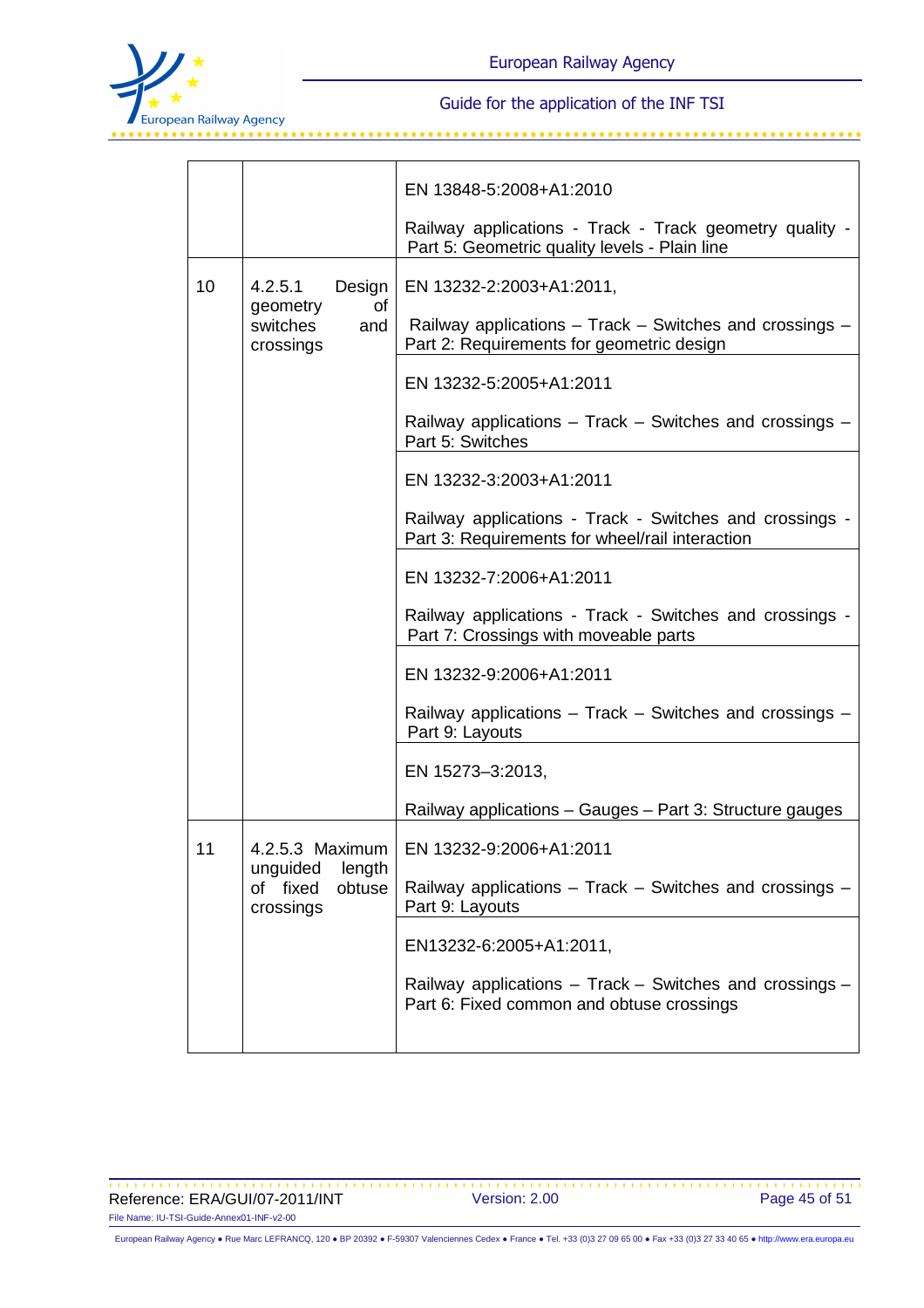| | | |
|---|---|---|
| | | EN 13848-5:2008+A1:2010<br><br>Railway applications - Track - Track geometry quality - Part 5: Geometric quality levels - Plain line |
| 10 | 4.2.5.1 Design geometry of switches and crossings | EN 13232-2:2003+A1:2011,<br><br>Railway applications – Track – Switches and crossings – Part 2: Requirements for geometric design |
| | | EN 13232-5:2005+A1:2011<br><br>Railway applications – Track – Switches and crossings – Part 5: Switches |
| | | EN 13232-3:2003+A1:2011<br><br>Railway applications - Track - Switches and crossings - Part 3: Requirements for wheel/rail interaction |
| | | EN 13232-7:2006+A1:2011<br><br>Railway applications - Track - Switches and crossings - Part 7: Crossings with moveable parts |
| | | EN 13232-9:2006+A1:2011<br><br>Railway applications – Track – Switches and crossings – Part 9: Layouts |
| | | EN 15273–3:2013,<br><br>Railway applications – Gauges – Part 3: Structure gauges |
| 11 | 4.2.5.3 Maximum unguided length of fixed obtuse crossings | EN 13232-9:2006+A1:2011<br><br>Railway applications – Track – Switches and crossings – Part 9: Layouts |
| | | EN13232-6:2005+A1:2011,<br><br>Railway applications – Track – Switches and crossings – Part 6: Fixed common and obtuse crossings |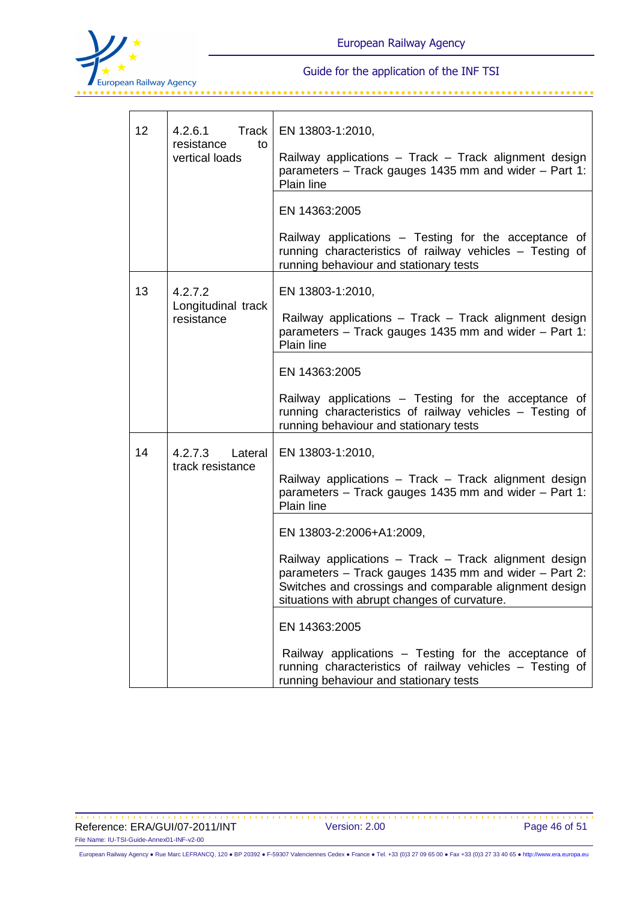| | | |
|---|---|---|
| 12 | 4.2.6.1 Track resistance to vertical loads | EN 13803-1:2010,<br><br>Railway applications – Track – Track alignment design parameters – Track gauges 1435 mm and wider – Part 1: Plain line |
| | | EN 14363:2005<br><br>Railway applications – Testing for the acceptance of running characteristics of railway vehicles – Testing of running behaviour and stationary tests |
| 13 | 4.2.7.2 Longitudinal track resistance | EN 13803-1:2010,<br><br>Railway applications – Track – Track alignment design parameters – Track gauges 1435 mm and wider – Part 1: Plain line |
| | | EN 14363:2005<br><br>Railway applications – Testing for the acceptance of running characteristics of railway vehicles – Testing of running behaviour and stationary tests |
| 14 | 4.2.7.3 Lateral track resistance | EN 13803-1:2010,<br><br>Railway applications – Track – Track alignment design parameters – Track gauges 1435 mm and wider – Part 1: Plain line |
| | | EN 13803-2:2006+A1:2009,<br><br>Railway applications – Track – Track alignment design parameters – Track gauges 1435 mm and wider – Part 2: Switches and crossings and comparable alignment design situations with abrupt changes of curvature. |
| | | EN 14363:2005<br><br>Railway applications – Testing for the acceptance of running characteristics of railway vehicles – Testing of running behaviour and stationary tests |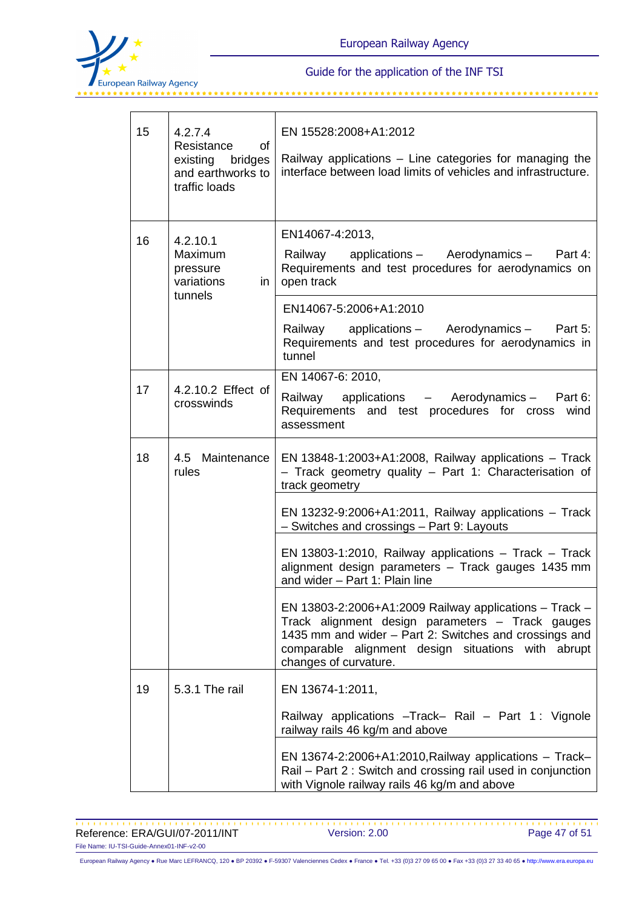| | | |
|---|---|---|
| 15 | 4.2.7.4 Resistance of existing bridges and earthworks to traffic loads | EN 15528:2008+A1:2012<br><br>Railway applications – Line categories for managing the interface between load limits of vehicles and infrastructure. |
| 16 | 4.2.10.1 Maximum pressure variations in tunnels | EN14067-4:2013,<br><br>Railway applications – Aerodynamics – Part 4: Requirements and test procedures for aerodynamics on open track |
| | | EN14067-5:2006+A1:2010<br><br>Railway applications – Aerodynamics – Part 5: Requirements and test procedures for aerodynamics in tunnel |
| 17 | 4.2.10.2 Effect of crosswinds | EN 14067-6: 2010,<br><br>Railway applications – Aerodynamics – Part 6: Requirements and test procedures for cross wind assessment |
| 18 | 4.5 Maintenance rules | EN 13848-1:2003+A1:2008, Railway applications – Track – Track geometry quality – Part 1: Characterisation of track geometry |
| | | EN 13232-9:2006+A1:2011, Railway applications – Track – Switches and crossings – Part 9: Layouts |
| | | EN 13803-1:2010, Railway applications – Track – Track alignment design parameters – Track gauges 1435 mm and wider – Part 1: Plain line |
| | | EN 13803-2:2006+A1:2009 Railway applications – Track – Track alignment design parameters – Track gauges 1435 mm and wider – Part 2: Switches and crossings and comparable alignment design situations with abrupt changes of curvature. |
| 19 | 5.3.1 The rail | EN 13674-1:2011,<br><br>Railway applications –Track– Rail – Part 1 : Vignole railway rails 46 kg/m and above |
| | | EN 13674-2:2006+A1:2010,Railway applications – Track–Rail – Part 2 : Switch and crossing rail used in conjunction with Vignole railway rails 46 kg/m and above |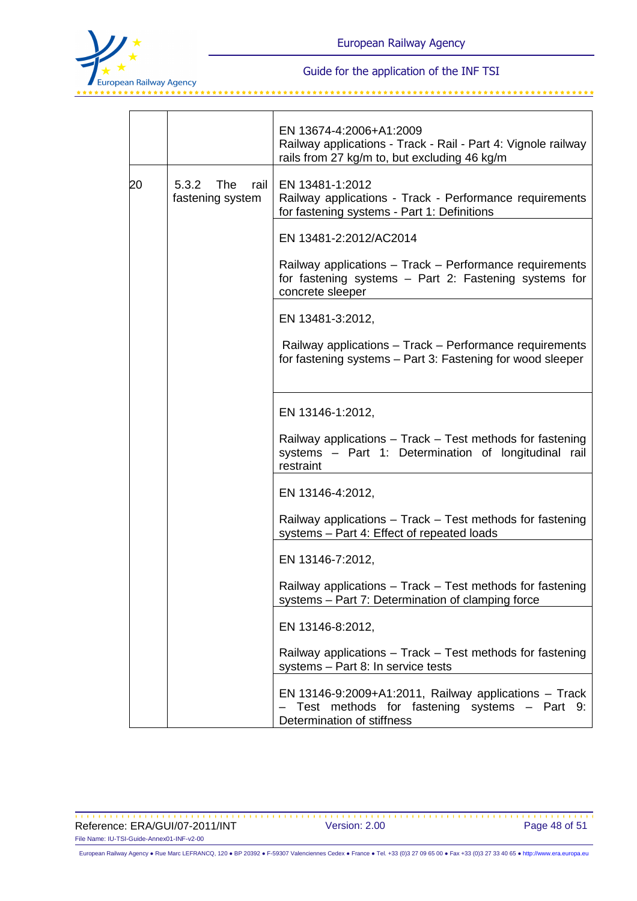| | | |
|---|---|---|
| | | EN 13674-4:2006+A1:2009<br>Railway applications - Track - Rail - Part 4: Vignole railway rails from 27 kg/m to, but excluding 46 kg/m |
| 20 | 5.3.2 The rail fastening system | EN 13481-1:2012<br>Railway applications - Track - Performance requirements for fastening systems - Part 1: Definitions |
| | | EN 13481-2:2012/AC2014<br><br>Railway applications – Track – Performance requirements for fastening systems – Part 2: Fastening systems for concrete sleeper |
| | | EN 13481-3:2012,<br><br>Railway applications – Track – Performance requirements for fastening systems – Part 3: Fastening for wood sleeper |
| | | EN 13146-1:2012,<br><br>Railway applications – Track – Test methods for fastening systems – Part 1: Determination of longitudinal rail restraint |
| | | EN 13146-4:2012,<br><br>Railway applications – Track – Test methods for fastening systems – Part 4: Effect of repeated loads |
| | | EN 13146-7:2012,<br><br>Railway applications – Track – Test methods for fastening systems – Part 7: Determination of clamping force |
| | | EN 13146-8:2012,<br><br>Railway applications – Track – Test methods for fastening systems – Part 8: In service tests |
| | | EN 13146-9:2009+A1:2011, Railway applications – Track – Test methods for fastening systems – Part 9: Determination of stiffness |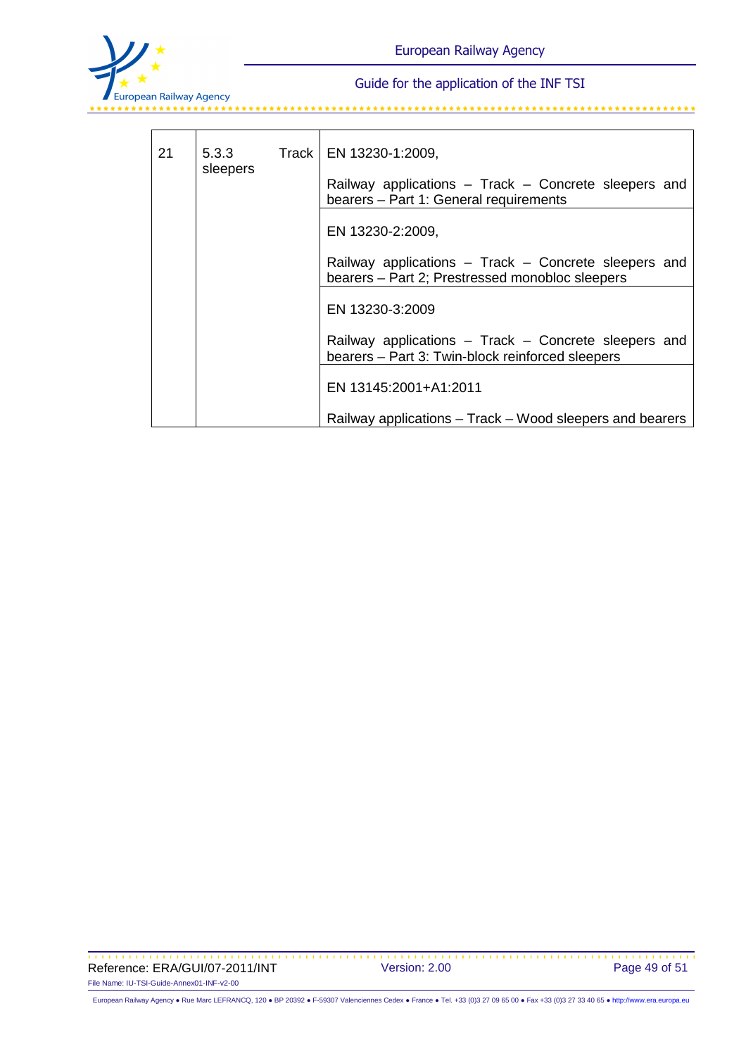| | | |
|---|---|---|
| 21 | 5.3.3 Track sleepers | EN 13230-1:2009,<br><br>Railway applications – Track – Concrete sleepers and bearers – Part 1: General requirements |
| | | EN 13230-2:2009,<br><br>Railway applications – Track – Concrete sleepers and bearers – Part 2; Prestressed monobloc sleepers |
| | | EN 13230-3:2009<br><br>Railway applications – Track – Concrete sleepers and bearers – Part 3: Twin-block reinforced sleepers |
| | | EN 13145:2001+A1:2011<br><br>Railway applications – Track – Wood sleepers and bearers |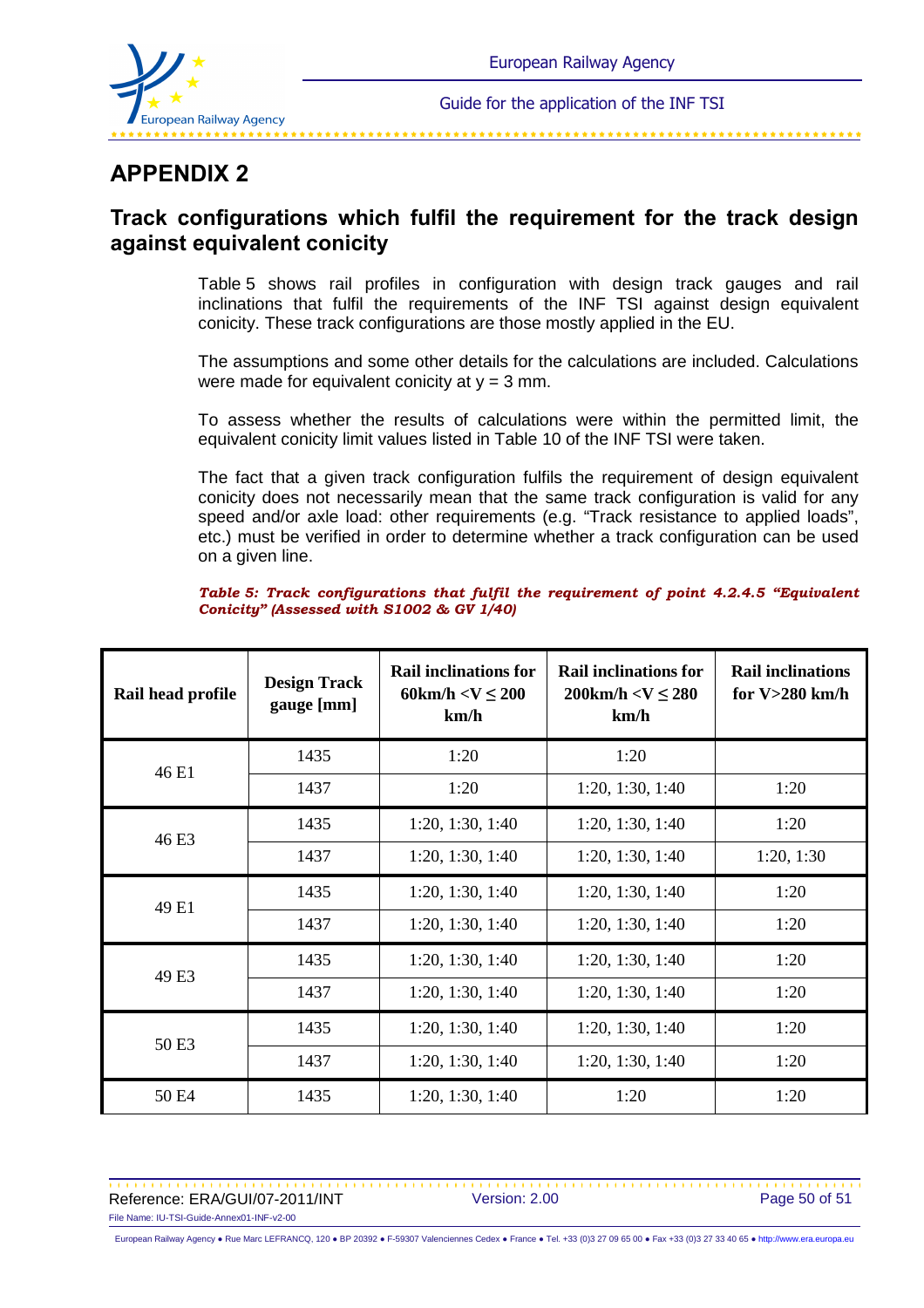# APPENDIX 2

## Track configurations which fulfil the requirement for the track design against equivalent conicity

Table 5 shows rail profiles in configuration with design track gauges and rail inclinations that fulfil the requirements of the INF TSI against design equivalent conicity. These track configurations are those mostly applied in the EU.

The assumptions and some other details for the calculations are included. Calculations were made for equivalent conicity at y = 3 mm.

To assess whether the results of calculations were within the permitted limit, the equivalent conicity limit values listed in Table 10 of the INF TSI were taken.

The fact that a given track configuration fulfils the requirement of design equivalent conicity does not necessarily mean that the same track configuration is valid for any speed and/or axle load: other requirements (e.g. “Track resistance to applied loads”, etc.) must be verified in order to determine whether a track configuration can be used on a given line.

***Table 5: Track configurations that fulfil the requirement of point 4.2.4.5 “Equivalent Conicity” (Assessed with S1002 & GV 1/40)***

| Rail head profile | Design Track gauge [mm] | Rail inclinations for 60km/h <V ≤ 200 km/h | Rail inclinations for 200km/h <V ≤ 280 km/h | Rail inclinations for V>280 km/h |
|---|---|---|---|---|
| 46 E1 | 1435 | 1:20 | 1:20 | |
| | 1437 | 1:20 | 1:20, 1:30, 1:40 | 1:20 |
| 46 E3 | 1435 | 1:20, 1:30, 1:40 | 1:20, 1:30, 1:40 | 1:20 |
| | 1437 | 1:20, 1:30, 1:40 | 1:20, 1:30, 1:40 | 1:20, 1:30 |
| 49 E1 | 1435 | 1:20, 1:30, 1:40 | 1:20, 1:30, 1:40 | 1:20 |
| | 1437 | 1:20, 1:30, 1:40 | 1:20, 1:30, 1:40 | 1:20 |
| 49 E3 | 1435 | 1:20, 1:30, 1:40 | 1:20, 1:30, 1:40 | 1:20 |
| | 1437 | 1:20, 1:30, 1:40 | 1:20, 1:30, 1:40 | 1:20 |
| 50 E3 | 1435 | 1:20, 1:30, 1:40 | 1:20, 1:30, 1:40 | 1:20 |
| | 1437 | 1:20, 1:30, 1:40 | 1:20, 1:30, 1:40 | 1:20 |
| 50 E4 | 1435 | 1:20, 1:30, 1:40 | 1:20 | 1:20 |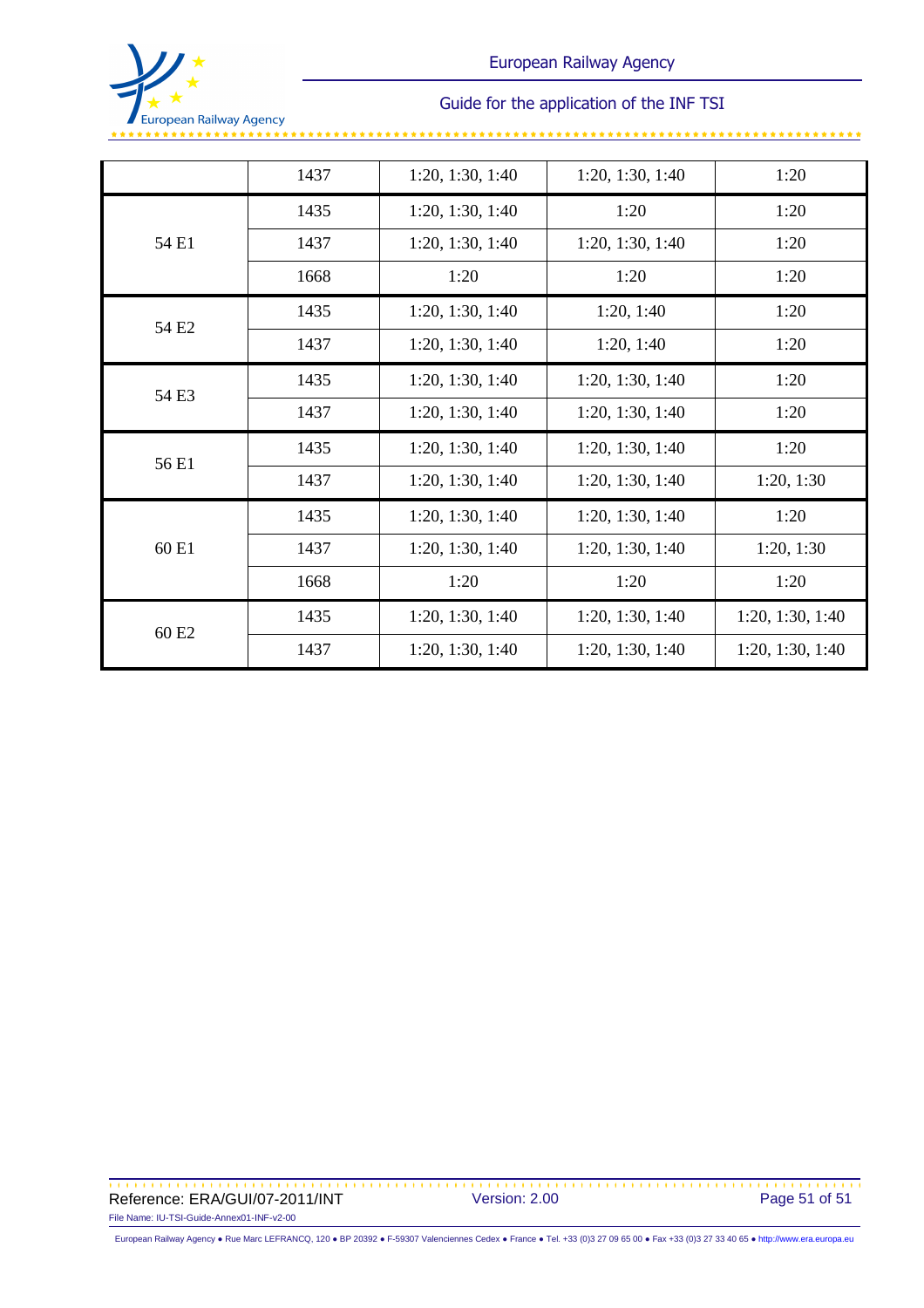| | | | | |
|---|---|---|---|---|
| | 1437 | 1:20, 1:30, 1:40 | 1:20, 1:30, 1:40 | 1:20 |
| 54 E1 | 1435 | 1:20, 1:30, 1:40 | 1:20 | 1:20 |
| | 1437 | 1:20, 1:30, 1:40 | 1:20, 1:30, 1:40 | 1:20 |
| | 1668 | 1:20 | 1:20 | 1:20 |
| 54 E2 | 1435 | 1:20, 1:30, 1:40 | 1:20, 1:40 | 1:20 |
| | 1437 | 1:20, 1:30, 1:40 | 1:20, 1:40 | 1:20 |
| 54 E3 | 1435 | 1:20, 1:30, 1:40 | 1:20, 1:30, 1:40 | 1:20 |
| | 1437 | 1:20, 1:30, 1:40 | 1:20, 1:30, 1:40 | 1:20 |
| 56 E1 | 1435 | 1:20, 1:30, 1:40 | 1:20, 1:30, 1:40 | 1:20 |
| | 1437 | 1:20, 1:30, 1:40 | 1:20, 1:30, 1:40 | 1:20, 1:30 |
| 60 E1 | 1435 | 1:20, 1:30, 1:40 | 1:20, 1:30, 1:40 | 1:20 |
| | 1437 | 1:20, 1:30, 1:40 | 1:20, 1:30, 1:40 | 1:20, 1:30 |
| | 1668 | 1:20 | 1:20 | 1:20 |
| 60 E2 | 1435 | 1:20, 1:30, 1:40 | 1:20, 1:30, 1:40 | 1:20, 1:30, 1:40 |
| | 1437 | 1:20, 1:30, 1:40 | 1:20, 1:30, 1:40 | 1:20, 1:30, 1:40 |